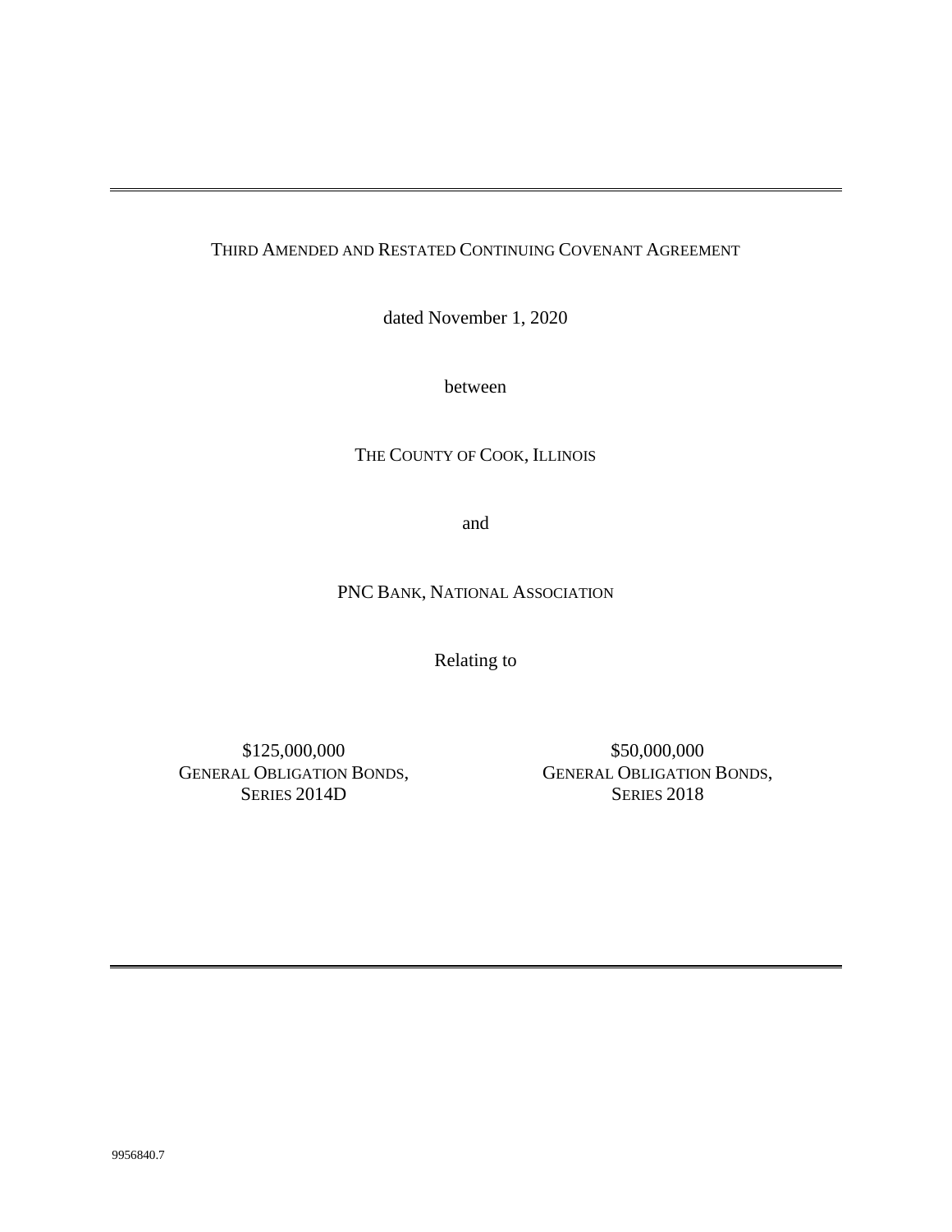# THIRD AMENDED AND RESTATED CONTINUING COVENANT AGREEMENT

dated November 1, 2020

between

THE COUNTY OF COOK, ILLINOIS

and

PNC BANK, NATIONAL ASSOCIATION

Relating to

$125,000,000
GENERAL OBLIGATION BONDS,
SERIES 2014D

$50,000,000
GENERAL OBLIGATION BONDS,
SERIES 2018

9956840.7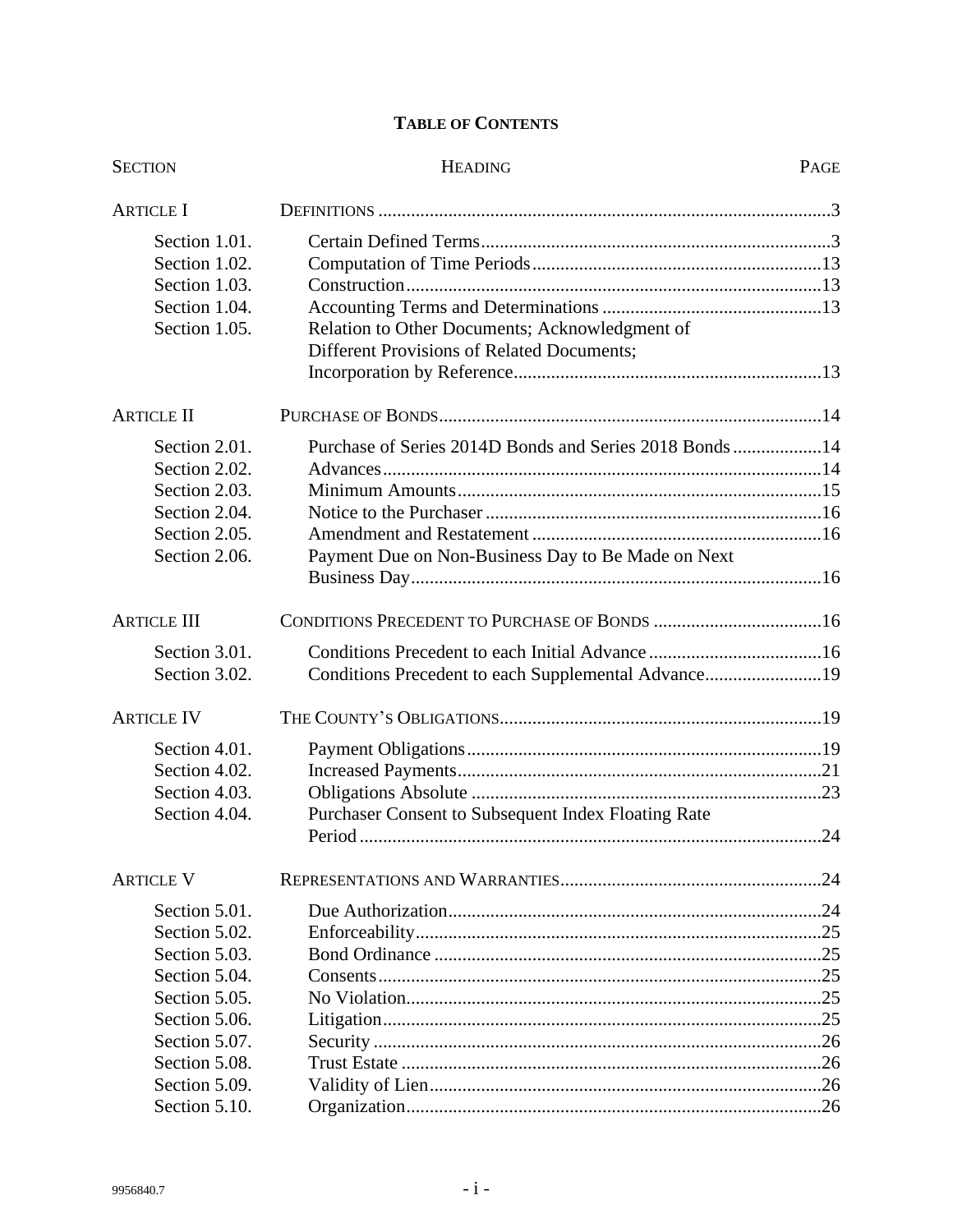# TABLE OF CONTENTS

| SECTION | HEADING | PAGE |
|---|---|---|
| ARTICLE I | DEFINITIONS | 3 |
| Section 1.01. | Certain Defined Terms | 3 |
| Section 1.02. | Computation of Time Periods | 13 |
| Section 1.03. | Construction | 13 |
| Section 1.04. | Accounting Terms and Determinations | 13 |
| Section 1.05. | Relation to Other Documents; Acknowledgment of Different Provisions of Related Documents; Incorporation by Reference | 13 |
| ARTICLE II | PURCHASE OF BONDS | 14 |
| Section 2.01. | Purchase of Series 2014D Bonds and Series 2018 Bonds | 14 |
| Section 2.02. | Advances | 14 |
| Section 2.03. | Minimum Amounts | 15 |
| Section 2.04. | Notice to the Purchaser | 16 |
| Section 2.05. | Amendment and Restatement | 16 |
| Section 2.06. | Payment Due on Non-Business Day to Be Made on Next Business Day | 16 |
| ARTICLE III | CONDITIONS PRECEDENT TO PURCHASE OF BONDS | 16 |
| Section 3.01. | Conditions Precedent to each Initial Advance | 16 |
| Section 3.02. | Conditions Precedent to each Supplemental Advance | 19 |
| ARTICLE IV | THE COUNTY'S OBLIGATIONS | 19 |
| Section 4.01. | Payment Obligations | 19 |
| Section 4.02. | Increased Payments | 21 |
| Section 4.03. | Obligations Absolute | 23 |
| Section 4.04. | Purchaser Consent to Subsequent Index Floating Rate Period | 24 |
| ARTICLE V | REPRESENTATIONS AND WARRANTIES | 24 |
| Section 5.01. | Due Authorization | 24 |
| Section 5.02. | Enforceability | 25 |
| Section 5.03. | Bond Ordinance | 25 |
| Section 5.04. | Consents | 25 |
| Section 5.05. | No Violation | 25 |
| Section 5.06. | Litigation | 25 |
| Section 5.07. | Security | 26 |
| Section 5.08. | Trust Estate | 26 |
| Section 5.09. | Validity of Lien | 26 |
| Section 5.10. | Organization | 26 |

9956840.7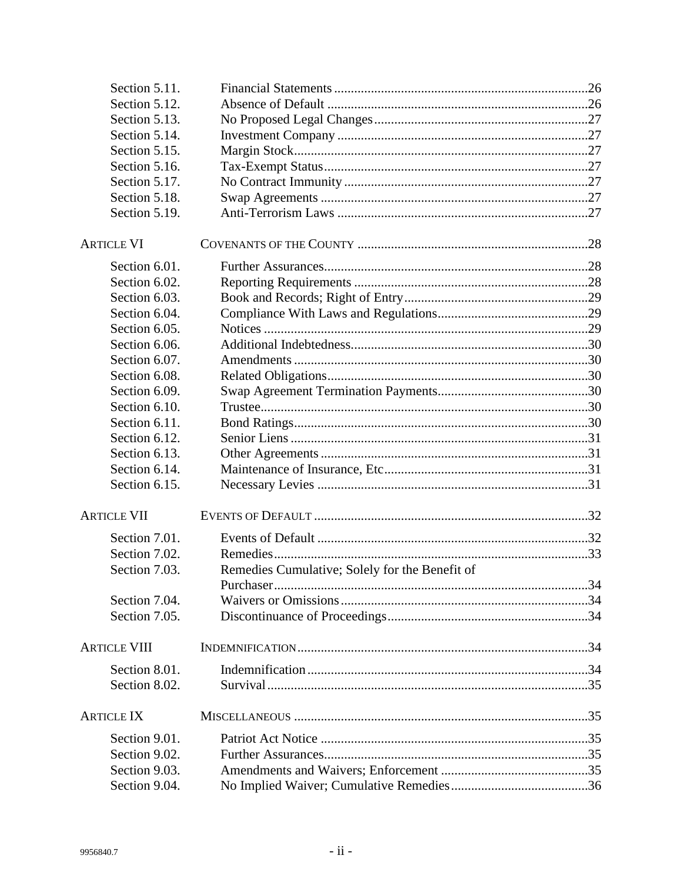| | | |
|---|---|---|
| Section 5.11. | Financial Statements | 26 |
| Section 5.12. | Absence of Default | 26 |
| Section 5.13. | No Proposed Legal Changes | 27 |
| Section 5.14. | Investment Company | 27 |
| Section 5.15. | Margin Stock | 27 |
| Section 5.16. | Tax-Exempt Status | 27 |
| Section 5.17. | No Contract Immunity | 27 |
| Section 5.18. | Swap Agreements | 27 |
| Section 5.19. | Anti-Terrorism Laws | 27 |
| ARTICLE VI | COVENANTS OF THE COUNTY | 28 |
| Section 6.01. | Further Assurances | 28 |
| Section 6.02. | Reporting Requirements | 28 |
| Section 6.03. | Book and Records; Right of Entry | 29 |
| Section 6.04. | Compliance With Laws and Regulations | 29 |
| Section 6.05. | Notices | 29 |
| Section 6.06. | Additional Indebtedness | 30 |
| Section 6.07. | Amendments | 30 |
| Section 6.08. | Related Obligations | 30 |
| Section 6.09. | Swap Agreement Termination Payments | 30 |
| Section 6.10. | Trustee | 30 |
| Section 6.11. | Bond Ratings | 30 |
| Section 6.12. | Senior Liens | 31 |
| Section 6.13. | Other Agreements | 31 |
| Section 6.14. | Maintenance of Insurance, Etc | 31 |
| Section 6.15. | Necessary Levies | 31 |
| ARTICLE VII | EVENTS OF DEFAULT | 32 |
| Section 7.01. | Events of Default | 32 |
| Section 7.02. | Remedies | 33 |
| Section 7.03. | Remedies Cumulative; Solely for the Benefit of Purchaser | 34 |
| Section 7.04. | Waivers or Omissions | 34 |
| Section 7.05. | Discontinuance of Proceedings | 34 |
| ARTICLE VIII | INDEMNIFICATION | 34 |
| Section 8.01. | Indemnification | 34 |
| Section 8.02. | Survival | 35 |
| ARTICLE IX | MISCELLANEOUS | 35 |
| Section 9.01. | Patriot Act Notice | 35 |
| Section 9.02. | Further Assurances | 35 |
| Section 9.03. | Amendments and Waivers; Enforcement | 35 |
| Section 9.04. | No Implied Waiver; Cumulative Remedies | 36 |

9956840.7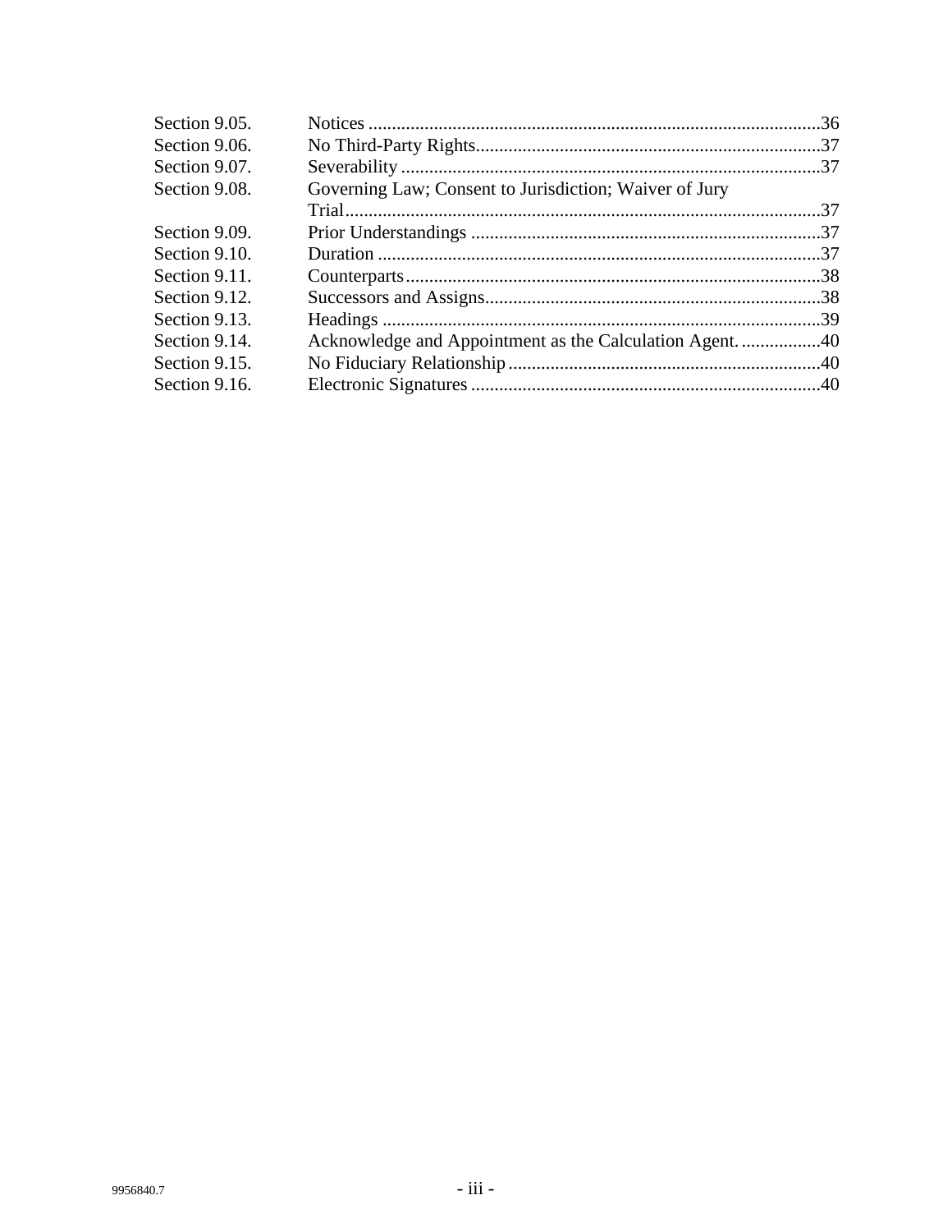| | | |
|---|---|---|
| Section 9.05. | Notices | 36 |
| Section 9.06. | No Third-Party Rights | 37 |
| Section 9.07. | Severability | 37 |
| Section 9.08. | Governing Law; Consent to Jurisdiction; Waiver of Jury Trial | 37 |
| Section 9.09. | Prior Understandings | 37 |
| Section 9.10. | Duration | 37 |
| Section 9.11. | Counterparts | 38 |
| Section 9.12. | Successors and Assigns | 38 |
| Section 9.13. | Headings | 39 |
| Section 9.14. | Acknowledge and Appointment as the Calculation Agent. | 40 |
| Section 9.15. | No Fiduciary Relationship | 40 |
| Section 9.16. | Electronic Signatures | 40 |

9956840.7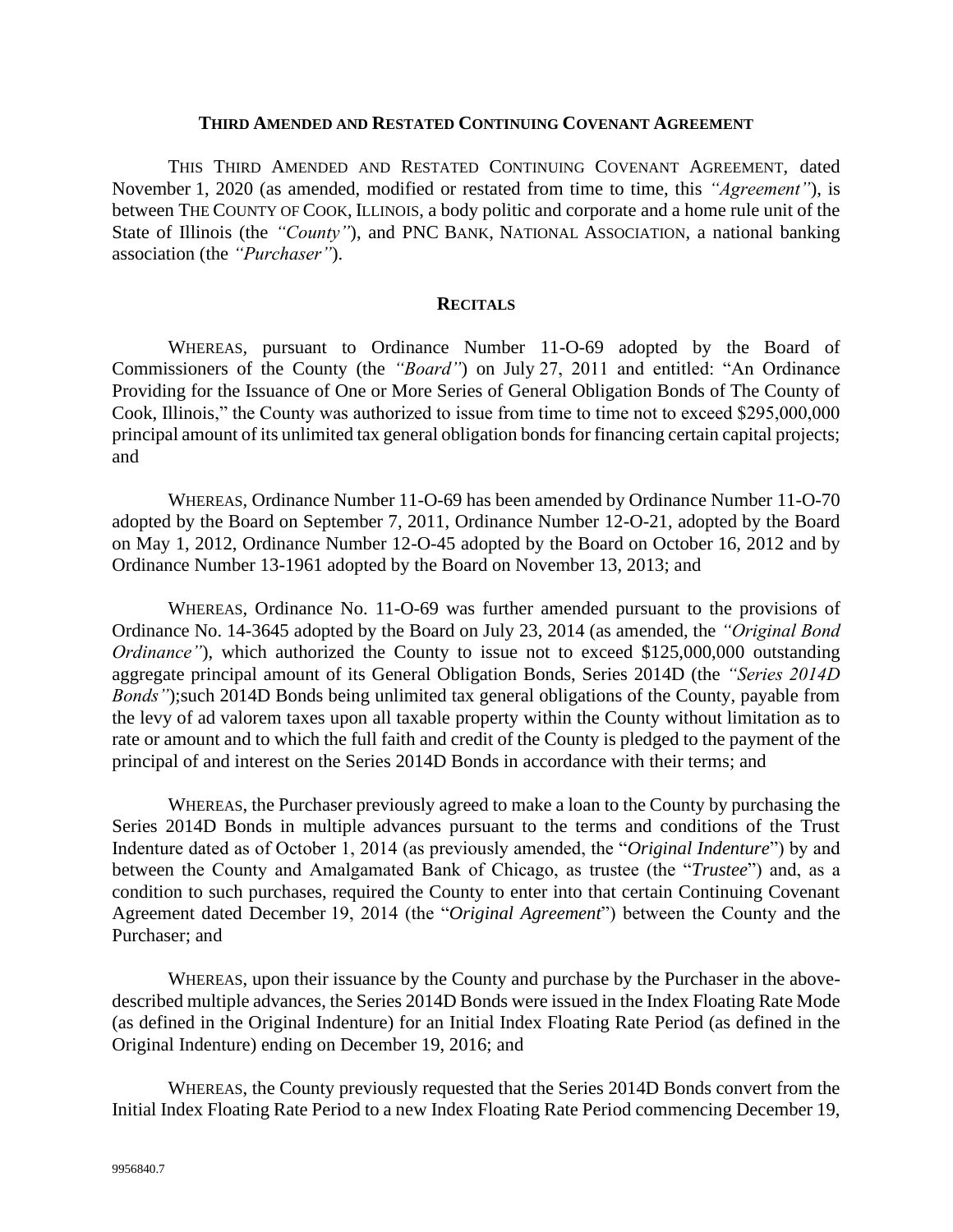**THIRD AMENDED AND RESTATED CONTINUING COVENANT AGREEMENT**

THIS THIRD AMENDED AND RESTATED CONTINUING COVENANT AGREEMENT, dated November 1, 2020 (as amended, modified or restated from time to time, this *"Agreement"*), is between THE COUNTY OF COOK, ILLINOIS, a body politic and corporate and a home rule unit of the State of Illinois (the *"County"*), and PNC BANK, NATIONAL ASSOCIATION, a national banking association (the *"Purchaser"*).

**RECITALS**

WHEREAS, pursuant to Ordinance Number 11-O-69 adopted by the Board of Commissioners of the County (the *"Board"*) on July 27, 2011 and entitled: "An Ordinance Providing for the Issuance of One or More Series of General Obligation Bonds of The County of Cook, Illinois," the County was authorized to issue from time to time not to exceed $295,000,000 principal amount of its unlimited tax general obligation bonds for financing certain capital projects; and

WHEREAS, Ordinance Number 11-O-69 has been amended by Ordinance Number 11-O-70 adopted by the Board on September 7, 2011, Ordinance Number 12-O-21, adopted by the Board on May 1, 2012, Ordinance Number 12-O-45 adopted by the Board on October 16, 2012 and by Ordinance Number 13-1961 adopted by the Board on November 13, 2013; and

WHEREAS, Ordinance No. 11-O-69 was further amended pursuant to the provisions of Ordinance No. 14-3645 adopted by the Board on July 23, 2014 (as amended, the *"Original Bond Ordinance"*), which authorized the County to issue not to exceed $125,000,000 outstanding aggregate principal amount of its General Obligation Bonds, Series 2014D (the *"Series 2014D Bonds"*);such 2014D Bonds being unlimited tax general obligations of the County, payable from the levy of ad valorem taxes upon all taxable property within the County without limitation as to rate or amount and to which the full faith and credit of the County is pledged to the payment of the principal of and interest on the Series 2014D Bonds in accordance with their terms; and

WHEREAS, the Purchaser previously agreed to make a loan to the County by purchasing the Series 2014D Bonds in multiple advances pursuant to the terms and conditions of the Trust Indenture dated as of October 1, 2014 (as previously amended, the "*Original Indenture*") by and between the County and Amalgamated Bank of Chicago, as trustee (the "*Trustee*") and, as a condition to such purchases, required the County to enter into that certain Continuing Covenant Agreement dated December 19, 2014 (the "*Original Agreement*") between the County and the Purchaser; and

WHEREAS, upon their issuance by the County and purchase by the Purchaser in the above-described multiple advances, the Series 2014D Bonds were issued in the Index Floating Rate Mode (as defined in the Original Indenture) for an Initial Index Floating Rate Period (as defined in the Original Indenture) ending on December 19, 2016; and

WHEREAS, the County previously requested that the Series 2014D Bonds convert from the Initial Index Floating Rate Period to a new Index Floating Rate Period commencing December 19,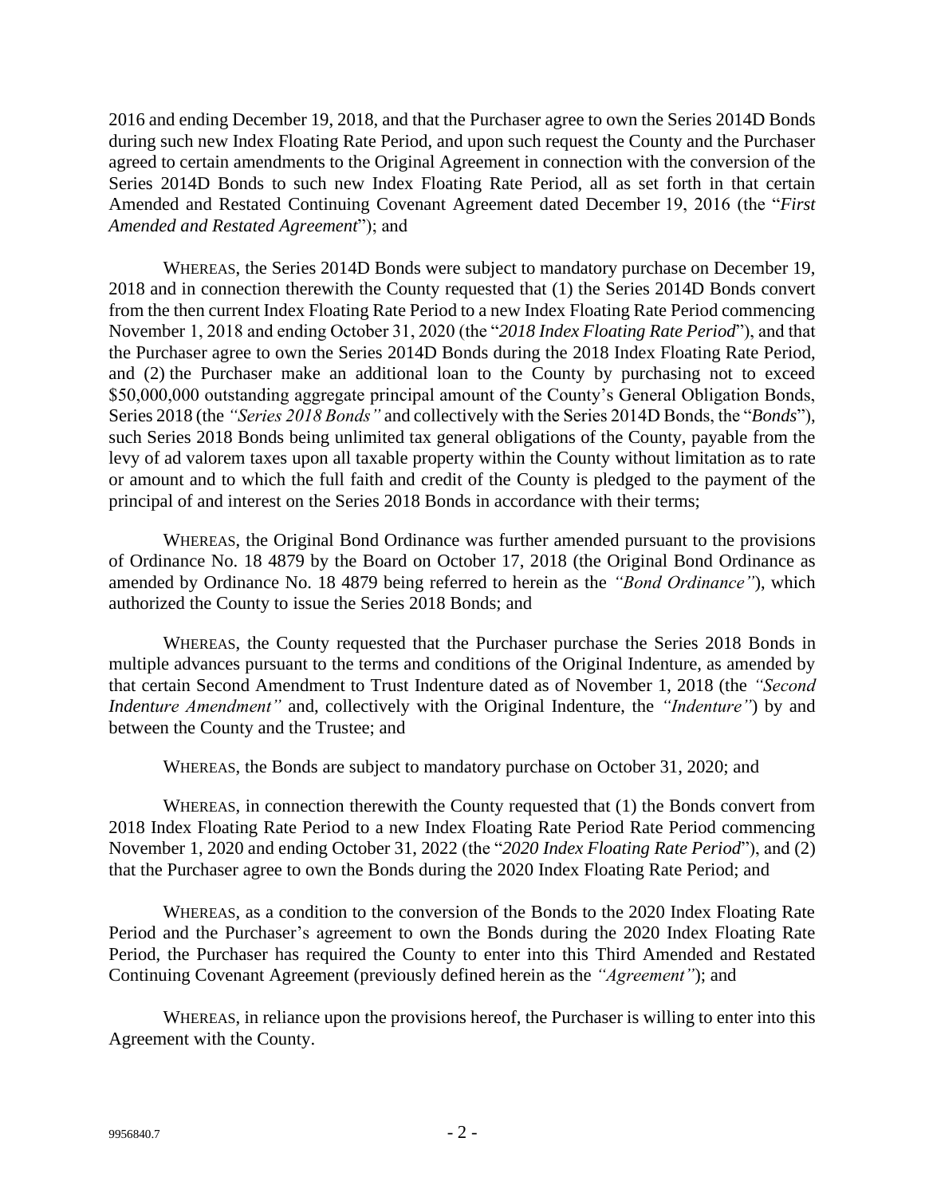2016 and ending December 19, 2018, and that the Purchaser agree to own the Series 2014D Bonds during such new Index Floating Rate Period, and upon such request the County and the Purchaser agreed to certain amendments to the Original Agreement in connection with the conversion of the Series 2014D Bonds to such new Index Floating Rate Period, all as set forth in that certain Amended and Restated Continuing Covenant Agreement dated December 19, 2016 (the "*First Amended and Restated Agreement*"); and

WHEREAS, the Series 2014D Bonds were subject to mandatory purchase on December 19, 2018 and in connection therewith the County requested that (1) the Series 2014D Bonds convert from the then current Index Floating Rate Period to a new Index Floating Rate Period commencing November 1, 2018 and ending October 31, 2020 (the "*2018 Index Floating Rate Period*"), and that the Purchaser agree to own the Series 2014D Bonds during the 2018 Index Floating Rate Period, and (2) the Purchaser make an additional loan to the County by purchasing not to exceed \$50,000,000 outstanding aggregate principal amount of the County's General Obligation Bonds, Series 2018 (the *"Series 2018 Bonds"* and collectively with the Series 2014D Bonds, the "*Bonds*"), such Series 2018 Bonds being unlimited tax general obligations of the County, payable from the levy of ad valorem taxes upon all taxable property within the County without limitation as to rate or amount and to which the full faith and credit of the County is pledged to the payment of the principal of and interest on the Series 2018 Bonds in accordance with their terms;

WHEREAS, the Original Bond Ordinance was further amended pursuant to the provisions of Ordinance No. 18 4879 by the Board on October 17, 2018 (the Original Bond Ordinance as amended by Ordinance No. 18 4879 being referred to herein as the *"Bond Ordinance"*), which authorized the County to issue the Series 2018 Bonds; and

WHEREAS, the County requested that the Purchaser purchase the Series 2018 Bonds in multiple advances pursuant to the terms and conditions of the Original Indenture, as amended by that certain Second Amendment to Trust Indenture dated as of November 1, 2018 (the *"Second Indenture Amendment"* and, collectively with the Original Indenture, the *"Indenture"*) by and between the County and the Trustee; and

WHEREAS, the Bonds are subject to mandatory purchase on October 31, 2020; and

WHEREAS, in connection therewith the County requested that (1) the Bonds convert from 2018 Index Floating Rate Period to a new Index Floating Rate Period Rate Period commencing November 1, 2020 and ending October 31, 2022 (the "*2020 Index Floating Rate Period*"), and (2) that the Purchaser agree to own the Bonds during the 2020 Index Floating Rate Period; and

WHEREAS, as a condition to the conversion of the Bonds to the 2020 Index Floating Rate Period and the Purchaser's agreement to own the Bonds during the 2020 Index Floating Rate Period, the Purchaser has required the County to enter into this Third Amended and Restated Continuing Covenant Agreement (previously defined herein as the *"Agreement"*); and

WHEREAS, in reliance upon the provisions hereof, the Purchaser is willing to enter into this Agreement with the County.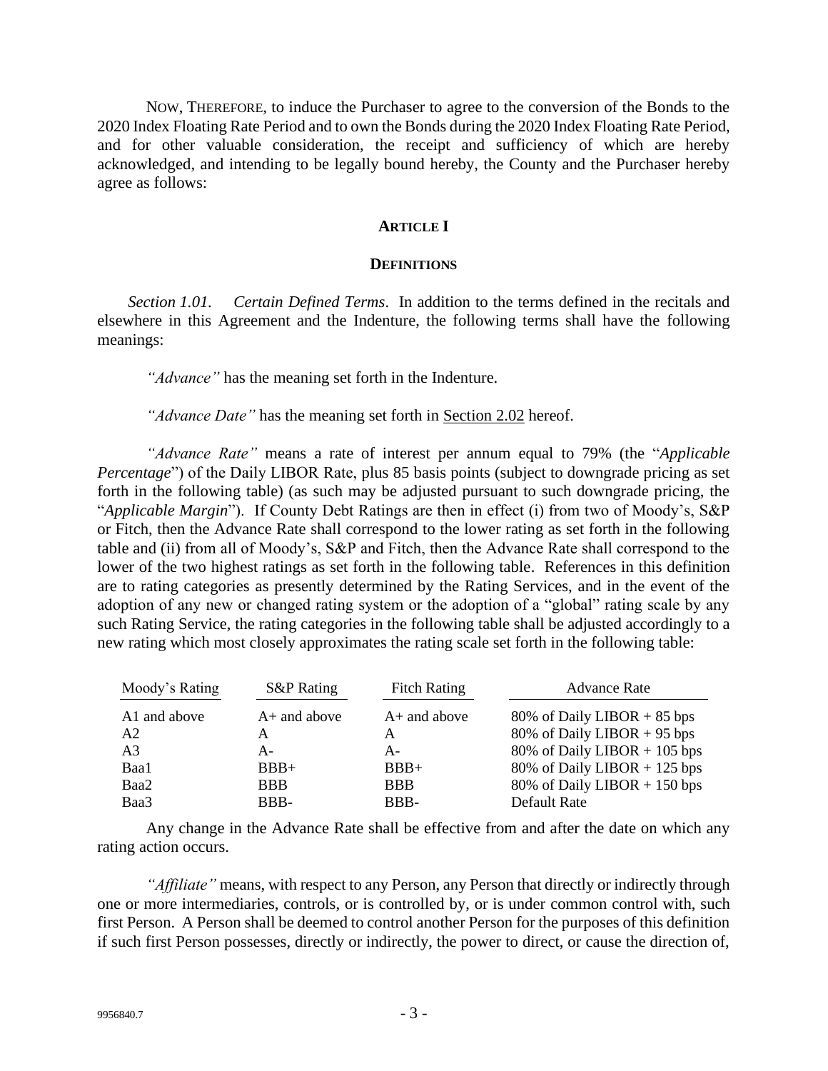NOW, THEREFORE, to induce the Purchaser to agree to the conversion of the Bonds to the 2020 Index Floating Rate Period and to own the Bonds during the 2020 Index Floating Rate Period, and for other valuable consideration, the receipt and sufficiency of which are hereby acknowledged, and intending to be legally bound hereby, the County and the Purchaser hereby agree as follows:

## ARTICLE I

## DEFINITIONS

*Section 1.01. Certain Defined Terms*. In addition to the terms defined in the recitals and elsewhere in this Agreement and the Indenture, the following terms shall have the following meanings:

*"Advance"* has the meaning set forth in the Indenture.

*"Advance Date"* has the meaning set forth in Section 2.02 hereof.

*"Advance Rate"* means a rate of interest per annum equal to 79% (the "*Applicable Percentage*") of the Daily LIBOR Rate, plus 85 basis points (subject to downgrade pricing as set forth in the following table) (as such may be adjusted pursuant to such downgrade pricing, the "*Applicable Margin*"). If County Debt Ratings are then in effect (i) from two of Moody's, S&P or Fitch, then the Advance Rate shall correspond to the lower rating as set forth in the following table and (ii) from all of Moody's, S&P and Fitch, then the Advance Rate shall correspond to the lower of the two highest ratings as set forth in the following table. References in this definition are to rating categories as presently determined by the Rating Services, and in the event of the adoption of any new or changed rating system or the adoption of a "global" rating scale by any such Rating Service, the rating categories in the following table shall be adjusted accordingly to a new rating which most closely approximates the rating scale set forth in the following table:

| Moody's Rating | S&P Rating | Fitch Rating | Advance Rate |
|---|---|---|---|
| A1 and above | A+ and above | A+ and above | 80% of Daily LIBOR + 85 bps |
| A2 | A | A | 80% of Daily LIBOR + 95 bps |
| A3 | A- | A- | 80% of Daily LIBOR + 105 bps |
| Baa1 | BBB+ | BBB+ | 80% of Daily LIBOR + 125 bps |
| Baa2 | BBB | BBB | 80% of Daily LIBOR + 150 bps |
| Baa3 | BBB- | BBB- | Default Rate |

Any change in the Advance Rate shall be effective from and after the date on which any rating action occurs.

*"Affiliate"* means, with respect to any Person, any Person that directly or indirectly through one or more intermediaries, controls, or is controlled by, or is under common control with, such first Person. A Person shall be deemed to control another Person for the purposes of this definition if such first Person possesses, directly or indirectly, the power to direct, or cause the direction of,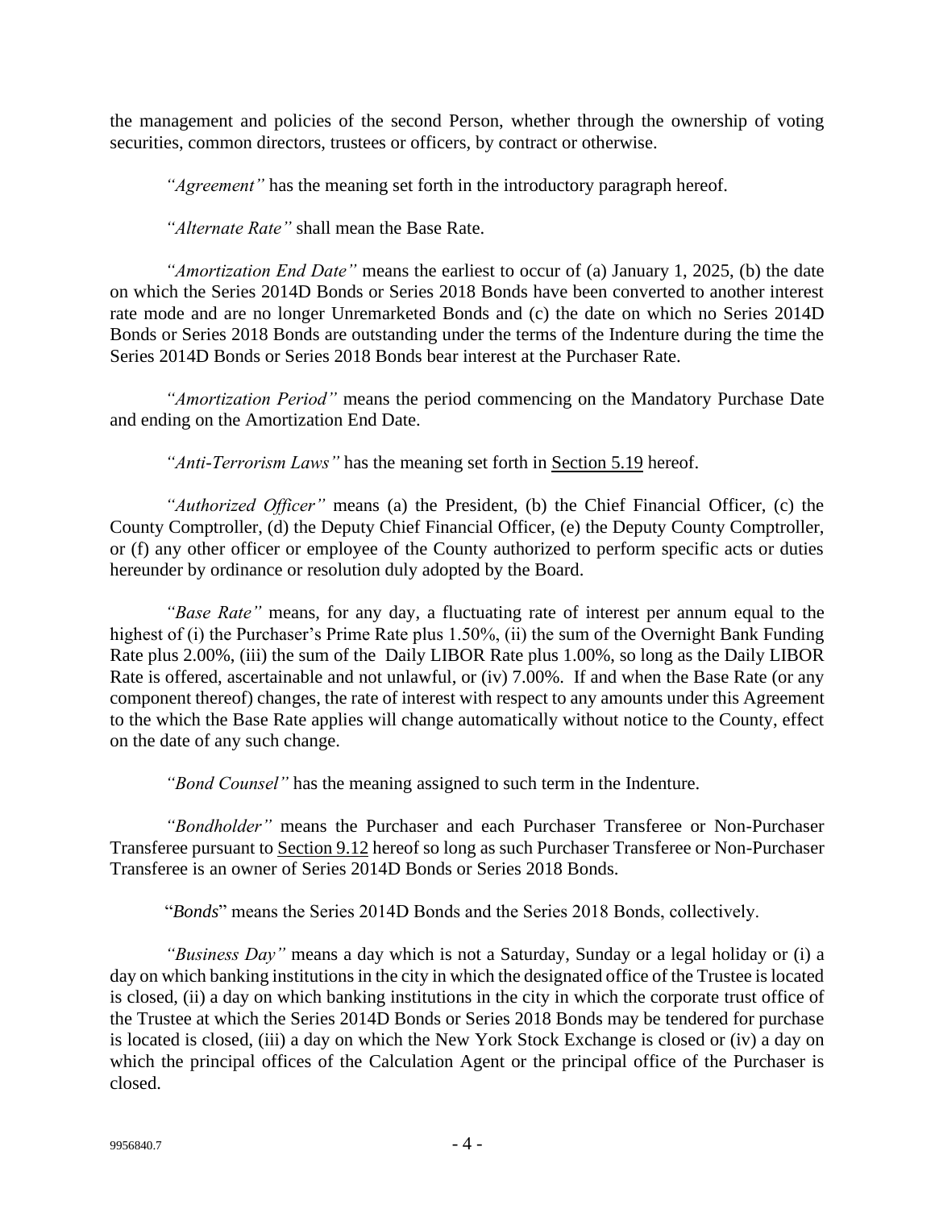the management and policies of the second Person, whether through the ownership of voting securities, common directors, trustees or officers, by contract or otherwise.

*"Agreement"* has the meaning set forth in the introductory paragraph hereof.

*"Alternate Rate"* shall mean the Base Rate.

*"Amortization End Date"* means the earliest to occur of (a) January 1, 2025, (b) the date on which the Series 2014D Bonds or Series 2018 Bonds have been converted to another interest rate mode and are no longer Unremarketed Bonds and (c) the date on which no Series 2014D Bonds or Series 2018 Bonds are outstanding under the terms of the Indenture during the time the Series 2014D Bonds or Series 2018 Bonds bear interest at the Purchaser Rate.

*"Amortization Period"* means the period commencing on the Mandatory Purchase Date and ending on the Amortization End Date.

*"Anti-Terrorism Laws"* has the meaning set forth in Section 5.19 hereof.

*"Authorized Officer"* means (a) the President, (b) the Chief Financial Officer, (c) the County Comptroller, (d) the Deputy Chief Financial Officer, (e) the Deputy County Comptroller, or (f) any other officer or employee of the County authorized to perform specific acts or duties hereunder by ordinance or resolution duly adopted by the Board.

*"Base Rate"* means, for any day, a fluctuating rate of interest per annum equal to the highest of (i) the Purchaser's Prime Rate plus 1.50%, (ii) the sum of the Overnight Bank Funding Rate plus 2.00%, (iii) the sum of the Daily LIBOR Rate plus 1.00%, so long as the Daily LIBOR Rate is offered, ascertainable and not unlawful, or (iv) 7.00%. If and when the Base Rate (or any component thereof) changes, the rate of interest with respect to any amounts under this Agreement to the which the Base Rate applies will change automatically without notice to the County, effect on the date of any such change.

*"Bond Counsel"* has the meaning assigned to such term in the Indenture.

*"Bondholder"* means the Purchaser and each Purchaser Transferee or Non-Purchaser Transferee pursuant to Section 9.12 hereof so long as such Purchaser Transferee or Non-Purchaser Transferee is an owner of Series 2014D Bonds or Series 2018 Bonds.

"*Bonds*" means the Series 2014D Bonds and the Series 2018 Bonds, collectively.

*"Business Day"* means a day which is not a Saturday, Sunday or a legal holiday or (i) a day on which banking institutions in the city in which the designated office of the Trustee is located is closed, (ii) a day on which banking institutions in the city in which the corporate trust office of the Trustee at which the Series 2014D Bonds or Series 2018 Bonds may be tendered for purchase is located is closed, (iii) a day on which the New York Stock Exchange is closed or (iv) a day on which the principal offices of the Calculation Agent or the principal office of the Purchaser is closed.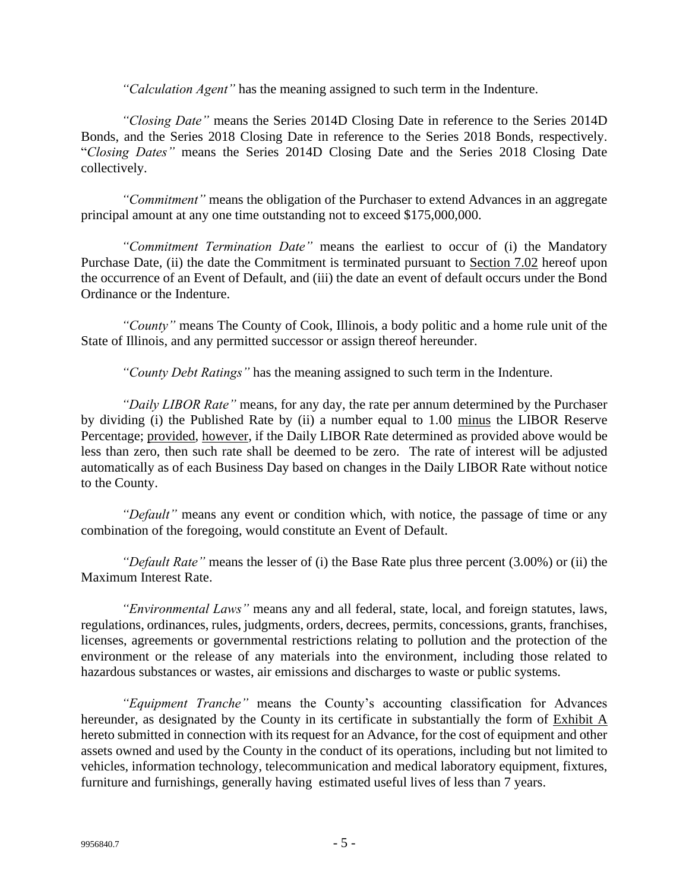*"Calculation Agent"* has the meaning assigned to such term in the Indenture.

*"Closing Date"* means the Series 2014D Closing Date in reference to the Series 2014D Bonds, and the Series 2018 Closing Date in reference to the Series 2018 Bonds, respectively. "*Closing Dates"* means the Series 2014D Closing Date and the Series 2018 Closing Date collectively.

*"Commitment"* means the obligation of the Purchaser to extend Advances in an aggregate principal amount at any one time outstanding not to exceed $175,000,000.

*"Commitment Termination Date"* means the earliest to occur of (i) the Mandatory Purchase Date, (ii) the date the Commitment is terminated pursuant to Section 7.02 hereof upon the occurrence of an Event of Default, and (iii) the date an event of default occurs under the Bond Ordinance or the Indenture.

*"County"* means The County of Cook, Illinois, a body politic and a home rule unit of the State of Illinois, and any permitted successor or assign thereof hereunder.

*"County Debt Ratings"* has the meaning assigned to such term in the Indenture.

*"Daily LIBOR Rate"* means, for any day, the rate per annum determined by the Purchaser by dividing (i) the Published Rate by (ii) a number equal to 1.00 minus the LIBOR Reserve Percentage; provided, however, if the Daily LIBOR Rate determined as provided above would be less than zero, then such rate shall be deemed to be zero. The rate of interest will be adjusted automatically as of each Business Day based on changes in the Daily LIBOR Rate without notice to the County.

*"Default"* means any event or condition which, with notice, the passage of time or any combination of the foregoing, would constitute an Event of Default.

*"Default Rate"* means the lesser of (i) the Base Rate plus three percent (3.00%) or (ii) the Maximum Interest Rate.

*"Environmental Laws"* means any and all federal, state, local, and foreign statutes, laws, regulations, ordinances, rules, judgments, orders, decrees, permits, concessions, grants, franchises, licenses, agreements or governmental restrictions relating to pollution and the protection of the environment or the release of any materials into the environment, including those related to hazardous substances or wastes, air emissions and discharges to waste or public systems.

*"Equipment Tranche"* means the County's accounting classification for Advances hereunder, as designated by the County in its certificate in substantially the form of Exhibit A hereto submitted in connection with its request for an Advance, for the cost of equipment and other assets owned and used by the County in the conduct of its operations, including but not limited to vehicles, information technology, telecommunication and medical laboratory equipment, fixtures, furniture and furnishings, generally having estimated useful lives of less than 7 years.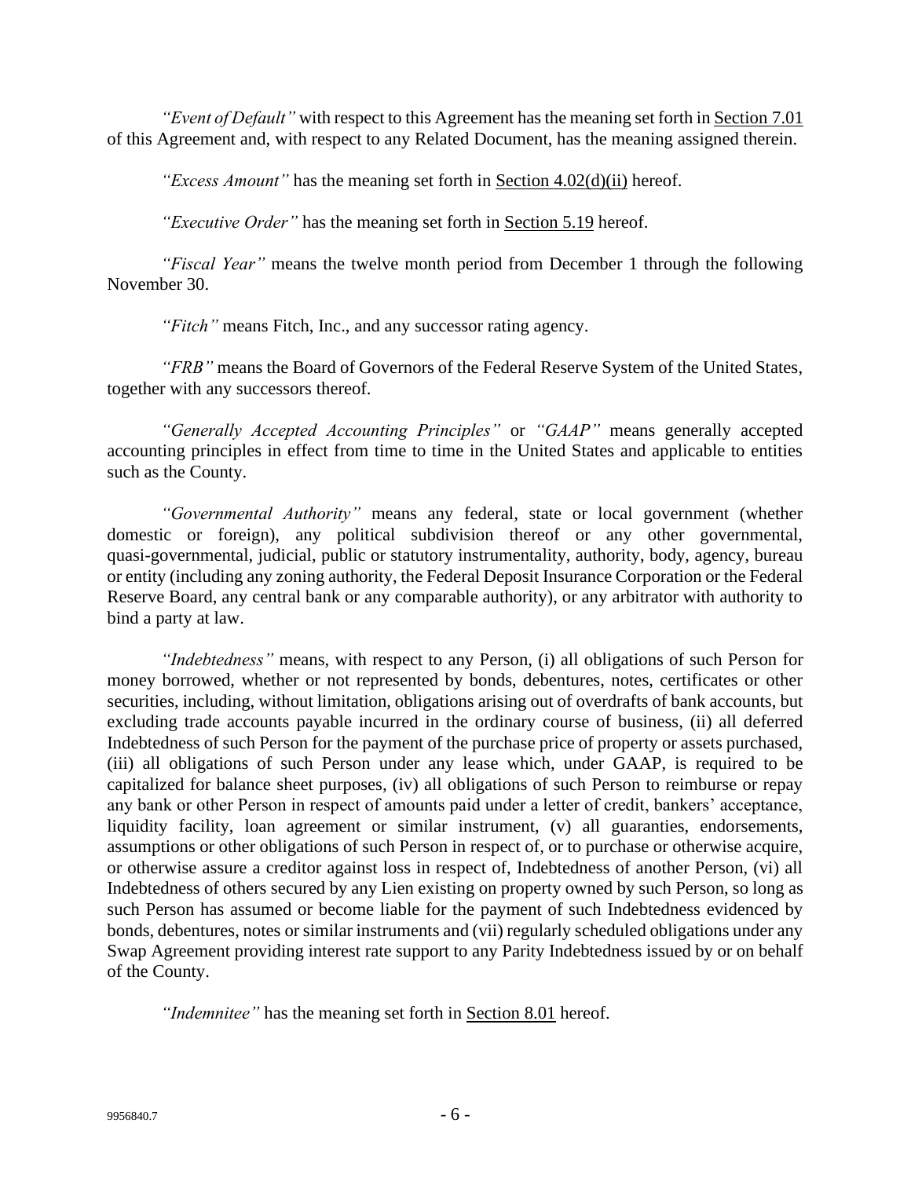*"Event of Default"* with respect to this Agreement has the meaning set forth in Section 7.01 of this Agreement and, with respect to any Related Document, has the meaning assigned therein.

*"Excess Amount"* has the meaning set forth in Section 4.02(d)(ii) hereof.

*"Executive Order"* has the meaning set forth in Section 5.19 hereof.

*"Fiscal Year"* means the twelve month period from December 1 through the following November 30.

*"Fitch"* means Fitch, Inc., and any successor rating agency.

*"FRB"* means the Board of Governors of the Federal Reserve System of the United States, together with any successors thereof.

*"Generally Accepted Accounting Principles"* or *"GAAP"* means generally accepted accounting principles in effect from time to time in the United States and applicable to entities such as the County.

*"Governmental Authority"* means any federal, state or local government (whether domestic or foreign), any political subdivision thereof or any other governmental, quasi-governmental, judicial, public or statutory instrumentality, authority, body, agency, bureau or entity (including any zoning authority, the Federal Deposit Insurance Corporation or the Federal Reserve Board, any central bank or any comparable authority), or any arbitrator with authority to bind a party at law.

*"Indebtedness"* means, with respect to any Person, (i) all obligations of such Person for money borrowed, whether or not represented by bonds, debentures, notes, certificates or other securities, including, without limitation, obligations arising out of overdrafts of bank accounts, but excluding trade accounts payable incurred in the ordinary course of business, (ii) all deferred Indebtedness of such Person for the payment of the purchase price of property or assets purchased, (iii) all obligations of such Person under any lease which, under GAAP, is required to be capitalized for balance sheet purposes, (iv) all obligations of such Person to reimburse or repay any bank or other Person in respect of amounts paid under a letter of credit, bankers' acceptance, liquidity facility, loan agreement or similar instrument, (v) all guaranties, endorsements, assumptions or other obligations of such Person in respect of, or to purchase or otherwise acquire, or otherwise assure a creditor against loss in respect of, Indebtedness of another Person, (vi) all Indebtedness of others secured by any Lien existing on property owned by such Person, so long as such Person has assumed or become liable for the payment of such Indebtedness evidenced by bonds, debentures, notes or similar instruments and (vii) regularly scheduled obligations under any Swap Agreement providing interest rate support to any Parity Indebtedness issued by or on behalf of the County.

*"Indemnitee"* has the meaning set forth in Section 8.01 hereof.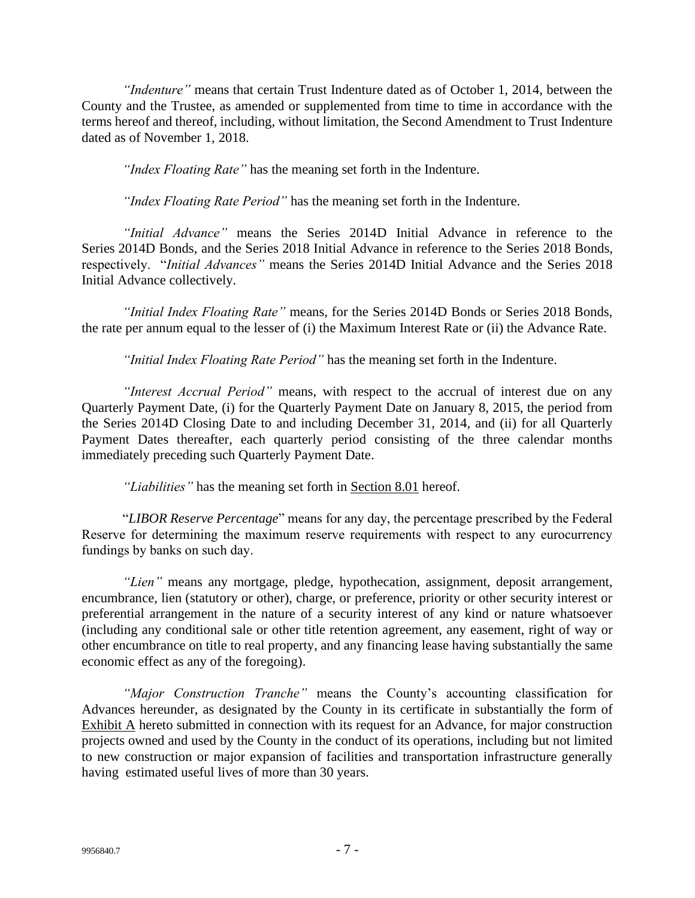*"Indenture"* means that certain Trust Indenture dated as of October 1, 2014, between the County and the Trustee, as amended or supplemented from time to time in accordance with the terms hereof and thereof, including, without limitation, the Second Amendment to Trust Indenture dated as of November 1, 2018.

*"Index Floating Rate"* has the meaning set forth in the Indenture.

*"Index Floating Rate Period"* has the meaning set forth in the Indenture.

*"Initial Advance"* means the Series 2014D Initial Advance in reference to the Series 2014D Bonds, and the Series 2018 Initial Advance in reference to the Series 2018 Bonds, respectively. "*Initial Advances"* means the Series 2014D Initial Advance and the Series 2018 Initial Advance collectively.

*"Initial Index Floating Rate"* means, for the Series 2014D Bonds or Series 2018 Bonds, the rate per annum equal to the lesser of (i) the Maximum Interest Rate or (ii) the Advance Rate.

*"Initial Index Floating Rate Period"* has the meaning set forth in the Indenture.

*"Interest Accrual Period"* means, with respect to the accrual of interest due on any Quarterly Payment Date, (i) for the Quarterly Payment Date on January 8, 2015, the period from the Series 2014D Closing Date to and including December 31, 2014, and (ii) for all Quarterly Payment Dates thereafter, each quarterly period consisting of the three calendar months immediately preceding such Quarterly Payment Date.

*"Liabilities"* has the meaning set forth in Section 8.01 hereof.

"*LIBOR Reserve Percentage*" means for any day, the percentage prescribed by the Federal Reserve for determining the maximum reserve requirements with respect to any eurocurrency fundings by banks on such day.

*"Lien"* means any mortgage, pledge, hypothecation, assignment, deposit arrangement, encumbrance, lien (statutory or other), charge, or preference, priority or other security interest or preferential arrangement in the nature of a security interest of any kind or nature whatsoever (including any conditional sale or other title retention agreement, any easement, right of way or other encumbrance on title to real property, and any financing lease having substantially the same economic effect as any of the foregoing).

*"Major Construction Tranche"* means the County's accounting classification for Advances hereunder, as designated by the County in its certificate in substantially the form of Exhibit A hereto submitted in connection with its request for an Advance, for major construction projects owned and used by the County in the conduct of its operations, including but not limited to new construction or major expansion of facilities and transportation infrastructure generally having estimated useful lives of more than 30 years.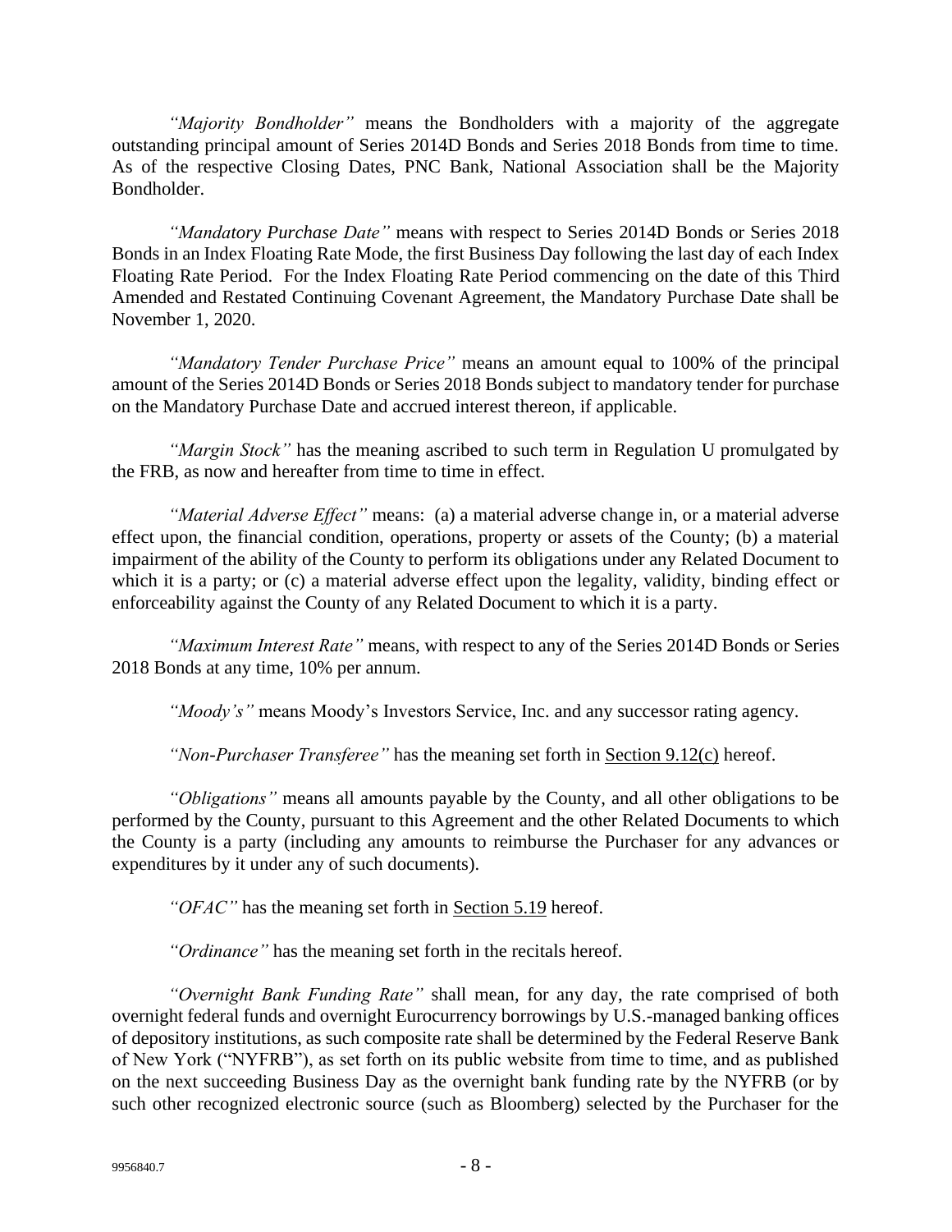*"Majority Bondholder"* means the Bondholders with a majority of the aggregate outstanding principal amount of Series 2014D Bonds and Series 2018 Bonds from time to time. As of the respective Closing Dates, PNC Bank, National Association shall be the Majority Bondholder.

*"Mandatory Purchase Date"* means with respect to Series 2014D Bonds or Series 2018 Bonds in an Index Floating Rate Mode, the first Business Day following the last day of each Index Floating Rate Period. For the Index Floating Rate Period commencing on the date of this Third Amended and Restated Continuing Covenant Agreement, the Mandatory Purchase Date shall be November 1, 2020.

*"Mandatory Tender Purchase Price"* means an amount equal to 100% of the principal amount of the Series 2014D Bonds or Series 2018 Bonds subject to mandatory tender for purchase on the Mandatory Purchase Date and accrued interest thereon, if applicable.

*"Margin Stock"* has the meaning ascribed to such term in Regulation U promulgated by the FRB, as now and hereafter from time to time in effect.

*"Material Adverse Effect"* means: (a) a material adverse change in, or a material adverse effect upon, the financial condition, operations, property or assets of the County; (b) a material impairment of the ability of the County to perform its obligations under any Related Document to which it is a party; or (c) a material adverse effect upon the legality, validity, binding effect or enforceability against the County of any Related Document to which it is a party.

*"Maximum Interest Rate"* means, with respect to any of the Series 2014D Bonds or Series 2018 Bonds at any time, 10% per annum.

*"Moody's"* means Moody's Investors Service, Inc. and any successor rating agency.

*"Non-Purchaser Transferee"* has the meaning set forth in Section 9.12(c) hereof.

*"Obligations"* means all amounts payable by the County, and all other obligations to be performed by the County, pursuant to this Agreement and the other Related Documents to which the County is a party (including any amounts to reimburse the Purchaser for any advances or expenditures by it under any of such documents).

*"OFAC"* has the meaning set forth in Section 5.19 hereof.

*"Ordinance"* has the meaning set forth in the recitals hereof.

*"Overnight Bank Funding Rate"* shall mean, for any day, the rate comprised of both overnight federal funds and overnight Eurocurrency borrowings by U.S.-managed banking offices of depository institutions, as such composite rate shall be determined by the Federal Reserve Bank of New York ("NYFRB"), as set forth on its public website from time to time, and as published on the next succeeding Business Day as the overnight bank funding rate by the NYFRB (or by such other recognized electronic source (such as Bloomberg) selected by the Purchaser for the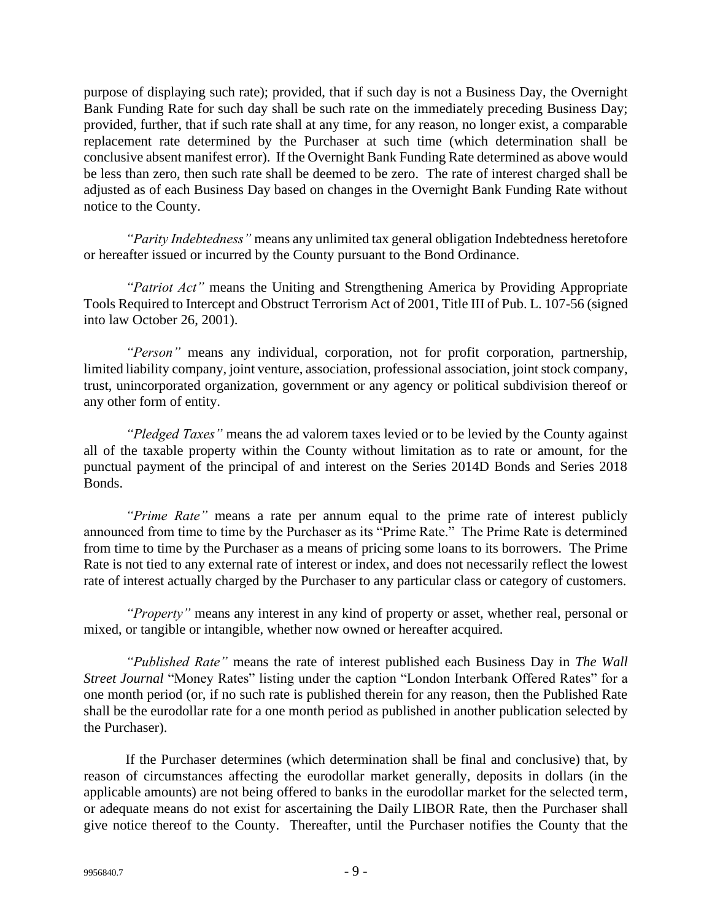purpose of displaying such rate); provided, that if such day is not a Business Day, the Overnight Bank Funding Rate for such day shall be such rate on the immediately preceding Business Day; provided, further, that if such rate shall at any time, for any reason, no longer exist, a comparable replacement rate determined by the Purchaser at such time (which determination shall be conclusive absent manifest error). If the Overnight Bank Funding Rate determined as above would be less than zero, then such rate shall be deemed to be zero. The rate of interest charged shall be adjusted as of each Business Day based on changes in the Overnight Bank Funding Rate without notice to the County.

*"Parity Indebtedness"* means any unlimited tax general obligation Indebtedness heretofore or hereafter issued or incurred by the County pursuant to the Bond Ordinance.

*"Patriot Act"* means the Uniting and Strengthening America by Providing Appropriate Tools Required to Intercept and Obstruct Terrorism Act of 2001, Title III of Pub. L. 107-56 (signed into law October 26, 2001).

*"Person"* means any individual, corporation, not for profit corporation, partnership, limited liability company, joint venture, association, professional association, joint stock company, trust, unincorporated organization, government or any agency or political subdivision thereof or any other form of entity.

*"Pledged Taxes"* means the ad valorem taxes levied or to be levied by the County against all of the taxable property within the County without limitation as to rate or amount, for the punctual payment of the principal of and interest on the Series 2014D Bonds and Series 2018 Bonds.

*"Prime Rate"* means a rate per annum equal to the prime rate of interest publicly announced from time to time by the Purchaser as its "Prime Rate." The Prime Rate is determined from time to time by the Purchaser as a means of pricing some loans to its borrowers. The Prime Rate is not tied to any external rate of interest or index, and does not necessarily reflect the lowest rate of interest actually charged by the Purchaser to any particular class or category of customers.

*"Property"* means any interest in any kind of property or asset, whether real, personal or mixed, or tangible or intangible, whether now owned or hereafter acquired.

*"Published Rate"* means the rate of interest published each Business Day in *The Wall Street Journal* "Money Rates" listing under the caption "London Interbank Offered Rates" for a one month period (or, if no such rate is published therein for any reason, then the Published Rate shall be the eurodollar rate for a one month period as published in another publication selected by the Purchaser).

If the Purchaser determines (which determination shall be final and conclusive) that, by reason of circumstances affecting the eurodollar market generally, deposits in dollars (in the applicable amounts) are not being offered to banks in the eurodollar market for the selected term, or adequate means do not exist for ascertaining the Daily LIBOR Rate, then the Purchaser shall give notice thereof to the County. Thereafter, until the Purchaser notifies the County that the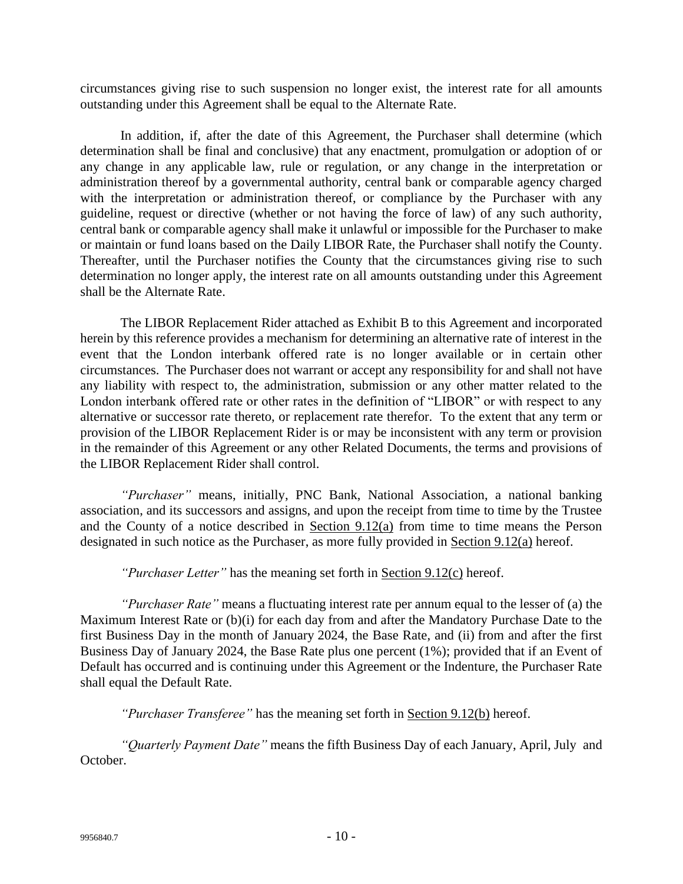circumstances giving rise to such suspension no longer exist, the interest rate for all amounts outstanding under this Agreement shall be equal to the Alternate Rate.

In addition, if, after the date of this Agreement, the Purchaser shall determine (which determination shall be final and conclusive) that any enactment, promulgation or adoption of or any change in any applicable law, rule or regulation, or any change in the interpretation or administration thereof by a governmental authority, central bank or comparable agency charged with the interpretation or administration thereof, or compliance by the Purchaser with any guideline, request or directive (whether or not having the force of law) of any such authority, central bank or comparable agency shall make it unlawful or impossible for the Purchaser to make or maintain or fund loans based on the Daily LIBOR Rate, the Purchaser shall notify the County. Thereafter, until the Purchaser notifies the County that the circumstances giving rise to such determination no longer apply, the interest rate on all amounts outstanding under this Agreement shall be the Alternate Rate.

The LIBOR Replacement Rider attached as Exhibit B to this Agreement and incorporated herein by this reference provides a mechanism for determining an alternative rate of interest in the event that the London interbank offered rate is no longer available or in certain other circumstances. The Purchaser does not warrant or accept any responsibility for and shall not have any liability with respect to, the administration, submission or any other matter related to the London interbank offered rate or other rates in the definition of "LIBOR" or with respect to any alternative or successor rate thereto, or replacement rate therefor. To the extent that any term or provision of the LIBOR Replacement Rider is or may be inconsistent with any term or provision in the remainder of this Agreement or any other Related Documents, the terms and provisions of the LIBOR Replacement Rider shall control.

*"Purchaser"* means, initially, PNC Bank, National Association, a national banking association, and its successors and assigns, and upon the receipt from time to time by the Trustee and the County of a notice described in Section 9.12(a) from time to time means the Person designated in such notice as the Purchaser, as more fully provided in Section 9.12(a) hereof.

*"Purchaser Letter"* has the meaning set forth in Section 9.12(c) hereof.

*"Purchaser Rate"* means a fluctuating interest rate per annum equal to the lesser of (a) the Maximum Interest Rate or (b)(i) for each day from and after the Mandatory Purchase Date to the first Business Day in the month of January 2024, the Base Rate, and (ii) from and after the first Business Day of January 2024, the Base Rate plus one percent (1%); provided that if an Event of Default has occurred and is continuing under this Agreement or the Indenture, the Purchaser Rate shall equal the Default Rate.

*"Purchaser Transferee"* has the meaning set forth in Section 9.12(b) hereof.

*"Quarterly Payment Date"* means the fifth Business Day of each January, April, July and October.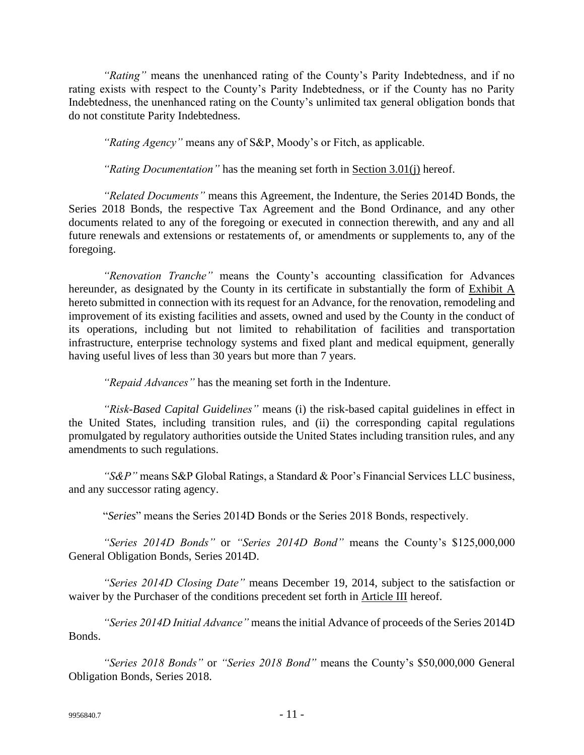*"Rating"* means the unenhanced rating of the County's Parity Indebtedness, and if no rating exists with respect to the County's Parity Indebtedness, or if the County has no Parity Indebtedness, the unenhanced rating on the County's unlimited tax general obligation bonds that do not constitute Parity Indebtedness.

*"Rating Agency"* means any of S&P, Moody's or Fitch, as applicable.

*"Rating Documentation"* has the meaning set forth in Section 3.01(j) hereof.

*"Related Documents"* means this Agreement, the Indenture, the Series 2014D Bonds, the Series 2018 Bonds, the respective Tax Agreement and the Bond Ordinance, and any other documents related to any of the foregoing or executed in connection therewith, and any and all future renewals and extensions or restatements of, or amendments or supplements to, any of the foregoing.

*"Renovation Tranche"* means the County's accounting classification for Advances hereunder, as designated by the County in its certificate in substantially the form of Exhibit A hereto submitted in connection with its request for an Advance, for the renovation, remodeling and improvement of its existing facilities and assets, owned and used by the County in the conduct of its operations, including but not limited to rehabilitation of facilities and transportation infrastructure, enterprise technology systems and fixed plant and medical equipment, generally having useful lives of less than 30 years but more than 7 years.

*"Repaid Advances"* has the meaning set forth in the Indenture.

*"Risk-Based Capital Guidelines"* means (i) the risk-based capital guidelines in effect in the United States, including transition rules, and (ii) the corresponding capital regulations promulgated by regulatory authorities outside the United States including transition rules, and any amendments to such regulations.

*"S&P"* means S&P Global Ratings, a Standard & Poor's Financial Services LLC business, and any successor rating agency.

"*Series*" means the Series 2014D Bonds or the Series 2018 Bonds, respectively.

*"Series 2014D Bonds"* or *"Series 2014D Bond"* means the County's $125,000,000 General Obligation Bonds, Series 2014D.

*"Series 2014D Closing Date"* means December 19, 2014, subject to the satisfaction or waiver by the Purchaser of the conditions precedent set forth in Article III hereof.

*"Series 2014D Initial Advance"* means the initial Advance of proceeds of the Series 2014D Bonds.

*"Series 2018 Bonds"* or *"Series 2018 Bond"* means the County's $50,000,000 General Obligation Bonds, Series 2018.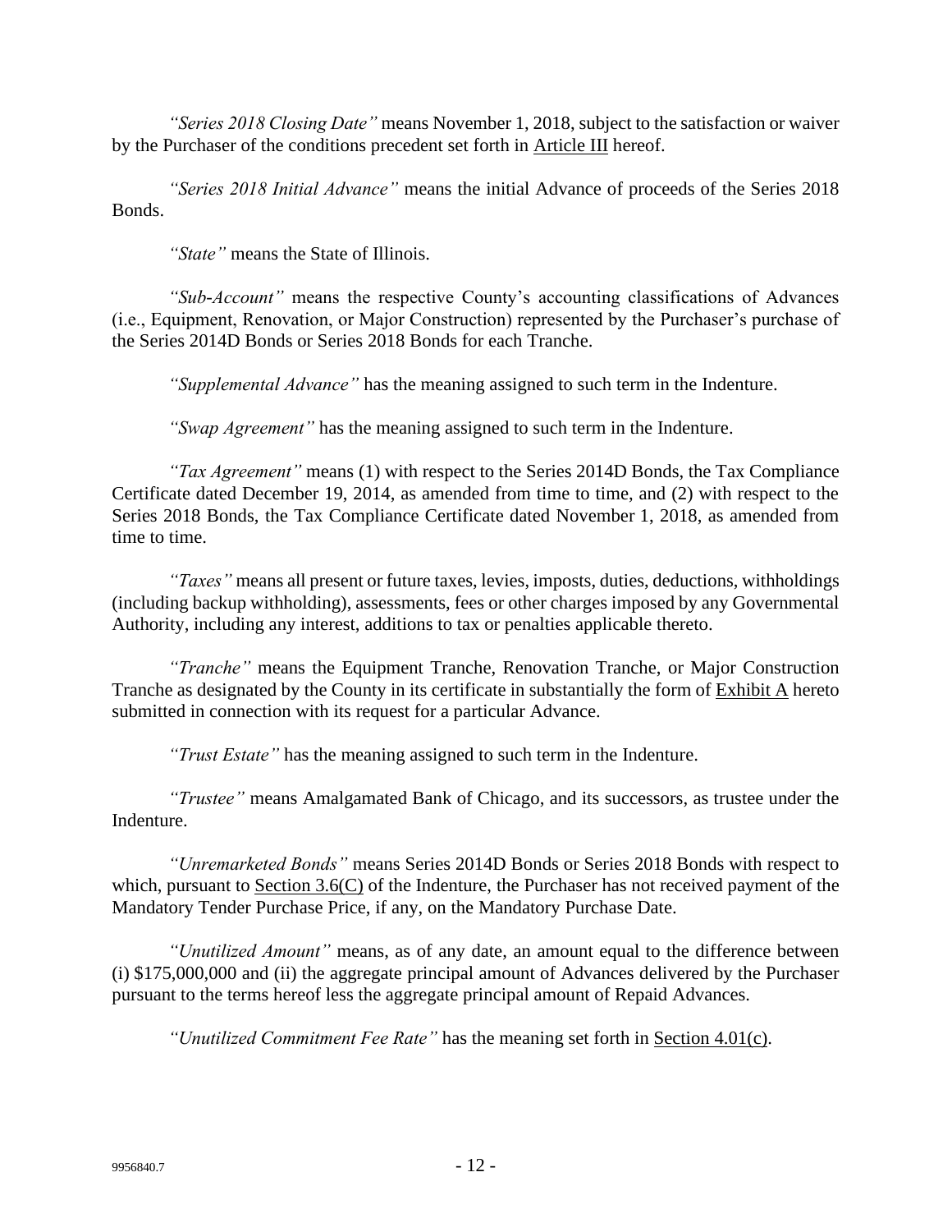*"Series 2018 Closing Date"* means November 1, 2018, subject to the satisfaction or waiver by the Purchaser of the conditions precedent set forth in Article III hereof.

*"Series 2018 Initial Advance"* means the initial Advance of proceeds of the Series 2018 Bonds.

*"State"* means the State of Illinois.

*"Sub-Account"* means the respective County's accounting classifications of Advances (i.e., Equipment, Renovation, or Major Construction) represented by the Purchaser's purchase of the Series 2014D Bonds or Series 2018 Bonds for each Tranche.

*"Supplemental Advance"* has the meaning assigned to such term in the Indenture.

*"Swap Agreement"* has the meaning assigned to such term in the Indenture.

*"Tax Agreement"* means (1) with respect to the Series 2014D Bonds, the Tax Compliance Certificate dated December 19, 2014, as amended from time to time, and (2) with respect to the Series 2018 Bonds, the Tax Compliance Certificate dated November 1, 2018, as amended from time to time.

*"Taxes"* means all present or future taxes, levies, imposts, duties, deductions, withholdings (including backup withholding), assessments, fees or other charges imposed by any Governmental Authority, including any interest, additions to tax or penalties applicable thereto.

*"Tranche"* means the Equipment Tranche, Renovation Tranche, or Major Construction Tranche as designated by the County in its certificate in substantially the form of Exhibit A hereto submitted in connection with its request for a particular Advance.

*"Trust Estate"* has the meaning assigned to such term in the Indenture.

*"Trustee"* means Amalgamated Bank of Chicago, and its successors, as trustee under the Indenture.

*"Unremarketed Bonds"* means Series 2014D Bonds or Series 2018 Bonds with respect to which, pursuant to Section 3.6(C) of the Indenture, the Purchaser has not received payment of the Mandatory Tender Purchase Price, if any, on the Mandatory Purchase Date.

*"Unutilized Amount"* means, as of any date, an amount equal to the difference between (i) $175,000,000 and (ii) the aggregate principal amount of Advances delivered by the Purchaser pursuant to the terms hereof less the aggregate principal amount of Repaid Advances.

*"Unutilized Commitment Fee Rate"* has the meaning set forth in Section 4.01(c).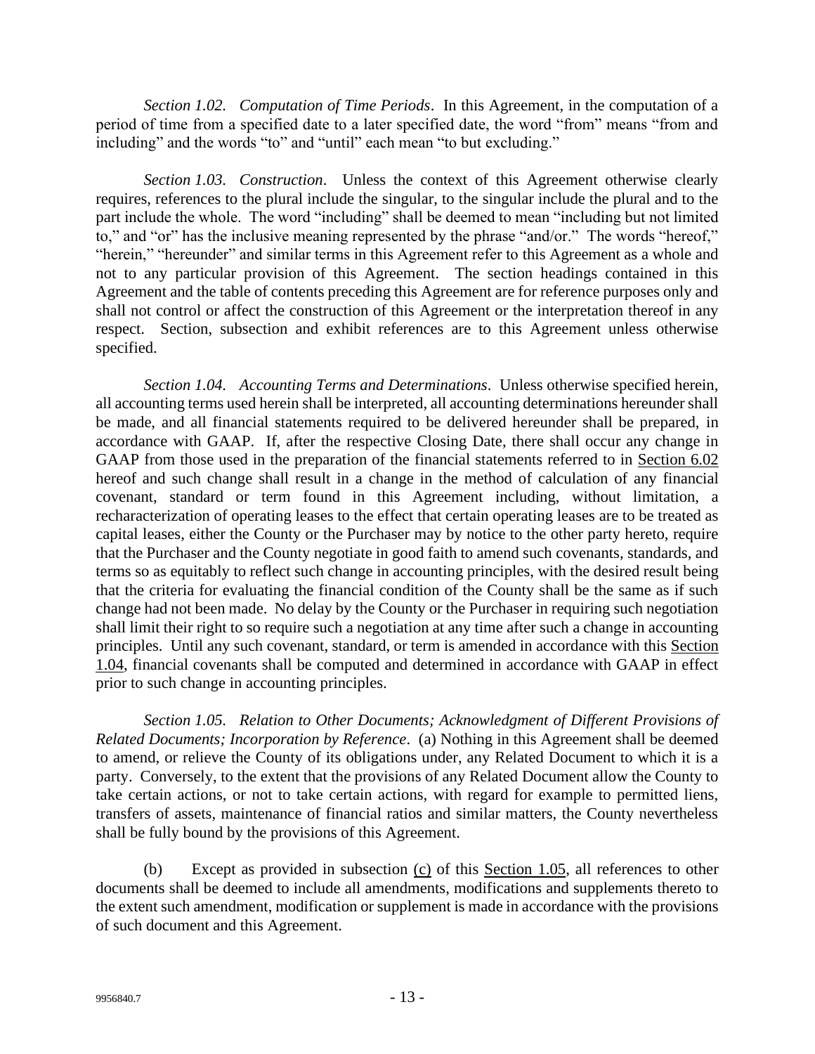*Section 1.02. Computation of Time Periods*. In this Agreement, in the computation of a period of time from a specified date to a later specified date, the word "from" means "from and including" and the words "to" and "until" each mean "to but excluding."

*Section 1.03. Construction*. Unless the context of this Agreement otherwise clearly requires, references to the plural include the singular, to the singular include the plural and to the part include the whole. The word "including" shall be deemed to mean "including but not limited to," and "or" has the inclusive meaning represented by the phrase "and/or." The words "hereof," "herein," "hereunder" and similar terms in this Agreement refer to this Agreement as a whole and not to any particular provision of this Agreement. The section headings contained in this Agreement and the table of contents preceding this Agreement are for reference purposes only and shall not control or affect the construction of this Agreement or the interpretation thereof in any respect. Section, subsection and exhibit references are to this Agreement unless otherwise specified.

*Section 1.04. Accounting Terms and Determinations*. Unless otherwise specified herein, all accounting terms used herein shall be interpreted, all accounting determinations hereunder shall be made, and all financial statements required to be delivered hereunder shall be prepared, in accordance with GAAP. If, after the respective Closing Date, there shall occur any change in GAAP from those used in the preparation of the financial statements referred to in Section 6.02 hereof and such change shall result in a change in the method of calculation of any financial covenant, standard or term found in this Agreement including, without limitation, a recharacterization of operating leases to the effect that certain operating leases are to be treated as capital leases, either the County or the Purchaser may by notice to the other party hereto, require that the Purchaser and the County negotiate in good faith to amend such covenants, standards, and terms so as equitably to reflect such change in accounting principles, with the desired result being that the criteria for evaluating the financial condition of the County shall be the same as if such change had not been made. No delay by the County or the Purchaser in requiring such negotiation shall limit their right to so require such a negotiation at any time after such a change in accounting principles. Until any such covenant, standard, or term is amended in accordance with this Section 1.04, financial covenants shall be computed and determined in accordance with GAAP in effect prior to such change in accounting principles.

*Section 1.05. Relation to Other Documents; Acknowledgment of Different Provisions of Related Documents; Incorporation by Reference*. (a) Nothing in this Agreement shall be deemed to amend, or relieve the County of its obligations under, any Related Document to which it is a party. Conversely, to the extent that the provisions of any Related Document allow the County to take certain actions, or not to take certain actions, with regard for example to permitted liens, transfers of assets, maintenance of financial ratios and similar matters, the County nevertheless shall be fully bound by the provisions of this Agreement.

(b) Except as provided in subsection (c) of this Section 1.05, all references to other documents shall be deemed to include all amendments, modifications and supplements thereto to the extent such amendment, modification or supplement is made in accordance with the provisions of such document and this Agreement.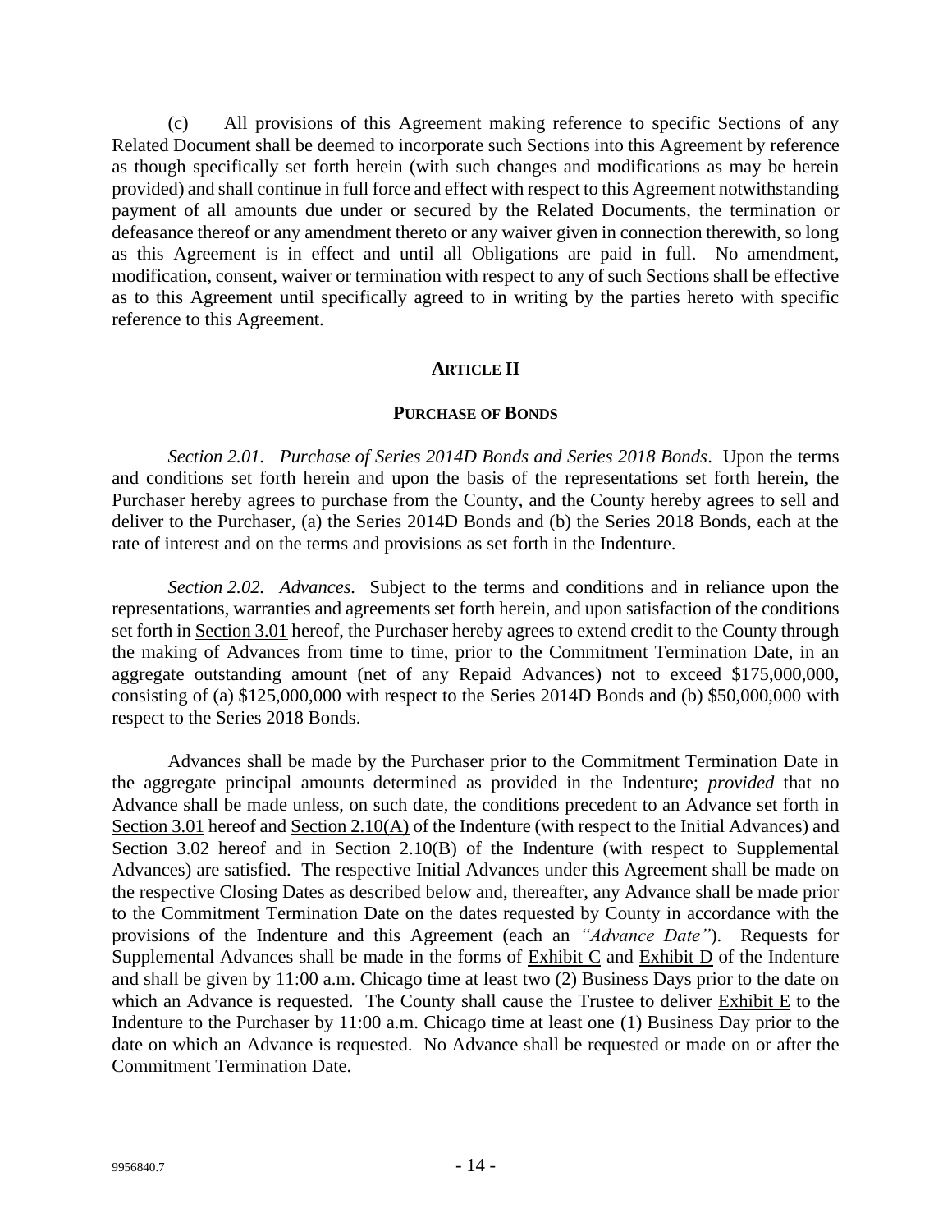(c) All provisions of this Agreement making reference to specific Sections of any Related Document shall be deemed to incorporate such Sections into this Agreement by reference as though specifically set forth herein (with such changes and modifications as may be herein provided) and shall continue in full force and effect with respect to this Agreement notwithstanding payment of all amounts due under or secured by the Related Documents, the termination or defeasance thereof or any amendment thereto or any waiver given in connection therewith, so long as this Agreement is in effect and until all Obligations are paid in full. No amendment, modification, consent, waiver or termination with respect to any of such Sections shall be effective as to this Agreement until specifically agreed to in writing by the parties hereto with specific reference to this Agreement.

## ARTICLE II

## PURCHASE OF BONDS

*Section 2.01. Purchase of Series 2014D Bonds and Series 2018 Bonds*. Upon the terms and conditions set forth herein and upon the basis of the representations set forth herein, the Purchaser hereby agrees to purchase from the County, and the County hereby agrees to sell and deliver to the Purchaser, (a) the Series 2014D Bonds and (b) the Series 2018 Bonds, each at the rate of interest and on the terms and provisions as set forth in the Indenture.

*Section 2.02. Advances.* Subject to the terms and conditions and in reliance upon the representations, warranties and agreements set forth herein, and upon satisfaction of the conditions set forth in Section 3.01 hereof, the Purchaser hereby agrees to extend credit to the County through the making of Advances from time to time, prior to the Commitment Termination Date, in an aggregate outstanding amount (net of any Repaid Advances) not to exceed $175,000,000, consisting of (a) $125,000,000 with respect to the Series 2014D Bonds and (b) $50,000,000 with respect to the Series 2018 Bonds.

Advances shall be made by the Purchaser prior to the Commitment Termination Date in the aggregate principal amounts determined as provided in the Indenture; *provided* that no Advance shall be made unless, on such date, the conditions precedent to an Advance set forth in Section 3.01 hereof and Section 2.10(A) of the Indenture (with respect to the Initial Advances) and Section 3.02 hereof and in Section 2.10(B) of the Indenture (with respect to Supplemental Advances) are satisfied. The respective Initial Advances under this Agreement shall be made on the respective Closing Dates as described below and, thereafter, any Advance shall be made prior to the Commitment Termination Date on the dates requested by County in accordance with the provisions of the Indenture and this Agreement (each an *"Advance Date"*). Requests for Supplemental Advances shall be made in the forms of Exhibit C and Exhibit D of the Indenture and shall be given by 11:00 a.m. Chicago time at least two (2) Business Days prior to the date on which an Advance is requested. The County shall cause the Trustee to deliver Exhibit E to the Indenture to the Purchaser by 11:00 a.m. Chicago time at least one (1) Business Day prior to the date on which an Advance is requested. No Advance shall be requested or made on or after the Commitment Termination Date.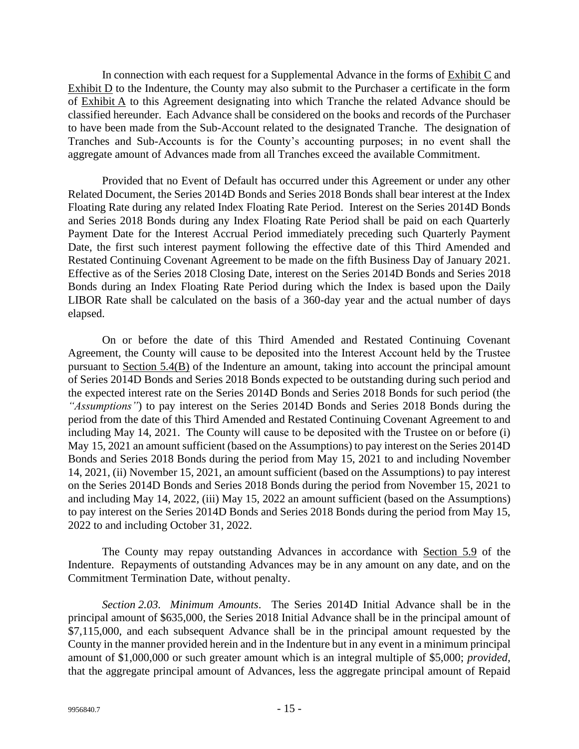In connection with each request for a Supplemental Advance in the forms of Exhibit C and Exhibit D to the Indenture, the County may also submit to the Purchaser a certificate in the form of Exhibit A to this Agreement designating into which Tranche the related Advance should be classified hereunder. Each Advance shall be considered on the books and records of the Purchaser to have been made from the Sub-Account related to the designated Tranche. The designation of Tranches and Sub-Accounts is for the County's accounting purposes; in no event shall the aggregate amount of Advances made from all Tranches exceed the available Commitment.

Provided that no Event of Default has occurred under this Agreement or under any other Related Document, the Series 2014D Bonds and Series 2018 Bonds shall bear interest at the Index Floating Rate during any related Index Floating Rate Period. Interest on the Series 2014D Bonds and Series 2018 Bonds during any Index Floating Rate Period shall be paid on each Quarterly Payment Date for the Interest Accrual Period immediately preceding such Quarterly Payment Date, the first such interest payment following the effective date of this Third Amended and Restated Continuing Covenant Agreement to be made on the fifth Business Day of January 2021. Effective as of the Series 2018 Closing Date, interest on the Series 2014D Bonds and Series 2018 Bonds during an Index Floating Rate Period during which the Index is based upon the Daily LIBOR Rate shall be calculated on the basis of a 360-day year and the actual number of days elapsed.

On or before the date of this Third Amended and Restated Continuing Covenant Agreement, the County will cause to be deposited into the Interest Account held by the Trustee pursuant to Section 5.4(B) of the Indenture an amount, taking into account the principal amount of Series 2014D Bonds and Series 2018 Bonds expected to be outstanding during such period and the expected interest rate on the Series 2014D Bonds and Series 2018 Bonds for such period (the *"Assumptions"*) to pay interest on the Series 2014D Bonds and Series 2018 Bonds during the period from the date of this Third Amended and Restated Continuing Covenant Agreement to and including May 14, 2021. The County will cause to be deposited with the Trustee on or before (i) May 15, 2021 an amount sufficient (based on the Assumptions) to pay interest on the Series 2014D Bonds and Series 2018 Bonds during the period from May 15, 2021 to and including November 14, 2021, (ii) November 15, 2021, an amount sufficient (based on the Assumptions) to pay interest on the Series 2014D Bonds and Series 2018 Bonds during the period from November 15, 2021 to and including May 14, 2022, (iii) May 15, 2022 an amount sufficient (based on the Assumptions) to pay interest on the Series 2014D Bonds and Series 2018 Bonds during the period from May 15, 2022 to and including October 31, 2022.

The County may repay outstanding Advances in accordance with Section 5.9 of the Indenture. Repayments of outstanding Advances may be in any amount on any date, and on the Commitment Termination Date, without penalty.

*Section 2.03. Minimum Amounts*. The Series 2014D Initial Advance shall be in the principal amount of $635,000, the Series 2018 Initial Advance shall be in the principal amount of $7,115,000, and each subsequent Advance shall be in the principal amount requested by the County in the manner provided herein and in the Indenture but in any event in a minimum principal amount of $1,000,000 or such greater amount which is an integral multiple of $5,000; *provided*, that the aggregate principal amount of Advances, less the aggregate principal amount of Repaid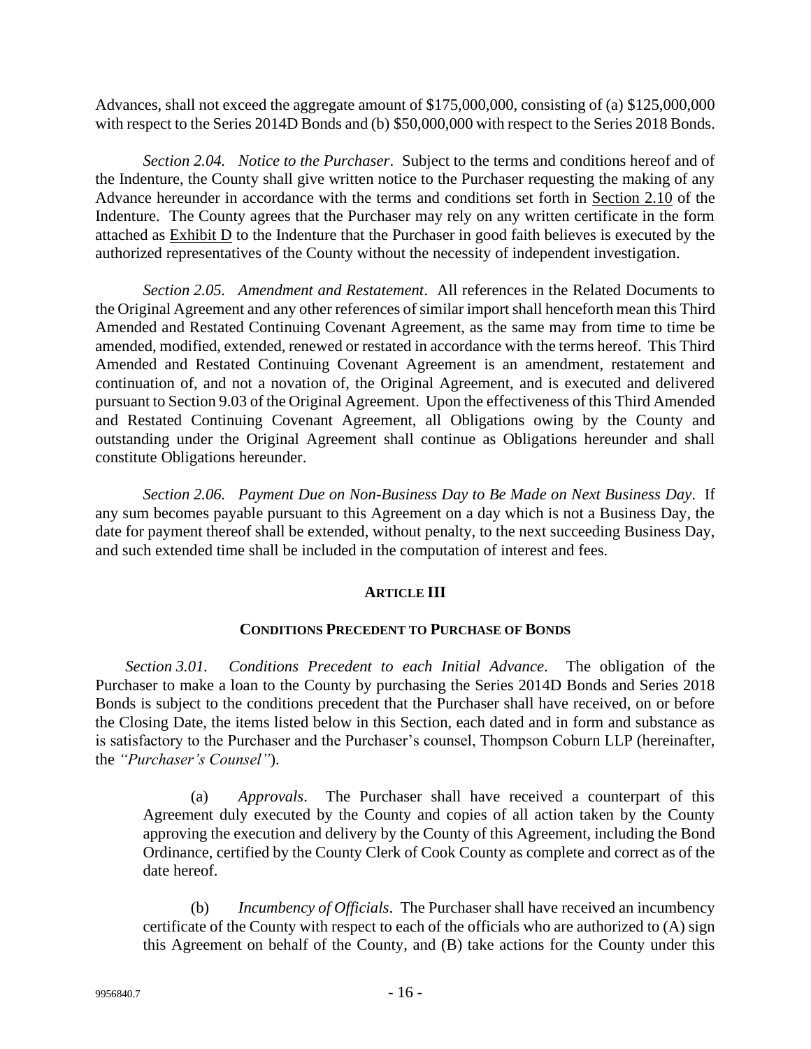Advances, shall not exceed the aggregate amount of \$175,000,000, consisting of (a) \$125,000,000 with respect to the Series 2014D Bonds and (b) \$50,000,000 with respect to the Series 2018 Bonds.

*Section 2.04. Notice to the Purchaser*. Subject to the terms and conditions hereof and of the Indenture, the County shall give written notice to the Purchaser requesting the making of any Advance hereunder in accordance with the terms and conditions set forth in Section 2.10 of the Indenture. The County agrees that the Purchaser may rely on any written certificate in the form attached as Exhibit D to the Indenture that the Purchaser in good faith believes is executed by the authorized representatives of the County without the necessity of independent investigation.

*Section 2.05. Amendment and Restatement*. All references in the Related Documents to the Original Agreement and any other references of similar import shall henceforth mean this Third Amended and Restated Continuing Covenant Agreement, as the same may from time to time be amended, modified, extended, renewed or restated in accordance with the terms hereof. This Third Amended and Restated Continuing Covenant Agreement is an amendment, restatement and continuation of, and not a novation of, the Original Agreement, and is executed and delivered pursuant to Section 9.03 of the Original Agreement. Upon the effectiveness of this Third Amended and Restated Continuing Covenant Agreement, all Obligations owing by the County and outstanding under the Original Agreement shall continue as Obligations hereunder and shall constitute Obligations hereunder.

*Section 2.06. Payment Due on Non-Business Day to Be Made on Next Business Day*. If any sum becomes payable pursuant to this Agreement on a day which is not a Business Day, the date for payment thereof shall be extended, without penalty, to the next succeeding Business Day, and such extended time shall be included in the computation of interest and fees.

## ARTICLE III

## CONDITIONS PRECEDENT TO PURCHASE OF BONDS

*Section 3.01. Conditions Precedent to each Initial Advance*. The obligation of the Purchaser to make a loan to the County by purchasing the Series 2014D Bonds and Series 2018 Bonds is subject to the conditions precedent that the Purchaser shall have received, on or before the Closing Date, the items listed below in this Section, each dated and in form and substance as is satisfactory to the Purchaser and the Purchaser's counsel, Thompson Coburn LLP (hereinafter, the *"Purchaser's Counsel"*).

(a) *Approvals*. The Purchaser shall have received a counterpart of this Agreement duly executed by the County and copies of all action taken by the County approving the execution and delivery by the County of this Agreement, including the Bond Ordinance, certified by the County Clerk of Cook County as complete and correct as of the date hereof.

(b) *Incumbency of Officials*. The Purchaser shall have received an incumbency certificate of the County with respect to each of the officials who are authorized to (A) sign this Agreement on behalf of the County, and (B) take actions for the County under this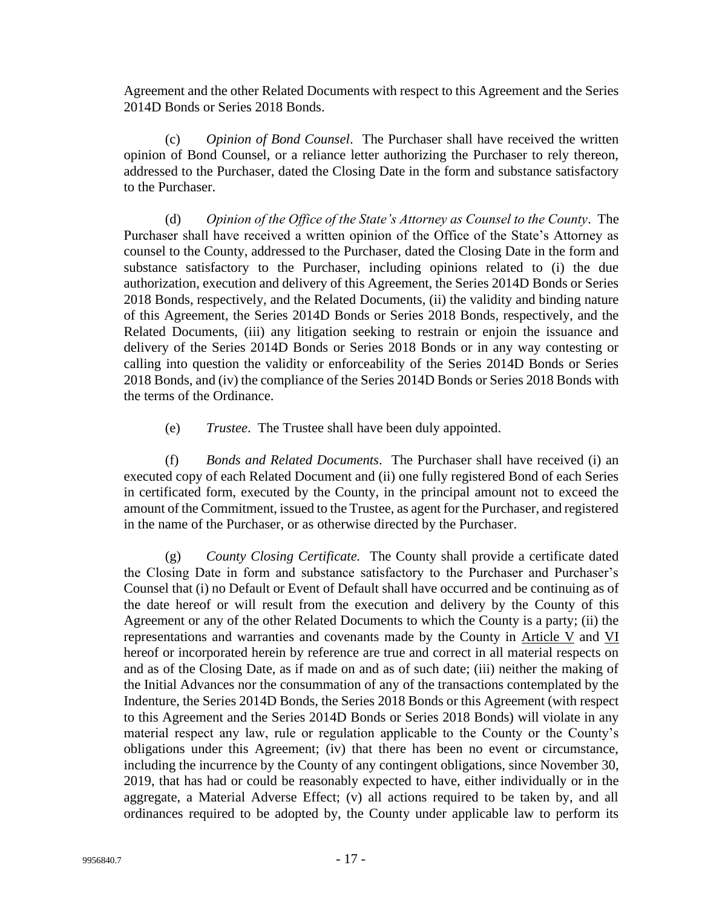Agreement and the other Related Documents with respect to this Agreement and the Series 2014D Bonds or Series 2018 Bonds.

(c) *Opinion of Bond Counsel*. The Purchaser shall have received the written opinion of Bond Counsel, or a reliance letter authorizing the Purchaser to rely thereon, addressed to the Purchaser, dated the Closing Date in the form and substance satisfactory to the Purchaser.

(d) *Opinion of the Office of the State's Attorney as Counsel to the County*. The Purchaser shall have received a written opinion of the Office of the State's Attorney as counsel to the County, addressed to the Purchaser, dated the Closing Date in the form and substance satisfactory to the Purchaser, including opinions related to (i) the due authorization, execution and delivery of this Agreement, the Series 2014D Bonds or Series 2018 Bonds, respectively, and the Related Documents, (ii) the validity and binding nature of this Agreement, the Series 2014D Bonds or Series 2018 Bonds, respectively, and the Related Documents, (iii) any litigation seeking to restrain or enjoin the issuance and delivery of the Series 2014D Bonds or Series 2018 Bonds or in any way contesting or calling into question the validity or enforceability of the Series 2014D Bonds or Series 2018 Bonds, and (iv) the compliance of the Series 2014D Bonds or Series 2018 Bonds with the terms of the Ordinance.

(e) *Trustee*. The Trustee shall have been duly appointed.

(f) *Bonds and Related Documents*. The Purchaser shall have received (i) an executed copy of each Related Document and (ii) one fully registered Bond of each Series in certificated form, executed by the County, in the principal amount not to exceed the amount of the Commitment, issued to the Trustee, as agent for the Purchaser, and registered in the name of the Purchaser, or as otherwise directed by the Purchaser.

(g) *County Closing Certificate.* The County shall provide a certificate dated the Closing Date in form and substance satisfactory to the Purchaser and Purchaser's Counsel that (i) no Default or Event of Default shall have occurred and be continuing as of the date hereof or will result from the execution and delivery by the County of this Agreement or any of the other Related Documents to which the County is a party; (ii) the representations and warranties and covenants made by the County in Article V and VI hereof or incorporated herein by reference are true and correct in all material respects on and as of the Closing Date, as if made on and as of such date; (iii) neither the making of the Initial Advances nor the consummation of any of the transactions contemplated by the Indenture, the Series 2014D Bonds, the Series 2018 Bonds or this Agreement (with respect to this Agreement and the Series 2014D Bonds or Series 2018 Bonds) will violate in any material respect any law, rule or regulation applicable to the County or the County's obligations under this Agreement; (iv) that there has been no event or circumstance, including the incurrence by the County of any contingent obligations, since November 30, 2019, that has had or could be reasonably expected to have, either individually or in the aggregate, a Material Adverse Effect; (v) all actions required to be taken by, and all ordinances required to be adopted by, the County under applicable law to perform its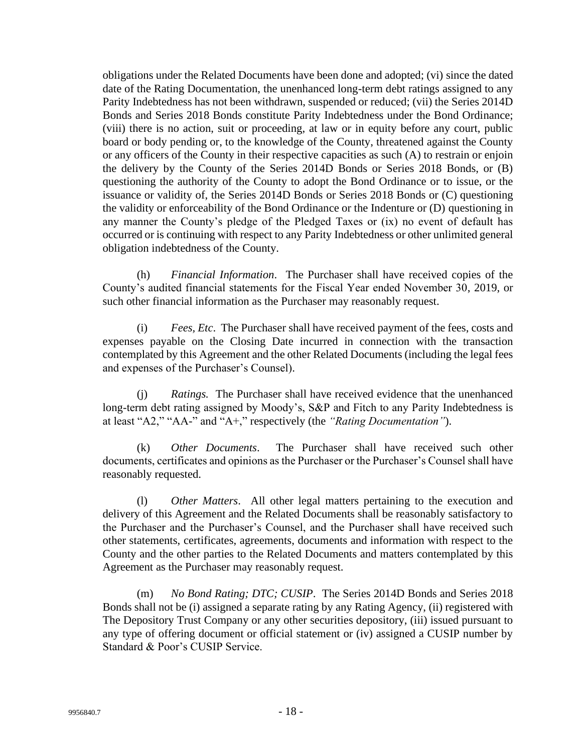obligations under the Related Documents have been done and adopted; (vi) since the dated date of the Rating Documentation, the unenhanced long-term debt ratings assigned to any Parity Indebtedness has not been withdrawn, suspended or reduced; (vii) the Series 2014D Bonds and Series 2018 Bonds constitute Parity Indebtedness under the Bond Ordinance; (viii) there is no action, suit or proceeding, at law or in equity before any court, public board or body pending or, to the knowledge of the County, threatened against the County or any officers of the County in their respective capacities as such (A) to restrain or enjoin the delivery by the County of the Series 2014D Bonds or Series 2018 Bonds, or (B) questioning the authority of the County to adopt the Bond Ordinance or to issue, or the issuance or validity of, the Series 2014D Bonds or Series 2018 Bonds or (C) questioning the validity or enforceability of the Bond Ordinance or the Indenture or (D) questioning in any manner the County's pledge of the Pledged Taxes or (ix) no event of default has occurred or is continuing with respect to any Parity Indebtedness or other unlimited general obligation indebtedness of the County.

(h) *Financial Information*. The Purchaser shall have received copies of the County's audited financial statements for the Fiscal Year ended November 30, 2019, or such other financial information as the Purchaser may reasonably request.

(i) *Fees, Etc*. The Purchaser shall have received payment of the fees, costs and expenses payable on the Closing Date incurred in connection with the transaction contemplated by this Agreement and the other Related Documents (including the legal fees and expenses of the Purchaser's Counsel).

(j) *Ratings.* The Purchaser shall have received evidence that the unenhanced long-term debt rating assigned by Moody's, S&P and Fitch to any Parity Indebtedness is at least "A2," "AA-" and "A+," respectively (the *"Rating Documentation"*).

(k) *Other Documents*. The Purchaser shall have received such other documents, certificates and opinions as the Purchaser or the Purchaser's Counsel shall have reasonably requested.

(l) *Other Matters*. All other legal matters pertaining to the execution and delivery of this Agreement and the Related Documents shall be reasonably satisfactory to the Purchaser and the Purchaser's Counsel, and the Purchaser shall have received such other statements, certificates, agreements, documents and information with respect to the County and the other parties to the Related Documents and matters contemplated by this Agreement as the Purchaser may reasonably request.

(m) *No Bond Rating; DTC; CUSIP*. The Series 2014D Bonds and Series 2018 Bonds shall not be (i) assigned a separate rating by any Rating Agency, (ii) registered with The Depository Trust Company or any other securities depository, (iii) issued pursuant to any type of offering document or official statement or (iv) assigned a CUSIP number by Standard & Poor's CUSIP Service.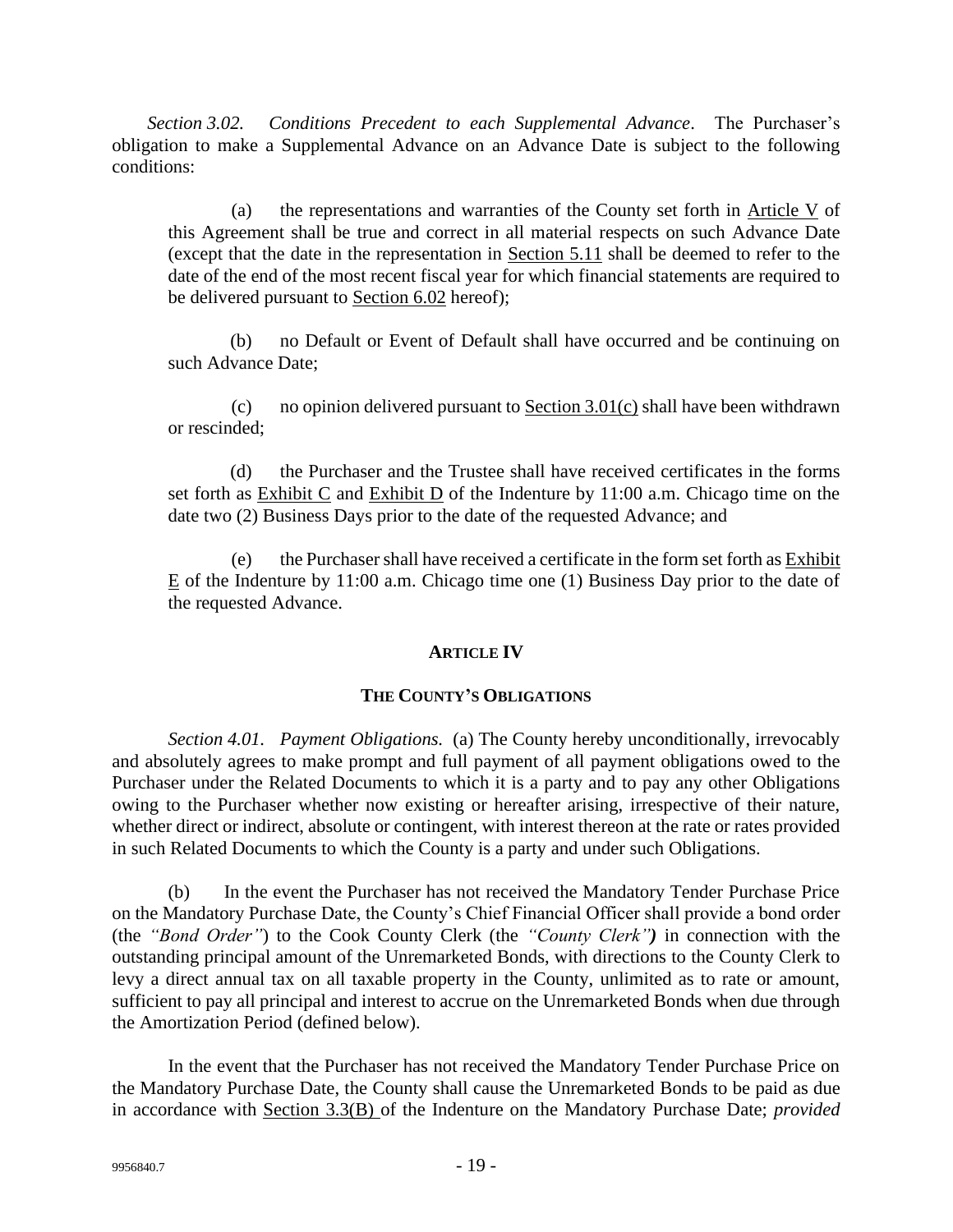*Section 3.02. Conditions Precedent to each Supplemental Advance*. The Purchaser's obligation to make a Supplemental Advance on an Advance Date is subject to the following conditions:

(a) the representations and warranties of the County set forth in Article V of this Agreement shall be true and correct in all material respects on such Advance Date (except that the date in the representation in Section 5.11 shall be deemed to refer to the date of the end of the most recent fiscal year for which financial statements are required to be delivered pursuant to Section 6.02 hereof);

(b) no Default or Event of Default shall have occurred and be continuing on such Advance Date;

(c) no opinion delivered pursuant to Section 3.01(c) shall have been withdrawn or rescinded;

(d) the Purchaser and the Trustee shall have received certificates in the forms set forth as Exhibit C and Exhibit D of the Indenture by 11:00 a.m. Chicago time on the date two (2) Business Days prior to the date of the requested Advance; and

(e) the Purchaser shall have received a certificate in the form set forth as Exhibit E of the Indenture by 11:00 a.m. Chicago time one (1) Business Day prior to the date of the requested Advance.

## ARTICLE IV

## THE COUNTY'S OBLIGATIONS

*Section 4.01. Payment Obligations.* (a) The County hereby unconditionally, irrevocably and absolutely agrees to make prompt and full payment of all payment obligations owed to the Purchaser under the Related Documents to which it is a party and to pay any other Obligations owing to the Purchaser whether now existing or hereafter arising, irrespective of their nature, whether direct or indirect, absolute or contingent, with interest thereon at the rate or rates provided in such Related Documents to which the County is a party and under such Obligations.

(b) In the event the Purchaser has not received the Mandatory Tender Purchase Price on the Mandatory Purchase Date, the County's Chief Financial Officer shall provide a bond order (the *"Bond Order"*) to the Cook County Clerk (the *"County Clerk")* in connection with the outstanding principal amount of the Unremarketed Bonds, with directions to the County Clerk to levy a direct annual tax on all taxable property in the County, unlimited as to rate or amount, sufficient to pay all principal and interest to accrue on the Unremarketed Bonds when due through the Amortization Period (defined below).

In the event that the Purchaser has not received the Mandatory Tender Purchase Price on the Mandatory Purchase Date, the County shall cause the Unremarketed Bonds to be paid as due in accordance with Section 3.3(B) of the Indenture on the Mandatory Purchase Date; *provided*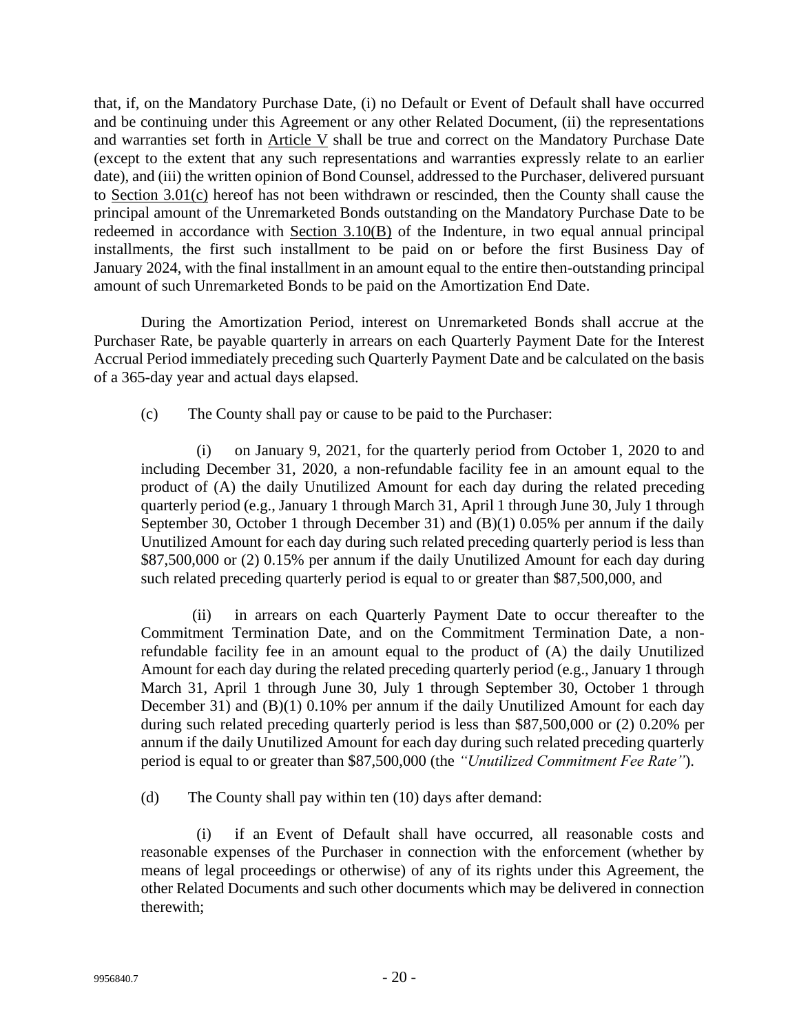that, if, on the Mandatory Purchase Date, (i) no Default or Event of Default shall have occurred and be continuing under this Agreement or any other Related Document, (ii) the representations and warranties set forth in Article V shall be true and correct on the Mandatory Purchase Date (except to the extent that any such representations and warranties expressly relate to an earlier date), and (iii) the written opinion of Bond Counsel, addressed to the Purchaser, delivered pursuant to Section 3.01(c) hereof has not been withdrawn or rescinded, then the County shall cause the principal amount of the Unremarketed Bonds outstanding on the Mandatory Purchase Date to be redeemed in accordance with Section 3.10(B) of the Indenture, in two equal annual principal installments, the first such installment to be paid on or before the first Business Day of January 2024, with the final installment in an amount equal to the entire then-outstanding principal amount of such Unremarketed Bonds to be paid on the Amortization End Date.

During the Amortization Period, interest on Unremarketed Bonds shall accrue at the Purchaser Rate, be payable quarterly in arrears on each Quarterly Payment Date for the Interest Accrual Period immediately preceding such Quarterly Payment Date and be calculated on the basis of a 365-day year and actual days elapsed.

(c) The County shall pay or cause to be paid to the Purchaser:

(i) on January 9, 2021, for the quarterly period from October 1, 2020 to and including December 31, 2020, a non-refundable facility fee in an amount equal to the product of (A) the daily Unutilized Amount for each day during the related preceding quarterly period (e.g., January 1 through March 31, April 1 through June 30, July 1 through September 30, October 1 through December 31) and (B)(1) 0.05% per annum if the daily Unutilized Amount for each day during such related preceding quarterly period is less than $87,500,000 or (2) 0.15% per annum if the daily Unutilized Amount for each day during such related preceding quarterly period is equal to or greater than $87,500,000, and

(ii) in arrears on each Quarterly Payment Date to occur thereafter to the Commitment Termination Date, and on the Commitment Termination Date, a non-refundable facility fee in an amount equal to the product of (A) the daily Unutilized Amount for each day during the related preceding quarterly period (e.g., January 1 through March 31, April 1 through June 30, July 1 through September 30, October 1 through December 31) and (B)(1) 0.10% per annum if the daily Unutilized Amount for each day during such related preceding quarterly period is less than $87,500,000 or (2) 0.20% per annum if the daily Unutilized Amount for each day during such related preceding quarterly period is equal to or greater than $87,500,000 (the *"Unutilized Commitment Fee Rate"*).

(d) The County shall pay within ten (10) days after demand:

(i) if an Event of Default shall have occurred, all reasonable costs and reasonable expenses of the Purchaser in connection with the enforcement (whether by means of legal proceedings or otherwise) of any of its rights under this Agreement, the other Related Documents and such other documents which may be delivered in connection therewith;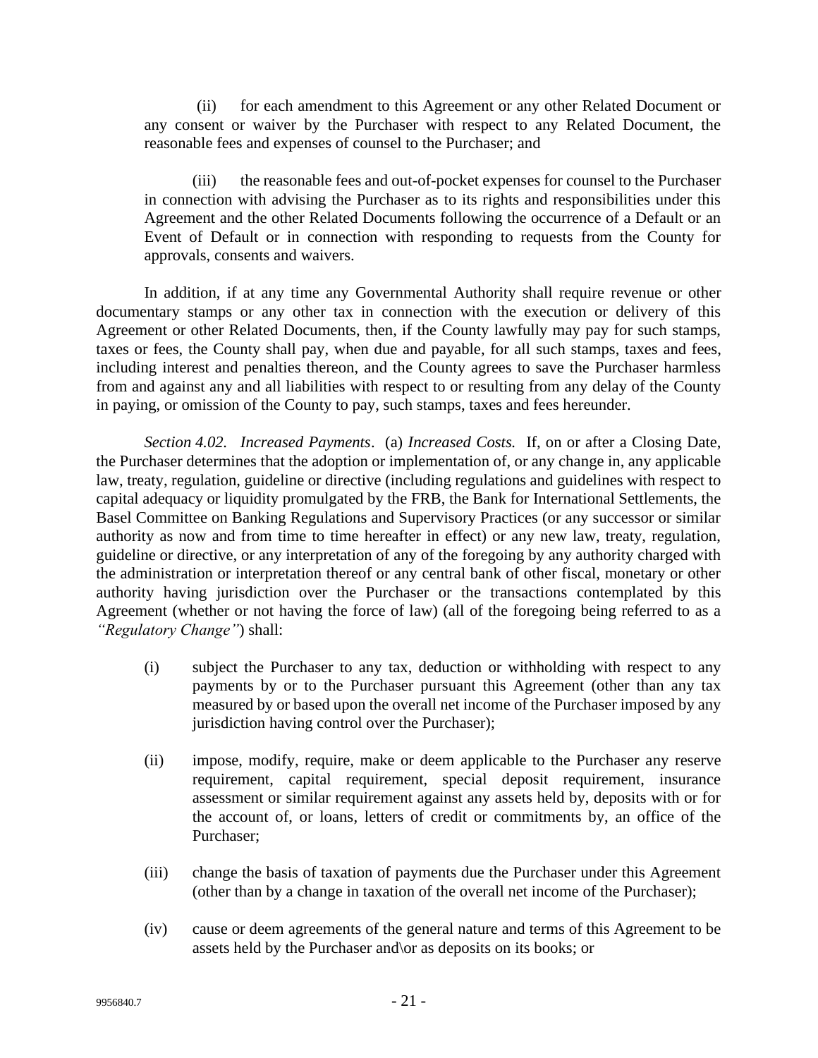(ii) for each amendment to this Agreement or any other Related Document or any consent or waiver by the Purchaser with respect to any Related Document, the reasonable fees and expenses of counsel to the Purchaser; and

(iii) the reasonable fees and out-of-pocket expenses for counsel to the Purchaser in connection with advising the Purchaser as to its rights and responsibilities under this Agreement and the other Related Documents following the occurrence of a Default or an Event of Default or in connection with responding to requests from the County for approvals, consents and waivers.

In addition, if at any time any Governmental Authority shall require revenue or other documentary stamps or any other tax in connection with the execution or delivery of this Agreement or other Related Documents, then, if the County lawfully may pay for such stamps, taxes or fees, the County shall pay, when due and payable, for all such stamps, taxes and fees, including interest and penalties thereon, and the County agrees to save the Purchaser harmless from and against any and all liabilities with respect to or resulting from any delay of the County in paying, or omission of the County to pay, such stamps, taxes and fees hereunder.

*Section 4.02. Increased Payments*. (a) *Increased Costs.* If, on or after a Closing Date, the Purchaser determines that the adoption or implementation of, or any change in, any applicable law, treaty, regulation, guideline or directive (including regulations and guidelines with respect to capital adequacy or liquidity promulgated by the FRB, the Bank for International Settlements, the Basel Committee on Banking Regulations and Supervisory Practices (or any successor or similar authority as now and from time to time hereafter in effect) or any new law, treaty, regulation, guideline or directive, or any interpretation of any of the foregoing by any authority charged with the administration or interpretation thereof or any central bank of other fiscal, monetary or other authority having jurisdiction over the Purchaser or the transactions contemplated by this Agreement (whether or not having the force of law) (all of the foregoing being referred to as a *"Regulatory Change"*) shall:

(i) subject the Purchaser to any tax, deduction or withholding with respect to any payments by or to the Purchaser pursuant this Agreement (other than any tax measured by or based upon the overall net income of the Purchaser imposed by any jurisdiction having control over the Purchaser);

(ii) impose, modify, require, make or deem applicable to the Purchaser any reserve requirement, capital requirement, special deposit requirement, insurance assessment or similar requirement against any assets held by, deposits with or for the account of, or loans, letters of credit or commitments by, an office of the Purchaser;

(iii) change the basis of taxation of payments due the Purchaser under this Agreement (other than by a change in taxation of the overall net income of the Purchaser);

(iv) cause or deem agreements of the general nature and terms of this Agreement to be assets held by the Purchaser and\or as deposits on its books; or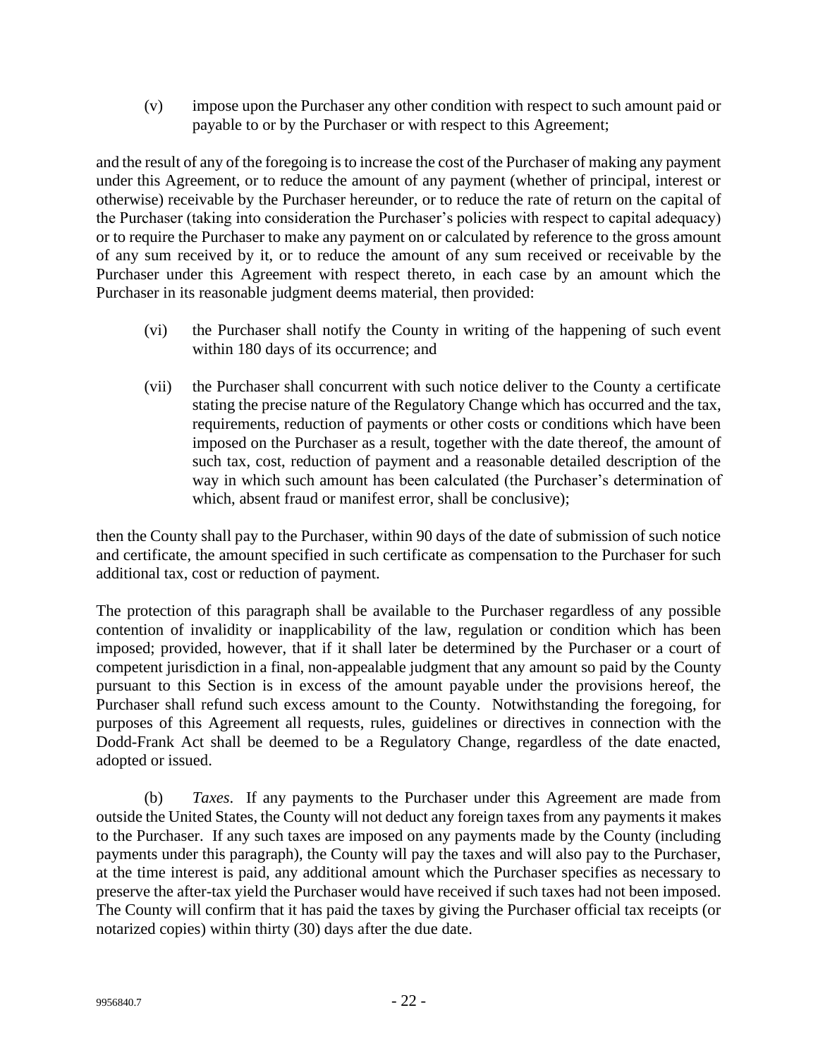(v) impose upon the Purchaser any other condition with respect to such amount paid or payable to or by the Purchaser or with respect to this Agreement;

and the result of any of the foregoing is to increase the cost of the Purchaser of making any payment under this Agreement, or to reduce the amount of any payment (whether of principal, interest or otherwise) receivable by the Purchaser hereunder, or to reduce the rate of return on the capital of the Purchaser (taking into consideration the Purchaser's policies with respect to capital adequacy) or to require the Purchaser to make any payment on or calculated by reference to the gross amount of any sum received by it, or to reduce the amount of any sum received or receivable by the Purchaser under this Agreement with respect thereto, in each case by an amount which the Purchaser in its reasonable judgment deems material, then provided:

(vi) the Purchaser shall notify the County in writing of the happening of such event within 180 days of its occurrence; and

(vii) the Purchaser shall concurrent with such notice deliver to the County a certificate stating the precise nature of the Regulatory Change which has occurred and the tax, requirements, reduction of payments or other costs or conditions which have been imposed on the Purchaser as a result, together with the date thereof, the amount of such tax, cost, reduction of payment and a reasonable detailed description of the way in which such amount has been calculated (the Purchaser's determination of which, absent fraud or manifest error, shall be conclusive);

then the County shall pay to the Purchaser, within 90 days of the date of submission of such notice and certificate, the amount specified in such certificate as compensation to the Purchaser for such additional tax, cost or reduction of payment.

The protection of this paragraph shall be available to the Purchaser regardless of any possible contention of invalidity or inapplicability of the law, regulation or condition which has been imposed; provided, however, that if it shall later be determined by the Purchaser or a court of competent jurisdiction in a final, non-appealable judgment that any amount so paid by the County pursuant to this Section is in excess of the amount payable under the provisions hereof, the Purchaser shall refund such excess amount to the County. Notwithstanding the foregoing, for purposes of this Agreement all requests, rules, guidelines or directives in connection with the Dodd-Frank Act shall be deemed to be a Regulatory Change, regardless of the date enacted, adopted or issued.

(b) *Taxes*. If any payments to the Purchaser under this Agreement are made from outside the United States, the County will not deduct any foreign taxes from any payments it makes to the Purchaser. If any such taxes are imposed on any payments made by the County (including payments under this paragraph), the County will pay the taxes and will also pay to the Purchaser, at the time interest is paid, any additional amount which the Purchaser specifies as necessary to preserve the after-tax yield the Purchaser would have received if such taxes had not been imposed. The County will confirm that it has paid the taxes by giving the Purchaser official tax receipts (or notarized copies) within thirty (30) days after the due date.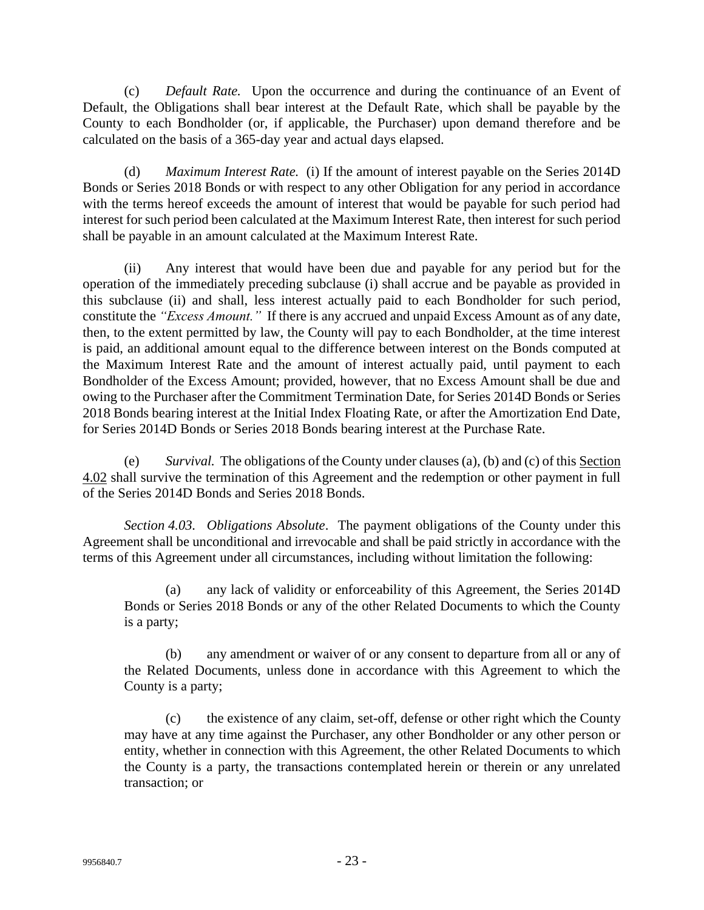(c) *Default Rate.* Upon the occurrence and during the continuance of an Event of Default, the Obligations shall bear interest at the Default Rate, which shall be payable by the County to each Bondholder (or, if applicable, the Purchaser) upon demand therefore and be calculated on the basis of a 365-day year and actual days elapsed.

(d) *Maximum Interest Rate.* (i) If the amount of interest payable on the Series 2014D Bonds or Series 2018 Bonds or with respect to any other Obligation for any period in accordance with the terms hereof exceeds the amount of interest that would be payable for such period had interest for such period been calculated at the Maximum Interest Rate, then interest for such period shall be payable in an amount calculated at the Maximum Interest Rate.

(ii) Any interest that would have been due and payable for any period but for the operation of the immediately preceding subclause (i) shall accrue and be payable as provided in this subclause (ii) and shall, less interest actually paid to each Bondholder for such period, constitute the *"Excess Amount."* If there is any accrued and unpaid Excess Amount as of any date, then, to the extent permitted by law, the County will pay to each Bondholder, at the time interest is paid, an additional amount equal to the difference between interest on the Bonds computed at the Maximum Interest Rate and the amount of interest actually paid, until payment to each Bondholder of the Excess Amount; provided, however, that no Excess Amount shall be due and owing to the Purchaser after the Commitment Termination Date, for Series 2014D Bonds or Series 2018 Bonds bearing interest at the Initial Index Floating Rate, or after the Amortization End Date, for Series 2014D Bonds or Series 2018 Bonds bearing interest at the Purchase Rate.

(e) *Survival.* The obligations of the County under clauses (a), (b) and (c) of this Section 4.02 shall survive the termination of this Agreement and the redemption or other payment in full of the Series 2014D Bonds and Series 2018 Bonds.

*Section 4.03. Obligations Absolute*. The payment obligations of the County under this Agreement shall be unconditional and irrevocable and shall be paid strictly in accordance with the terms of this Agreement under all circumstances, including without limitation the following:

> (a) any lack of validity or enforceability of this Agreement, the Series 2014D Bonds or Series 2018 Bonds or any of the other Related Documents to which the County is a party;
>
> (b) any amendment or waiver of or any consent to departure from all or any of the Related Documents, unless done in accordance with this Agreement to which the County is a party;
>
> (c) the existence of any claim, set-off, defense or other right which the County may have at any time against the Purchaser, any other Bondholder or any other person or entity, whether in connection with this Agreement, the other Related Documents to which the County is a party, the transactions contemplated herein or therein or any unrelated transaction; or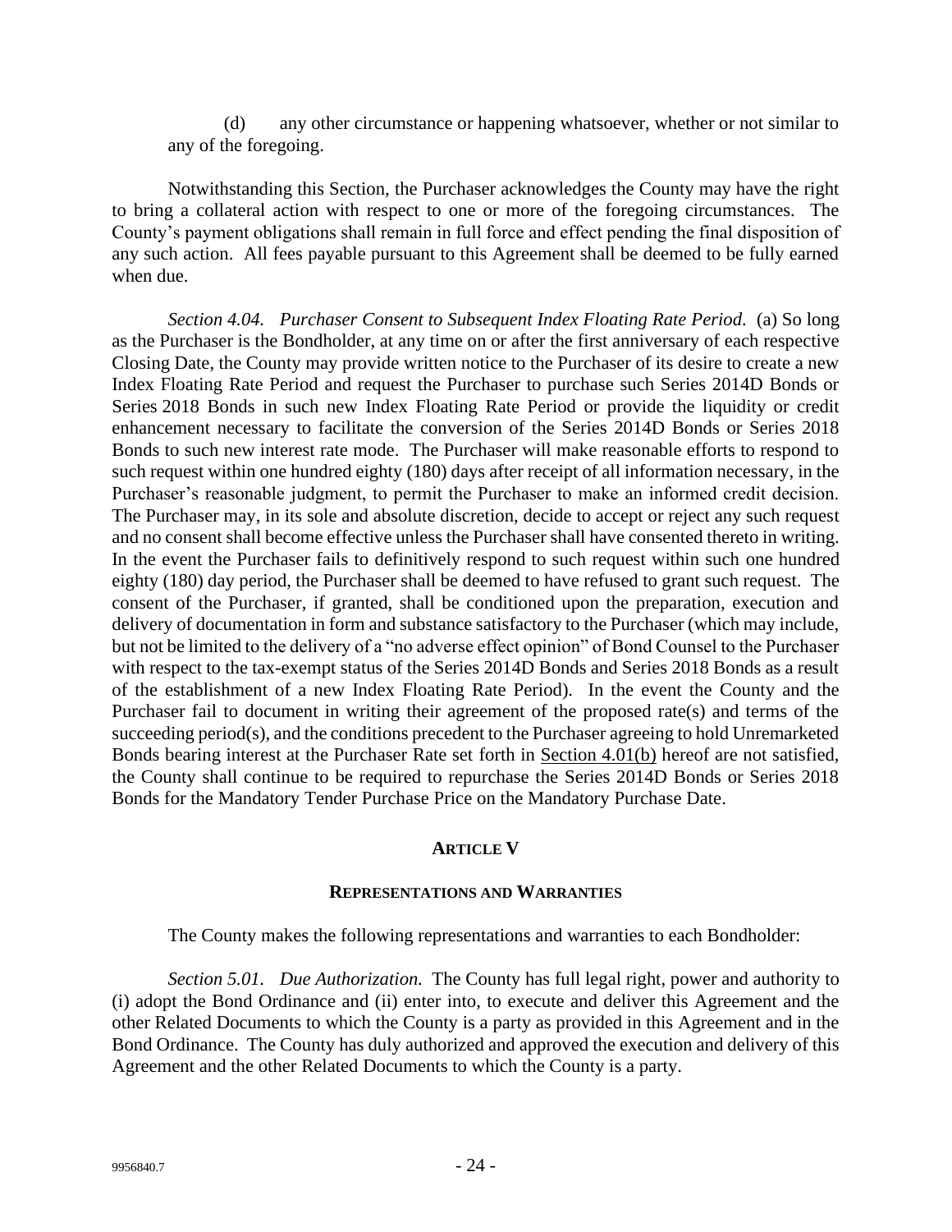(d) any other circumstance or happening whatsoever, whether or not similar to any of the foregoing.

Notwithstanding this Section, the Purchaser acknowledges the County may have the right to bring a collateral action with respect to one or more of the foregoing circumstances. The County's payment obligations shall remain in full force and effect pending the final disposition of any such action. All fees payable pursuant to this Agreement shall be deemed to be fully earned when due.

*Section 4.04. Purchaser Consent to Subsequent Index Floating Rate Period.* (a) So long as the Purchaser is the Bondholder, at any time on or after the first anniversary of each respective Closing Date, the County may provide written notice to the Purchaser of its desire to create a new Index Floating Rate Period and request the Purchaser to purchase such Series 2014D Bonds or Series 2018 Bonds in such new Index Floating Rate Period or provide the liquidity or credit enhancement necessary to facilitate the conversion of the Series 2014D Bonds or Series 2018 Bonds to such new interest rate mode. The Purchaser will make reasonable efforts to respond to such request within one hundred eighty (180) days after receipt of all information necessary, in the Purchaser's reasonable judgment, to permit the Purchaser to make an informed credit decision. The Purchaser may, in its sole and absolute discretion, decide to accept or reject any such request and no consent shall become effective unless the Purchaser shall have consented thereto in writing. In the event the Purchaser fails to definitively respond to such request within such one hundred eighty (180) day period, the Purchaser shall be deemed to have refused to grant such request. The consent of the Purchaser, if granted, shall be conditioned upon the preparation, execution and delivery of documentation in form and substance satisfactory to the Purchaser (which may include, but not be limited to the delivery of a "no adverse effect opinion" of Bond Counsel to the Purchaser with respect to the tax-exempt status of the Series 2014D Bonds and Series 2018 Bonds as a result of the establishment of a new Index Floating Rate Period). In the event the County and the Purchaser fail to document in writing their agreement of the proposed rate(s) and terms of the succeeding period(s), and the conditions precedent to the Purchaser agreeing to hold Unremarketed Bonds bearing interest at the Purchaser Rate set forth in Section 4.01(b) hereof are not satisfied, the County shall continue to be required to repurchase the Series 2014D Bonds or Series 2018 Bonds for the Mandatory Tender Purchase Price on the Mandatory Purchase Date.

## ARTICLE V

## REPRESENTATIONS AND WARRANTIES

The County makes the following representations and warranties to each Bondholder:

*Section 5.01. Due Authorization.* The County has full legal right, power and authority to (i) adopt the Bond Ordinance and (ii) enter into, to execute and deliver this Agreement and the other Related Documents to which the County is a party as provided in this Agreement and in the Bond Ordinance. The County has duly authorized and approved the execution and delivery of this Agreement and the other Related Documents to which the County is a party.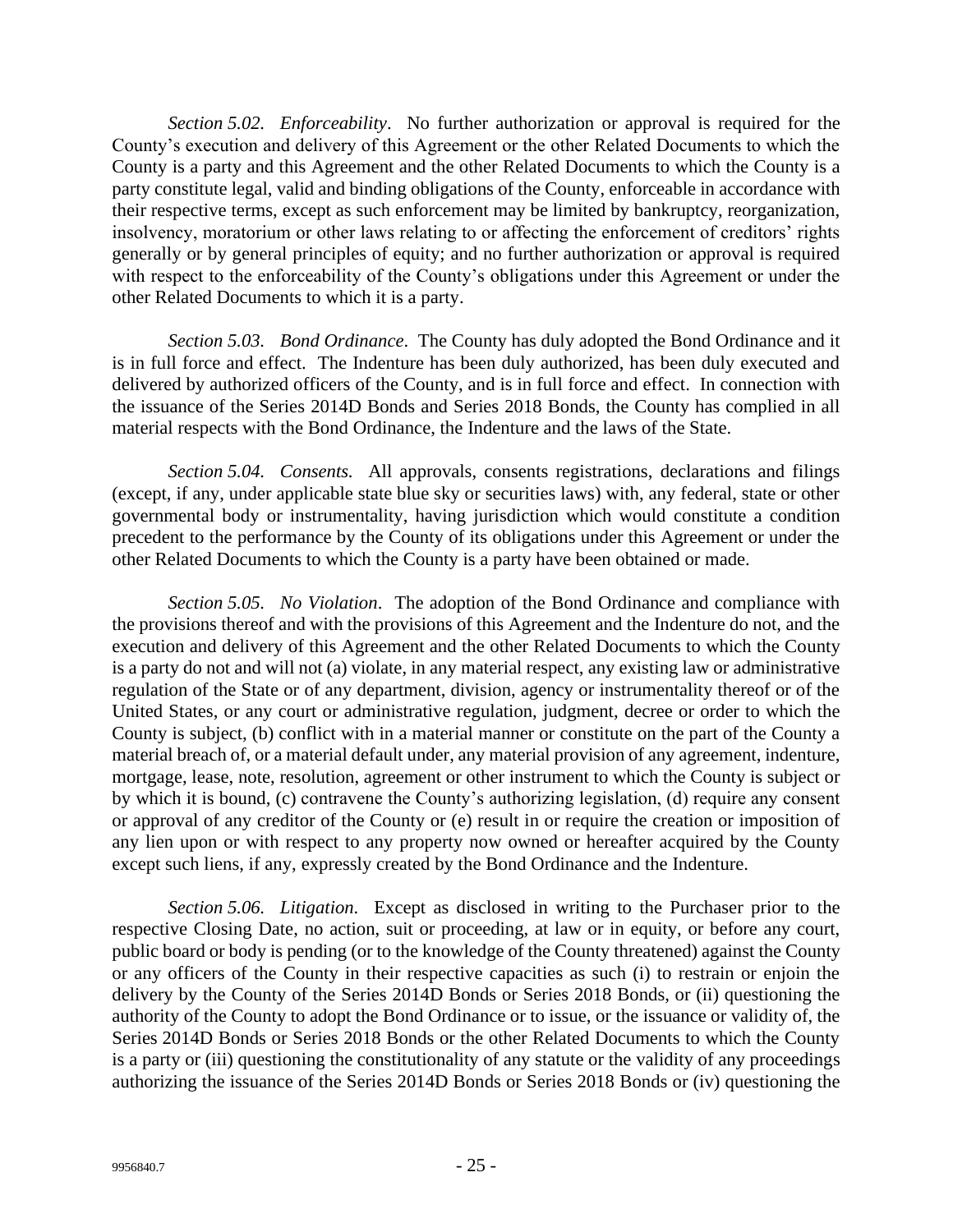*Section 5.02. Enforceability*. No further authorization or approval is required for the County's execution and delivery of this Agreement or the other Related Documents to which the County is a party and this Agreement and the other Related Documents to which the County is a party constitute legal, valid and binding obligations of the County, enforceable in accordance with their respective terms, except as such enforcement may be limited by bankruptcy, reorganization, insolvency, moratorium or other laws relating to or affecting the enforcement of creditors' rights generally or by general principles of equity; and no further authorization or approval is required with respect to the enforceability of the County's obligations under this Agreement or under the other Related Documents to which it is a party.

*Section 5.03. Bond Ordinance*. The County has duly adopted the Bond Ordinance and it is in full force and effect. The Indenture has been duly authorized, has been duly executed and delivered by authorized officers of the County, and is in full force and effect. In connection with the issuance of the Series 2014D Bonds and Series 2018 Bonds, the County has complied in all material respects with the Bond Ordinance, the Indenture and the laws of the State.

*Section 5.04. Consents.* All approvals, consents registrations, declarations and filings (except, if any, under applicable state blue sky or securities laws) with, any federal, state or other governmental body or instrumentality, having jurisdiction which would constitute a condition precedent to the performance by the County of its obligations under this Agreement or under the other Related Documents to which the County is a party have been obtained or made.

*Section 5.05. No Violation*. The adoption of the Bond Ordinance and compliance with the provisions thereof and with the provisions of this Agreement and the Indenture do not, and the execution and delivery of this Agreement and the other Related Documents to which the County is a party do not and will not (a) violate, in any material respect, any existing law or administrative regulation of the State or of any department, division, agency or instrumentality thereof or of the United States, or any court or administrative regulation, judgment, decree or order to which the County is subject, (b) conflict with in a material manner or constitute on the part of the County a material breach of, or a material default under, any material provision of any agreement, indenture, mortgage, lease, note, resolution, agreement or other instrument to which the County is subject or by which it is bound, (c) contravene the County's authorizing legislation, (d) require any consent or approval of any creditor of the County or (e) result in or require the creation or imposition of any lien upon or with respect to any property now owned or hereafter acquired by the County except such liens, if any, expressly created by the Bond Ordinance and the Indenture.

*Section 5.06. Litigation*. Except as disclosed in writing to the Purchaser prior to the respective Closing Date, no action, suit or proceeding, at law or in equity, or before any court, public board or body is pending (or to the knowledge of the County threatened) against the County or any officers of the County in their respective capacities as such (i) to restrain or enjoin the delivery by the County of the Series 2014D Bonds or Series 2018 Bonds, or (ii) questioning the authority of the County to adopt the Bond Ordinance or to issue, or the issuance or validity of, the Series 2014D Bonds or Series 2018 Bonds or the other Related Documents to which the County is a party or (iii) questioning the constitutionality of any statute or the validity of any proceedings authorizing the issuance of the Series 2014D Bonds or Series 2018 Bonds or (iv) questioning the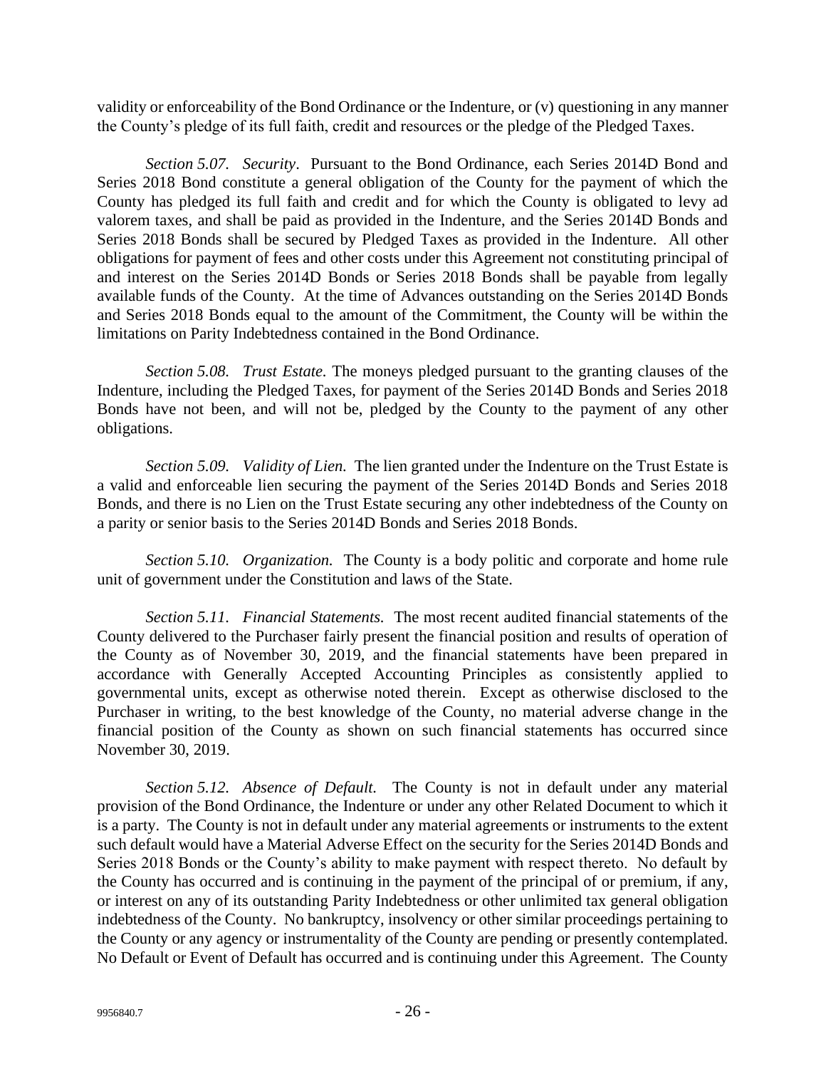validity or enforceability of the Bond Ordinance or the Indenture, or (v) questioning in any manner the County's pledge of its full faith, credit and resources or the pledge of the Pledged Taxes.

*Section 5.07. Security*. Pursuant to the Bond Ordinance, each Series 2014D Bond and Series 2018 Bond constitute a general obligation of the County for the payment of which the County has pledged its full faith and credit and for which the County is obligated to levy ad valorem taxes, and shall be paid as provided in the Indenture, and the Series 2014D Bonds and Series 2018 Bonds shall be secured by Pledged Taxes as provided in the Indenture. All other obligations for payment of fees and other costs under this Agreement not constituting principal of and interest on the Series 2014D Bonds or Series 2018 Bonds shall be payable from legally available funds of the County. At the time of Advances outstanding on the Series 2014D Bonds and Series 2018 Bonds equal to the amount of the Commitment, the County will be within the limitations on Parity Indebtedness contained in the Bond Ordinance.

*Section 5.08. Trust Estate.* The moneys pledged pursuant to the granting clauses of the Indenture, including the Pledged Taxes, for payment of the Series 2014D Bonds and Series 2018 Bonds have not been, and will not be, pledged by the County to the payment of any other obligations.

*Section 5.09. Validity of Lien.* The lien granted under the Indenture on the Trust Estate is a valid and enforceable lien securing the payment of the Series 2014D Bonds and Series 2018 Bonds, and there is no Lien on the Trust Estate securing any other indebtedness of the County on a parity or senior basis to the Series 2014D Bonds and Series 2018 Bonds.

*Section 5.10. Organization.* The County is a body politic and corporate and home rule unit of government under the Constitution and laws of the State.

*Section 5.11. Financial Statements.* The most recent audited financial statements of the County delivered to the Purchaser fairly present the financial position and results of operation of the County as of November 30, 2019, and the financial statements have been prepared in accordance with Generally Accepted Accounting Principles as consistently applied to governmental units, except as otherwise noted therein. Except as otherwise disclosed to the Purchaser in writing, to the best knowledge of the County, no material adverse change in the financial position of the County as shown on such financial statements has occurred since November 30, 2019.

*Section 5.12. Absence of Default.* The County is not in default under any material provision of the Bond Ordinance, the Indenture or under any other Related Document to which it is a party. The County is not in default under any material agreements or instruments to the extent such default would have a Material Adverse Effect on the security for the Series 2014D Bonds and Series 2018 Bonds or the County's ability to make payment with respect thereto. No default by the County has occurred and is continuing in the payment of the principal of or premium, if any, or interest on any of its outstanding Parity Indebtedness or other unlimited tax general obligation indebtedness of the County. No bankruptcy, insolvency or other similar proceedings pertaining to the County or any agency or instrumentality of the County are pending or presently contemplated. No Default or Event of Default has occurred and is continuing under this Agreement. The County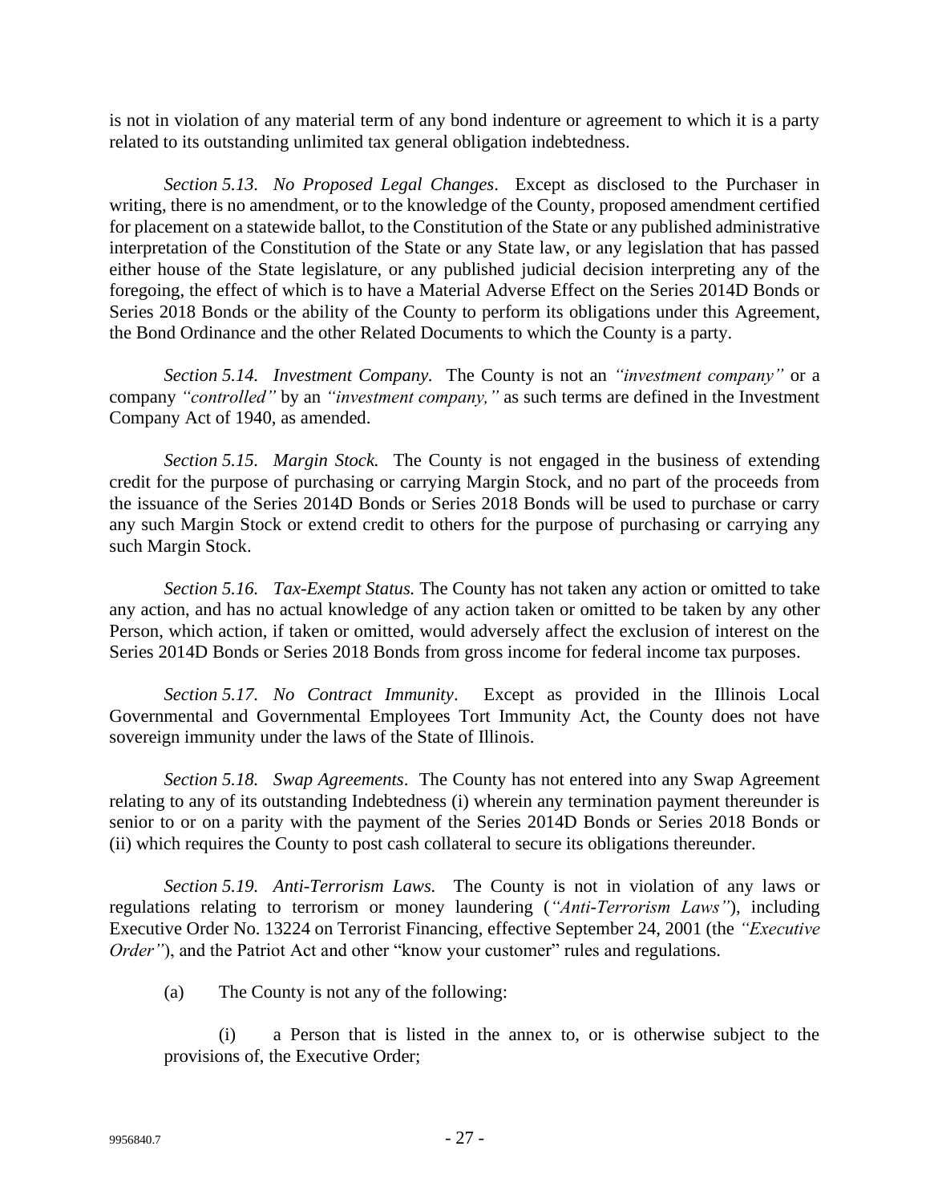is not in violation of any material term of any bond indenture or agreement to which it is a party related to its outstanding unlimited tax general obligation indebtedness.

*Section 5.13. No Proposed Legal Changes*. Except as disclosed to the Purchaser in writing, there is no amendment, or to the knowledge of the County, proposed amendment certified for placement on a statewide ballot, to the Constitution of the State or any published administrative interpretation of the Constitution of the State or any State law, or any legislation that has passed either house of the State legislature, or any published judicial decision interpreting any of the foregoing, the effect of which is to have a Material Adverse Effect on the Series 2014D Bonds or Series 2018 Bonds or the ability of the County to perform its obligations under this Agreement, the Bond Ordinance and the other Related Documents to which the County is a party.

*Section 5.14. Investment Company.* The County is not an *"investment company"* or a company *"controlled"* by an *"investment company,"* as such terms are defined in the Investment Company Act of 1940, as amended.

*Section 5.15. Margin Stock.* The County is not engaged in the business of extending credit for the purpose of purchasing or carrying Margin Stock, and no part of the proceeds from the issuance of the Series 2014D Bonds or Series 2018 Bonds will be used to purchase or carry any such Margin Stock or extend credit to others for the purpose of purchasing or carrying any such Margin Stock.

*Section 5.16. Tax-Exempt Status.* The County has not taken any action or omitted to take any action, and has no actual knowledge of any action taken or omitted to be taken by any other Person, which action, if taken or omitted, would adversely affect the exclusion of interest on the Series 2014D Bonds or Series 2018 Bonds from gross income for federal income tax purposes.

*Section 5.17. No Contract Immunity*. Except as provided in the Illinois Local Governmental and Governmental Employees Tort Immunity Act, the County does not have sovereign immunity under the laws of the State of Illinois.

*Section 5.18. Swap Agreements*. The County has not entered into any Swap Agreement relating to any of its outstanding Indebtedness (i) wherein any termination payment thereunder is senior to or on a parity with the payment of the Series 2014D Bonds or Series 2018 Bonds or (ii) which requires the County to post cash collateral to secure its obligations thereunder.

*Section 5.19. Anti-Terrorism Laws.* The County is not in violation of any laws or regulations relating to terrorism or money laundering (*"Anti-Terrorism Laws"*), including Executive Order No. 13224 on Terrorist Financing, effective September 24, 2001 (the *"Executive Order"*), and the Patriot Act and other "know your customer" rules and regulations.

(a) The County is not any of the following:

(i) a Person that is listed in the annex to, or is otherwise subject to the provisions of, the Executive Order;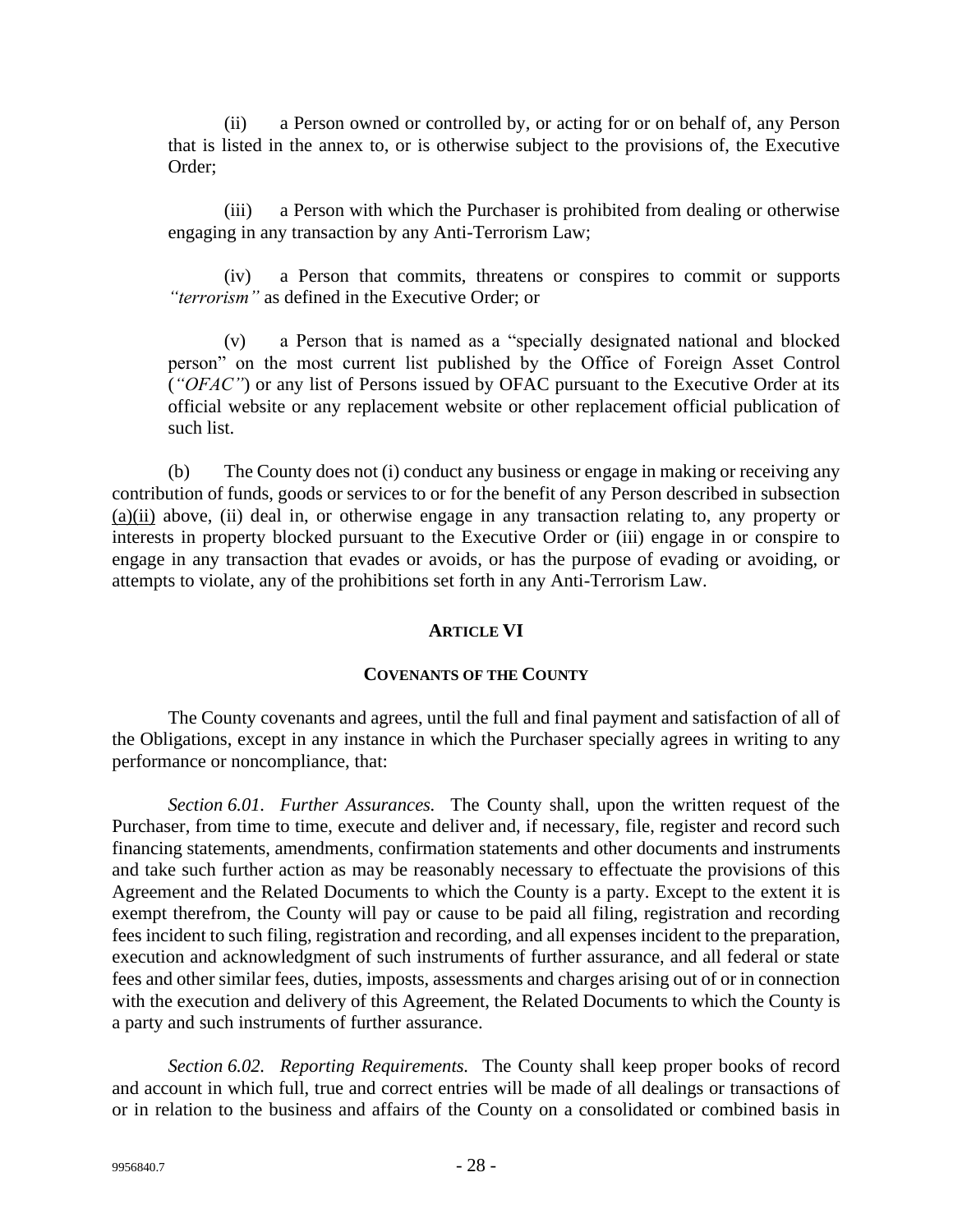(ii) a Person owned or controlled by, or acting for or on behalf of, any Person that is listed in the annex to, or is otherwise subject to the provisions of, the Executive Order;

(iii) a Person with which the Purchaser is prohibited from dealing or otherwise engaging in any transaction by any Anti-Terrorism Law;

(iv) a Person that commits, threatens or conspires to commit or supports *"terrorism"* as defined in the Executive Order; or

(v) a Person that is named as a "specially designated national and blocked person" on the most current list published by the Office of Foreign Asset Control (*"OFAC"*) or any list of Persons issued by OFAC pursuant to the Executive Order at its official website or any replacement website or other replacement official publication of such list.

(b) The County does not (i) conduct any business or engage in making or receiving any contribution of funds, goods or services to or for the benefit of any Person described in subsection (a)(ii) above, (ii) deal in, or otherwise engage in any transaction relating to, any property or interests in property blocked pursuant to the Executive Order or (iii) engage in or conspire to engage in any transaction that evades or avoids, or has the purpose of evading or avoiding, or attempts to violate, any of the prohibitions set forth in any Anti-Terrorism Law.

## ARTICLE VI

## COVENANTS OF THE COUNTY

The County covenants and agrees, until the full and final payment and satisfaction of all of the Obligations, except in any instance in which the Purchaser specially agrees in writing to any performance or noncompliance, that:

*Section 6.01. Further Assurances.* The County shall, upon the written request of the Purchaser, from time to time, execute and deliver and, if necessary, file, register and record such financing statements, amendments, confirmation statements and other documents and instruments and take such further action as may be reasonably necessary to effectuate the provisions of this Agreement and the Related Documents to which the County is a party. Except to the extent it is exempt therefrom, the County will pay or cause to be paid all filing, registration and recording fees incident to such filing, registration and recording, and all expenses incident to the preparation, execution and acknowledgment of such instruments of further assurance, and all federal or state fees and other similar fees, duties, imposts, assessments and charges arising out of or in connection with the execution and delivery of this Agreement, the Related Documents to which the County is a party and such instruments of further assurance.

*Section 6.02. Reporting Requirements.* The County shall keep proper books of record and account in which full, true and correct entries will be made of all dealings or transactions of or in relation to the business and affairs of the County on a consolidated or combined basis in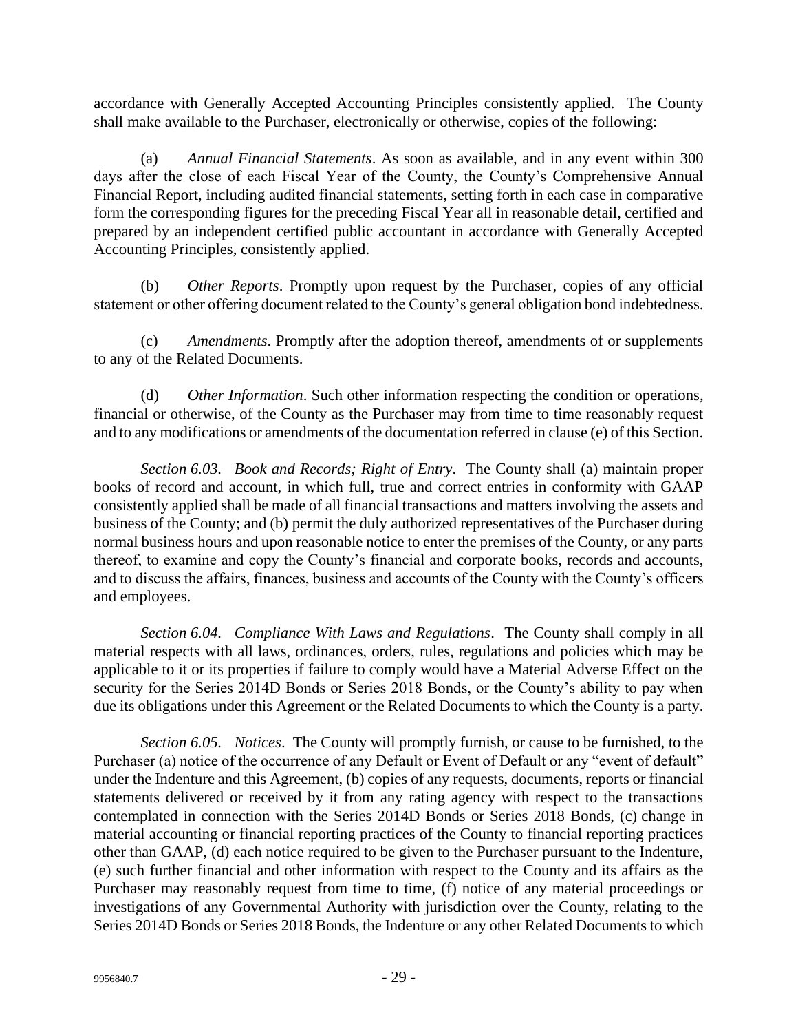accordance with Generally Accepted Accounting Principles consistently applied. The County shall make available to the Purchaser, electronically or otherwise, copies of the following:

(a) *Annual Financial Statements*. As soon as available, and in any event within 300 days after the close of each Fiscal Year of the County, the County's Comprehensive Annual Financial Report, including audited financial statements, setting forth in each case in comparative form the corresponding figures for the preceding Fiscal Year all in reasonable detail, certified and prepared by an independent certified public accountant in accordance with Generally Accepted Accounting Principles, consistently applied.

(b) *Other Reports*. Promptly upon request by the Purchaser, copies of any official statement or other offering document related to the County's general obligation bond indebtedness.

(c) *Amendments*. Promptly after the adoption thereof, amendments of or supplements to any of the Related Documents.

(d) *Other Information*. Such other information respecting the condition or operations, financial or otherwise, of the County as the Purchaser may from time to time reasonably request and to any modifications or amendments of the documentation referred in clause (e) of this Section.

*Section 6.03. Book and Records; Right of Entry*. The County shall (a) maintain proper books of record and account, in which full, true and correct entries in conformity with GAAP consistently applied shall be made of all financial transactions and matters involving the assets and business of the County; and (b) permit the duly authorized representatives of the Purchaser during normal business hours and upon reasonable notice to enter the premises of the County, or any parts thereof, to examine and copy the County's financial and corporate books, records and accounts, and to discuss the affairs, finances, business and accounts of the County with the County's officers and employees.

*Section 6.04. Compliance With Laws and Regulations*. The County shall comply in all material respects with all laws, ordinances, orders, rules, regulations and policies which may be applicable to it or its properties if failure to comply would have a Material Adverse Effect on the security for the Series 2014D Bonds or Series 2018 Bonds, or the County's ability to pay when due its obligations under this Agreement or the Related Documents to which the County is a party.

*Section 6.05. Notices*. The County will promptly furnish, or cause to be furnished, to the Purchaser (a) notice of the occurrence of any Default or Event of Default or any "event of default" under the Indenture and this Agreement, (b) copies of any requests, documents, reports or financial statements delivered or received by it from any rating agency with respect to the transactions contemplated in connection with the Series 2014D Bonds or Series 2018 Bonds, (c) change in material accounting or financial reporting practices of the County to financial reporting practices other than GAAP, (d) each notice required to be given to the Purchaser pursuant to the Indenture, (e) such further financial and other information with respect to the County and its affairs as the Purchaser may reasonably request from time to time, (f) notice of any material proceedings or investigations of any Governmental Authority with jurisdiction over the County, relating to the Series 2014D Bonds or Series 2018 Bonds, the Indenture or any other Related Documents to which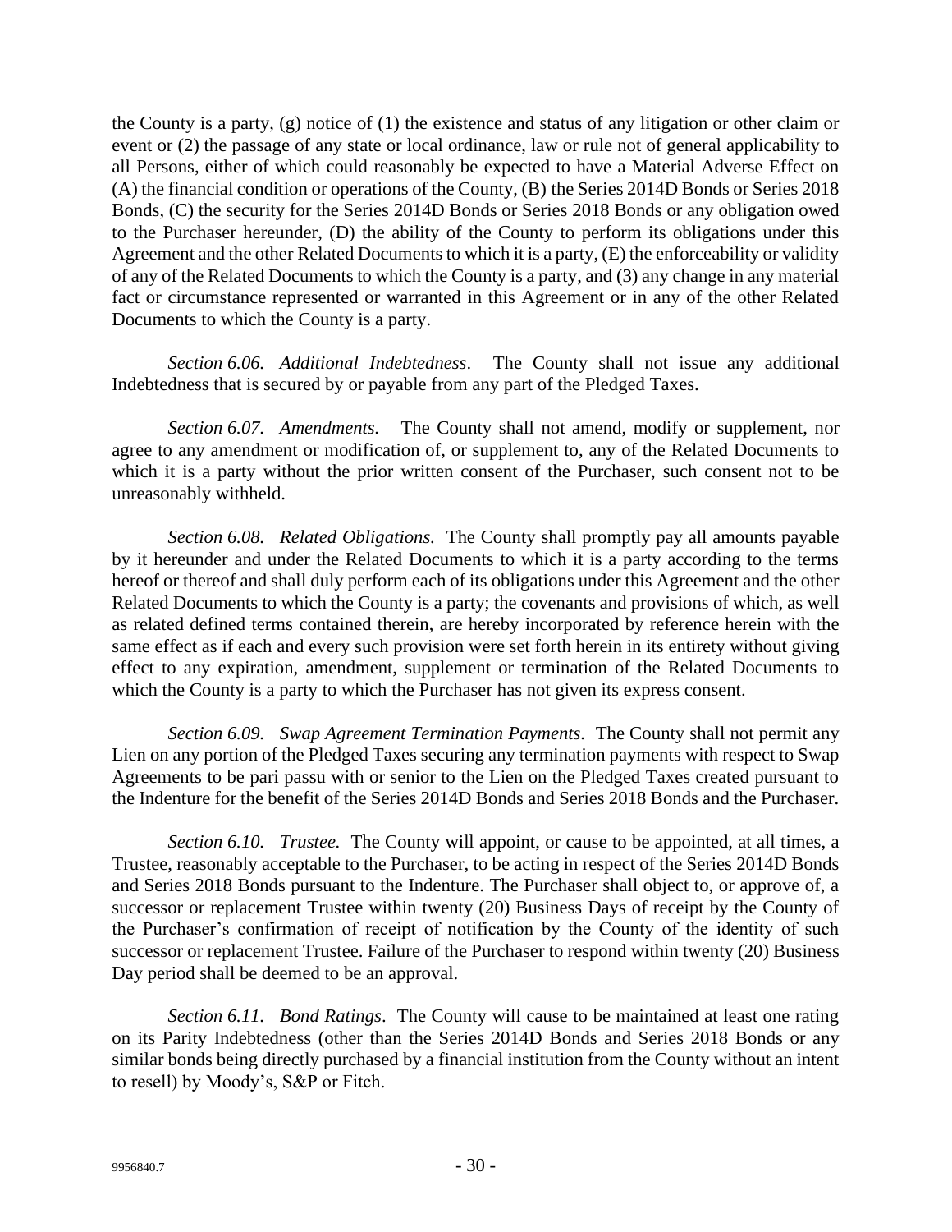the County is a party, (g) notice of (1) the existence and status of any litigation or other claim or event or (2) the passage of any state or local ordinance, law or rule not of general applicability to all Persons, either of which could reasonably be expected to have a Material Adverse Effect on (A) the financial condition or operations of the County, (B) the Series 2014D Bonds or Series 2018 Bonds, (C) the security for the Series 2014D Bonds or Series 2018 Bonds or any obligation owed to the Purchaser hereunder, (D) the ability of the County to perform its obligations under this Agreement and the other Related Documents to which it is a party, (E) the enforceability or validity of any of the Related Documents to which the County is a party, and (3) any change in any material fact or circumstance represented or warranted in this Agreement or in any of the other Related Documents to which the County is a party.

*Section 6.06. Additional Indebtedness*. The County shall not issue any additional Indebtedness that is secured by or payable from any part of the Pledged Taxes.

*Section 6.07. Amendments.* The County shall not amend, modify or supplement, nor agree to any amendment or modification of, or supplement to, any of the Related Documents to which it is a party without the prior written consent of the Purchaser, such consent not to be unreasonably withheld.

*Section 6.08. Related Obligations.* The County shall promptly pay all amounts payable by it hereunder and under the Related Documents to which it is a party according to the terms hereof or thereof and shall duly perform each of its obligations under this Agreement and the other Related Documents to which the County is a party; the covenants and provisions of which, as well as related defined terms contained therein, are hereby incorporated by reference herein with the same effect as if each and every such provision were set forth herein in its entirety without giving effect to any expiration, amendment, supplement or termination of the Related Documents to which the County is a party to which the Purchaser has not given its express consent.

*Section 6.09. Swap Agreement Termination Payments*. The County shall not permit any Lien on any portion of the Pledged Taxes securing any termination payments with respect to Swap Agreements to be pari passu with or senior to the Lien on the Pledged Taxes created pursuant to the Indenture for the benefit of the Series 2014D Bonds and Series 2018 Bonds and the Purchaser.

*Section 6.10. Trustee.* The County will appoint, or cause to be appointed, at all times, a Trustee, reasonably acceptable to the Purchaser, to be acting in respect of the Series 2014D Bonds and Series 2018 Bonds pursuant to the Indenture. The Purchaser shall object to, or approve of, a successor or replacement Trustee within twenty (20) Business Days of receipt by the County of the Purchaser's confirmation of receipt of notification by the County of the identity of such successor or replacement Trustee. Failure of the Purchaser to respond within twenty (20) Business Day period shall be deemed to be an approval.

*Section 6.11. Bond Ratings*. The County will cause to be maintained at least one rating on its Parity Indebtedness (other than the Series 2014D Bonds and Series 2018 Bonds or any similar bonds being directly purchased by a financial institution from the County without an intent to resell) by Moody's, S&P or Fitch.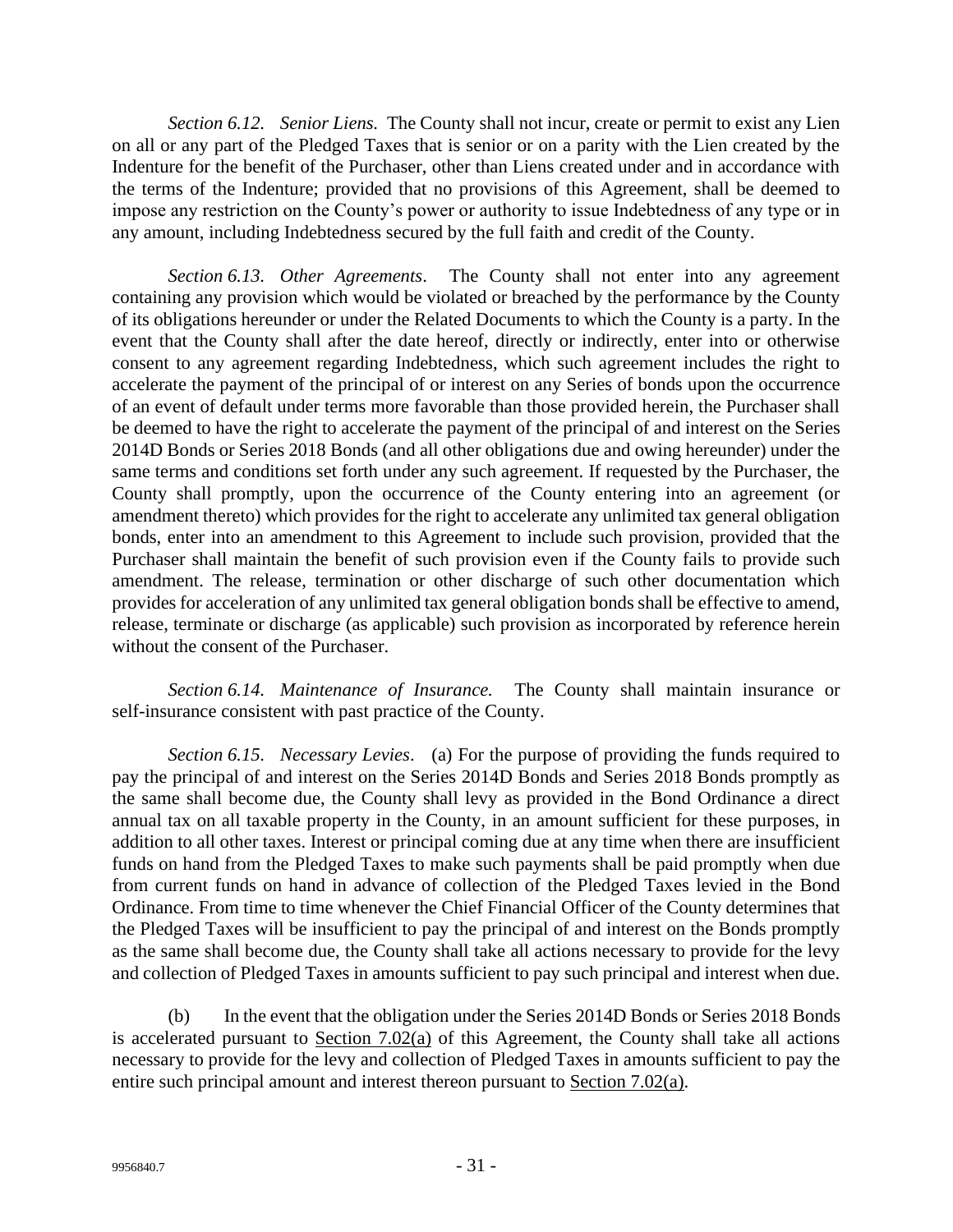*Section 6.12. Senior Liens.* The County shall not incur, create or permit to exist any Lien on all or any part of the Pledged Taxes that is senior or on a parity with the Lien created by the Indenture for the benefit of the Purchaser, other than Liens created under and in accordance with the terms of the Indenture; provided that no provisions of this Agreement, shall be deemed to impose any restriction on the County's power or authority to issue Indebtedness of any type or in any amount, including Indebtedness secured by the full faith and credit of the County.

*Section 6.13. Other Agreements*. The County shall not enter into any agreement containing any provision which would be violated or breached by the performance by the County of its obligations hereunder or under the Related Documents to which the County is a party. In the event that the County shall after the date hereof, directly or indirectly, enter into or otherwise consent to any agreement regarding Indebtedness, which such agreement includes the right to accelerate the payment of the principal of or interest on any Series of bonds upon the occurrence of an event of default under terms more favorable than those provided herein, the Purchaser shall be deemed to have the right to accelerate the payment of the principal of and interest on the Series 2014D Bonds or Series 2018 Bonds (and all other obligations due and owing hereunder) under the same terms and conditions set forth under any such agreement. If requested by the Purchaser, the County shall promptly, upon the occurrence of the County entering into an agreement (or amendment thereto) which provides for the right to accelerate any unlimited tax general obligation bonds, enter into an amendment to this Agreement to include such provision, provided that the Purchaser shall maintain the benefit of such provision even if the County fails to provide such amendment. The release, termination or other discharge of such other documentation which provides for acceleration of any unlimited tax general obligation bonds shall be effective to amend, release, terminate or discharge (as applicable) such provision as incorporated by reference herein without the consent of the Purchaser.

*Section 6.14. Maintenance of Insurance.* The County shall maintain insurance or self-insurance consistent with past practice of the County.

*Section 6.15. Necessary Levies*. (a) For the purpose of providing the funds required to pay the principal of and interest on the Series 2014D Bonds and Series 2018 Bonds promptly as the same shall become due, the County shall levy as provided in the Bond Ordinance a direct annual tax on all taxable property in the County, in an amount sufficient for these purposes, in addition to all other taxes. Interest or principal coming due at any time when there are insufficient funds on hand from the Pledged Taxes to make such payments shall be paid promptly when due from current funds on hand in advance of collection of the Pledged Taxes levied in the Bond Ordinance. From time to time whenever the Chief Financial Officer of the County determines that the Pledged Taxes will be insufficient to pay the principal of and interest on the Bonds promptly as the same shall become due, the County shall take all actions necessary to provide for the levy and collection of Pledged Taxes in amounts sufficient to pay such principal and interest when due.

(b) In the event that the obligation under the Series 2014D Bonds or Series 2018 Bonds is accelerated pursuant to Section 7.02(a) of this Agreement, the County shall take all actions necessary to provide for the levy and collection of Pledged Taxes in amounts sufficient to pay the entire such principal amount and interest thereon pursuant to Section 7.02(a).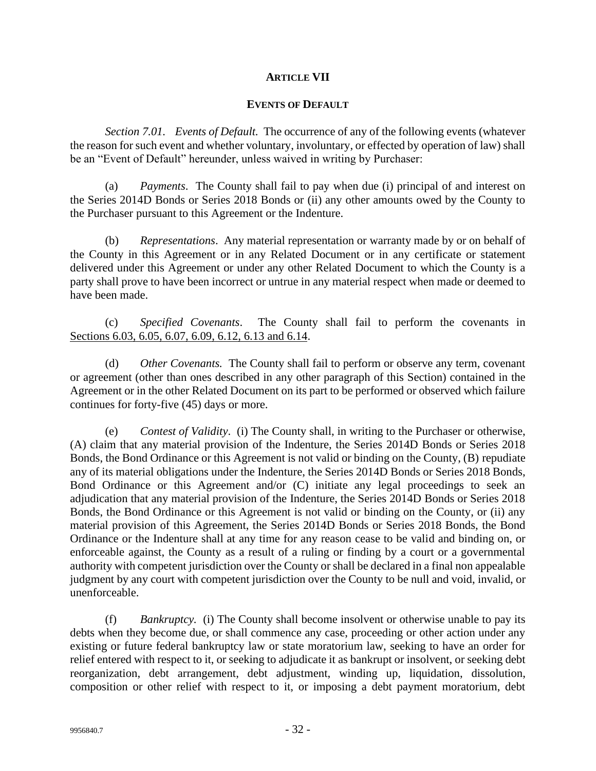## ARTICLE VII

### EVENTS OF DEFAULT

*Section 7.01. Events of Default.* The occurrence of any of the following events (whatever the reason for such event and whether voluntary, involuntary, or effected by operation of law) shall be an "Event of Default" hereunder, unless waived in writing by Purchaser:

(a) *Payments*. The County shall fail to pay when due (i) principal of and interest on the Series 2014D Bonds or Series 2018 Bonds or (ii) any other amounts owed by the County to the Purchaser pursuant to this Agreement or the Indenture.

(b) *Representations*. Any material representation or warranty made by or on behalf of the County in this Agreement or in any Related Document or in any certificate or statement delivered under this Agreement or under any other Related Document to which the County is a party shall prove to have been incorrect or untrue in any material respect when made or deemed to have been made.

(c) *Specified Covenants*. The County shall fail to perform the covenants in Sections 6.03, 6.05, 6.07, 6.09, 6.12, 6.13 and 6.14.

(d) *Other Covenants.* The County shall fail to perform or observe any term, covenant or agreement (other than ones described in any other paragraph of this Section) contained in the Agreement or in the other Related Document on its part to be performed or observed which failure continues for forty-five (45) days or more.

(e) *Contest of Validity*. (i) The County shall, in writing to the Purchaser or otherwise, (A) claim that any material provision of the Indenture, the Series 2014D Bonds or Series 2018 Bonds, the Bond Ordinance or this Agreement is not valid or binding on the County, (B) repudiate any of its material obligations under the Indenture, the Series 2014D Bonds or Series 2018 Bonds, Bond Ordinance or this Agreement and/or (C) initiate any legal proceedings to seek an adjudication that any material provision of the Indenture, the Series 2014D Bonds or Series 2018 Bonds, the Bond Ordinance or this Agreement is not valid or binding on the County, or (ii) any material provision of this Agreement, the Series 2014D Bonds or Series 2018 Bonds, the Bond Ordinance or the Indenture shall at any time for any reason cease to be valid and binding on, or enforceable against, the County as a result of a ruling or finding by a court or a governmental authority with competent jurisdiction over the County or shall be declared in a final non appealable judgment by any court with competent jurisdiction over the County to be null and void, invalid, or unenforceable.

(f) *Bankruptcy.* (i) The County shall become insolvent or otherwise unable to pay its debts when they become due, or shall commence any case, proceeding or other action under any existing or future federal bankruptcy law or state moratorium law, seeking to have an order for relief entered with respect to it, or seeking to adjudicate it as bankrupt or insolvent, or seeking debt reorganization, debt arrangement, debt adjustment, winding up, liquidation, dissolution, composition or other relief with respect to it, or imposing a debt payment moratorium, debt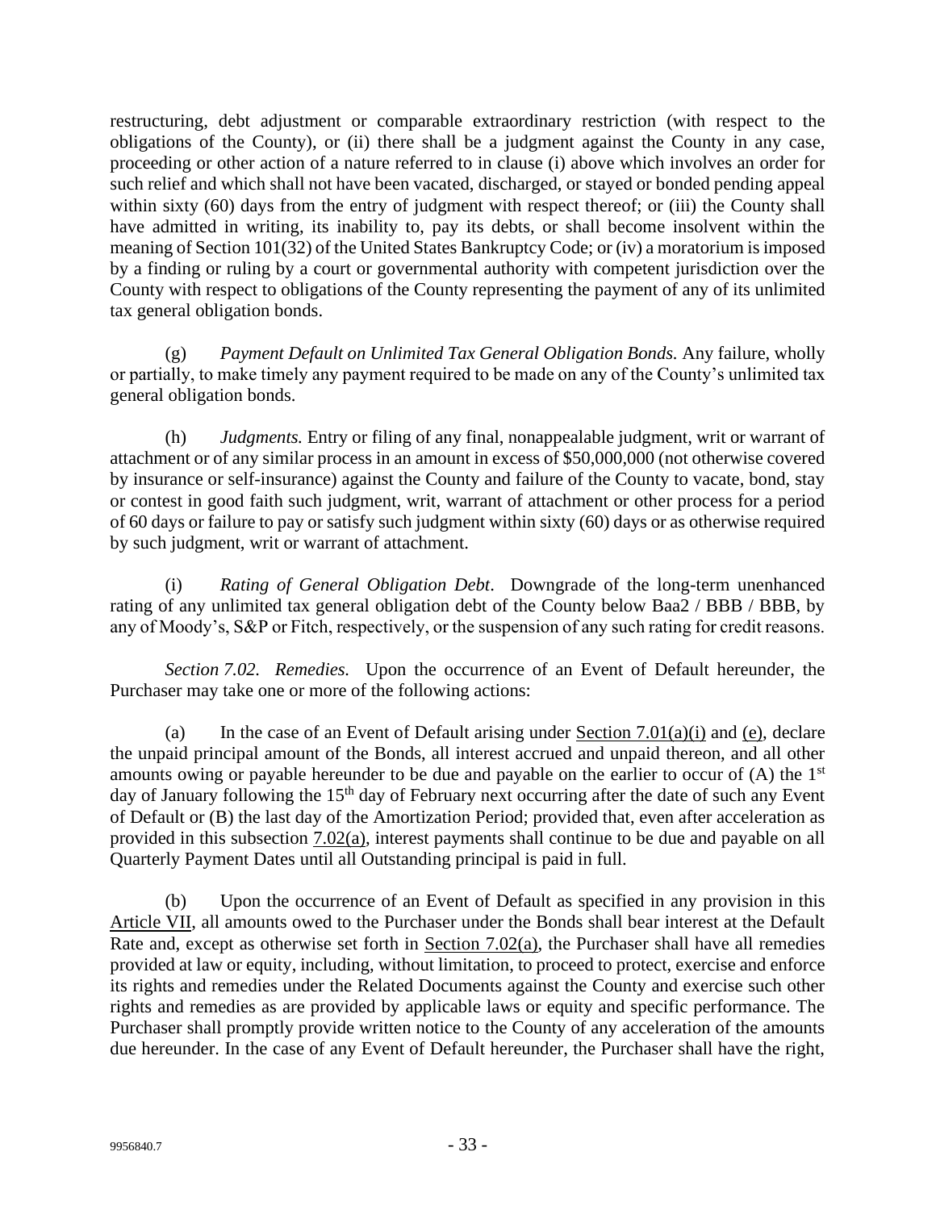restructuring, debt adjustment or comparable extraordinary restriction (with respect to the obligations of the County), or (ii) there shall be a judgment against the County in any case, proceeding or other action of a nature referred to in clause (i) above which involves an order for such relief and which shall not have been vacated, discharged, or stayed or bonded pending appeal within sixty (60) days from the entry of judgment with respect thereof; or (iii) the County shall have admitted in writing, its inability to, pay its debts, or shall become insolvent within the meaning of Section 101(32) of the United States Bankruptcy Code; or (iv) a moratorium is imposed by a finding or ruling by a court or governmental authority with competent jurisdiction over the County with respect to obligations of the County representing the payment of any of its unlimited tax general obligation bonds.

(g) *Payment Default on Unlimited Tax General Obligation Bonds.* Any failure, wholly or partially, to make timely any payment required to be made on any of the County's unlimited tax general obligation bonds.

(h) *Judgments.* Entry or filing of any final, nonappealable judgment, writ or warrant of attachment or of any similar process in an amount in excess of $50,000,000 (not otherwise covered by insurance or self-insurance) against the County and failure of the County to vacate, bond, stay or contest in good faith such judgment, writ, warrant of attachment or other process for a period of 60 days or failure to pay or satisfy such judgment within sixty (60) days or as otherwise required by such judgment, writ or warrant of attachment.

(i) *Rating of General Obligation Debt*. Downgrade of the long-term unenhanced rating of any unlimited tax general obligation debt of the County below Baa2 / BBB / BBB, by any of Moody's, S&P or Fitch, respectively, or the suspension of any such rating for credit reasons.

*Section 7.02. Remedies.* Upon the occurrence of an Event of Default hereunder, the Purchaser may take one or more of the following actions:

(a) In the case of an Event of Default arising under Section 7.01(a)(i) and (e), declare the unpaid principal amount of the Bonds, all interest accrued and unpaid thereon, and all other amounts owing or payable hereunder to be due and payable on the earlier to occur of (A) the 1st day of January following the 15th day of February next occurring after the date of such any Event of Default or (B) the last day of the Amortization Period; provided that, even after acceleration as provided in this subsection 7.02(a), interest payments shall continue to be due and payable on all Quarterly Payment Dates until all Outstanding principal is paid in full.

(b) Upon the occurrence of an Event of Default as specified in any provision in this Article VII, all amounts owed to the Purchaser under the Bonds shall bear interest at the Default Rate and, except as otherwise set forth in Section 7.02(a), the Purchaser shall have all remedies provided at law or equity, including, without limitation, to proceed to protect, exercise and enforce its rights and remedies under the Related Documents against the County and exercise such other rights and remedies as are provided by applicable laws or equity and specific performance. The Purchaser shall promptly provide written notice to the County of any acceleration of the amounts due hereunder. In the case of any Event of Default hereunder, the Purchaser shall have the right,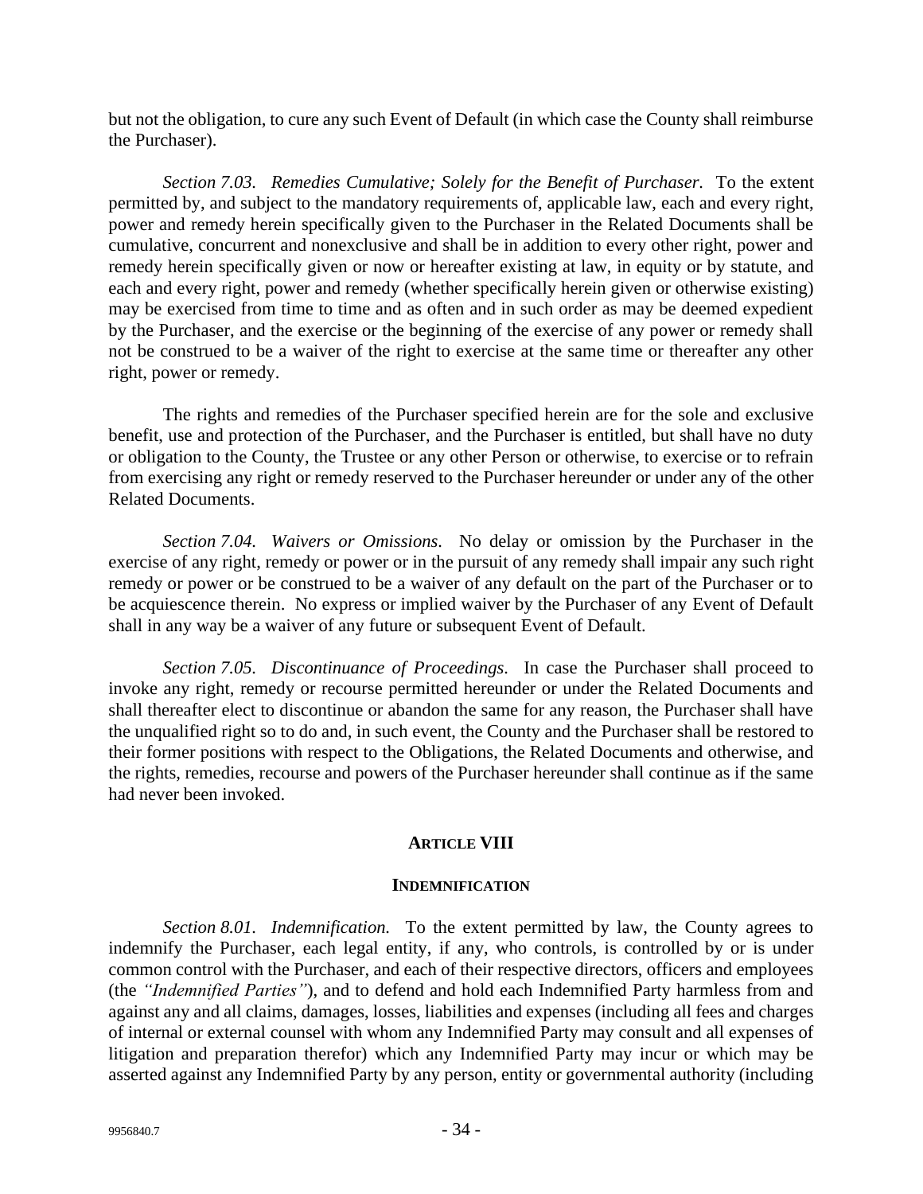but not the obligation, to cure any such Event of Default (in which case the County shall reimburse the Purchaser).

*Section 7.03. Remedies Cumulative; Solely for the Benefit of Purchaser.* To the extent permitted by, and subject to the mandatory requirements of, applicable law, each and every right, power and remedy herein specifically given to the Purchaser in the Related Documents shall be cumulative, concurrent and nonexclusive and shall be in addition to every other right, power and remedy herein specifically given or now or hereafter existing at law, in equity or by statute, and each and every right, power and remedy (whether specifically herein given or otherwise existing) may be exercised from time to time and as often and in such order as may be deemed expedient by the Purchaser, and the exercise or the beginning of the exercise of any power or remedy shall not be construed to be a waiver of the right to exercise at the same time or thereafter any other right, power or remedy.

The rights and remedies of the Purchaser specified herein are for the sole and exclusive benefit, use and protection of the Purchaser, and the Purchaser is entitled, but shall have no duty or obligation to the County, the Trustee or any other Person or otherwise, to exercise or to refrain from exercising any right or remedy reserved to the Purchaser hereunder or under any of the other Related Documents.

*Section 7.04. Waivers or Omissions.* No delay or omission by the Purchaser in the exercise of any right, remedy or power or in the pursuit of any remedy shall impair any such right remedy or power or be construed to be a waiver of any default on the part of the Purchaser or to be acquiescence therein. No express or implied waiver by the Purchaser of any Event of Default shall in any way be a waiver of any future or subsequent Event of Default.

*Section 7.05. Discontinuance of Proceedings.* In case the Purchaser shall proceed to invoke any right, remedy or recourse permitted hereunder or under the Related Documents and shall thereafter elect to discontinue or abandon the same for any reason, the Purchaser shall have the unqualified right so to do and, in such event, the County and the Purchaser shall be restored to their former positions with respect to the Obligations, the Related Documents and otherwise, and the rights, remedies, recourse and powers of the Purchaser hereunder shall continue as if the same had never been invoked.

## ARTICLE VIII

## INDEMNIFICATION

*Section 8.01. Indemnification.* To the extent permitted by law, the County agrees to indemnify the Purchaser, each legal entity, if any, who controls, is controlled by or is under common control with the Purchaser, and each of their respective directors, officers and employees (the *"Indemnified Parties"*), and to defend and hold each Indemnified Party harmless from and against any and all claims, damages, losses, liabilities and expenses (including all fees and charges of internal or external counsel with whom any Indemnified Party may consult and all expenses of litigation and preparation therefor) which any Indemnified Party may incur or which may be asserted against any Indemnified Party by any person, entity or governmental authority (including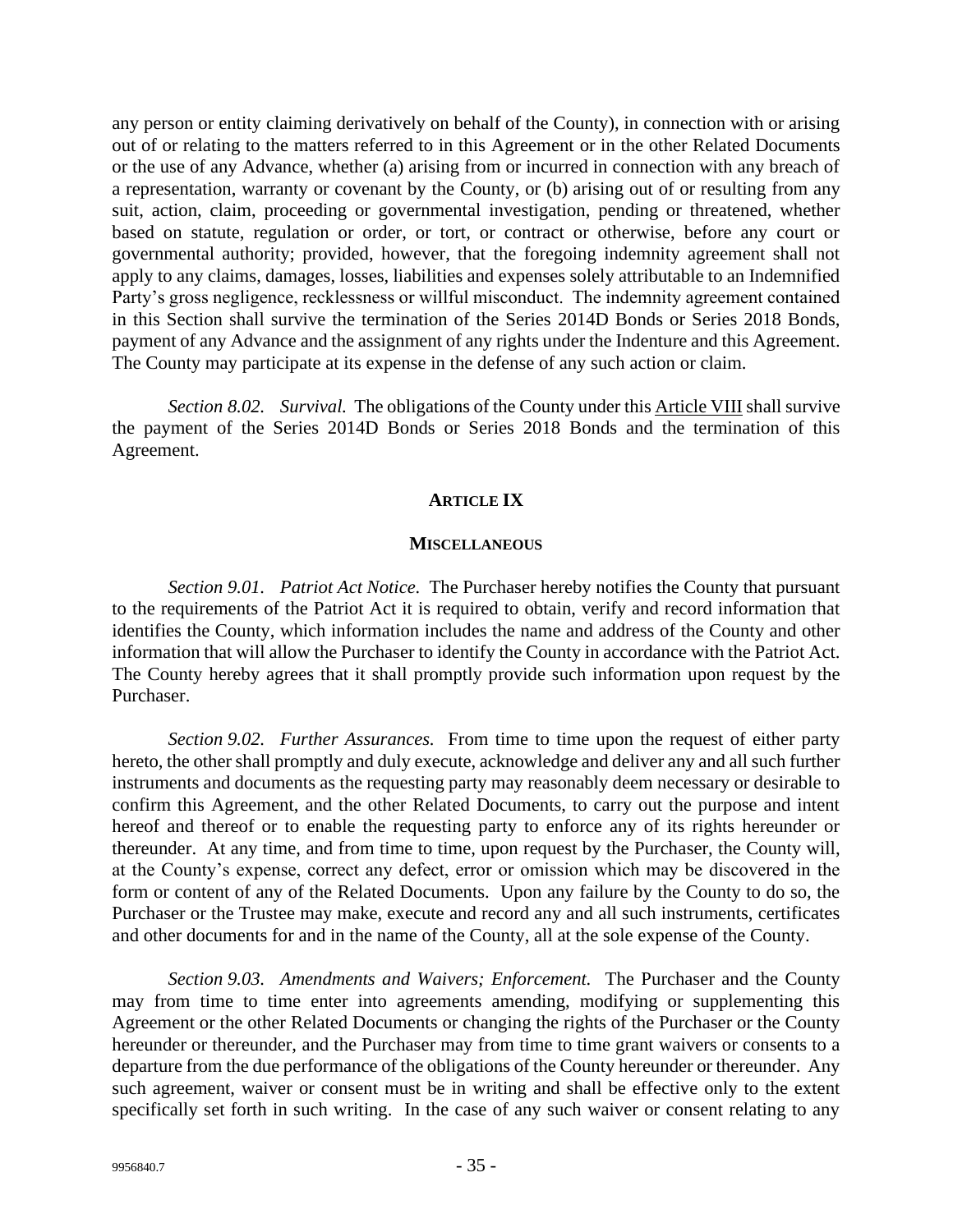any person or entity claiming derivatively on behalf of the County), in connection with or arising out of or relating to the matters referred to in this Agreement or in the other Related Documents or the use of any Advance, whether (a) arising from or incurred in connection with any breach of a representation, warranty or covenant by the County, or (b) arising out of or resulting from any suit, action, claim, proceeding or governmental investigation, pending or threatened, whether based on statute, regulation or order, or tort, or contract or otherwise, before any court or governmental authority; provided, however, that the foregoing indemnity agreement shall not apply to any claims, damages, losses, liabilities and expenses solely attributable to an Indemnified Party's gross negligence, recklessness or willful misconduct. The indemnity agreement contained in this Section shall survive the termination of the Series 2014D Bonds or Series 2018 Bonds, payment of any Advance and the assignment of any rights under the Indenture and this Agreement. The County may participate at its expense in the defense of any such action or claim.

*Section 8.02. Survival.* The obligations of the County under this Article VIII shall survive the payment of the Series 2014D Bonds or Series 2018 Bonds and the termination of this Agreement.

## ARTICLE IX

## MISCELLANEOUS

*Section 9.01. Patriot Act Notice.* The Purchaser hereby notifies the County that pursuant to the requirements of the Patriot Act it is required to obtain, verify and record information that identifies the County, which information includes the name and address of the County and other information that will allow the Purchaser to identify the County in accordance with the Patriot Act. The County hereby agrees that it shall promptly provide such information upon request by the Purchaser.

*Section 9.02. Further Assurances.* From time to time upon the request of either party hereto, the other shall promptly and duly execute, acknowledge and deliver any and all such further instruments and documents as the requesting party may reasonably deem necessary or desirable to confirm this Agreement, and the other Related Documents, to carry out the purpose and intent hereof and thereof or to enable the requesting party to enforce any of its rights hereunder or thereunder. At any time, and from time to time, upon request by the Purchaser, the County will, at the County's expense, correct any defect, error or omission which may be discovered in the form or content of any of the Related Documents. Upon any failure by the County to do so, the Purchaser or the Trustee may make, execute and record any and all such instruments, certificates and other documents for and in the name of the County, all at the sole expense of the County.

*Section 9.03. Amendments and Waivers; Enforcement.* The Purchaser and the County may from time to time enter into agreements amending, modifying or supplementing this Agreement or the other Related Documents or changing the rights of the Purchaser or the County hereunder or thereunder, and the Purchaser may from time to time grant waivers or consents to a departure from the due performance of the obligations of the County hereunder or thereunder. Any such agreement, waiver or consent must be in writing and shall be effective only to the extent specifically set forth in such writing. In the case of any such waiver or consent relating to any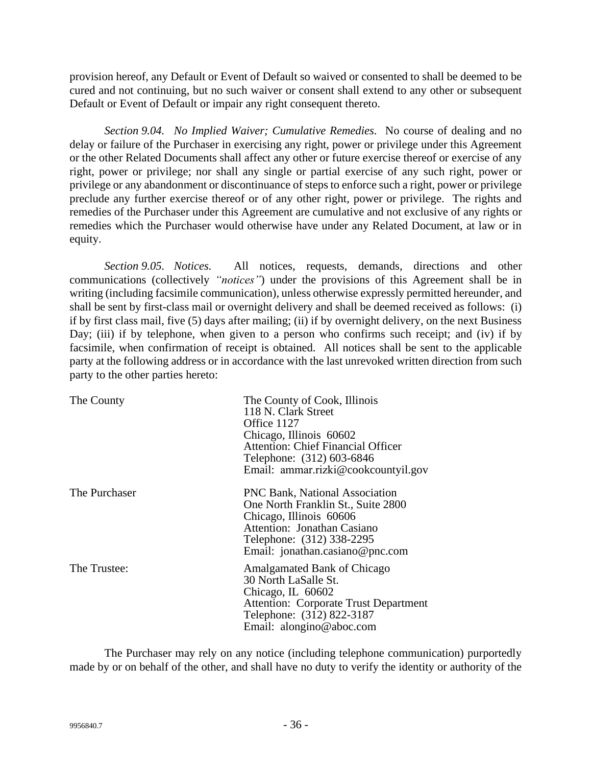provision hereof, any Default or Event of Default so waived or consented to shall be deemed to be cured and not continuing, but no such waiver or consent shall extend to any other or subsequent Default or Event of Default or impair any right consequent thereto.

*Section 9.04. No Implied Waiver; Cumulative Remedies.* No course of dealing and no delay or failure of the Purchaser in exercising any right, power or privilege under this Agreement or the other Related Documents shall affect any other or future exercise thereof or exercise of any right, power or privilege; nor shall any single or partial exercise of any such right, power or privilege or any abandonment or discontinuance of steps to enforce such a right, power or privilege preclude any further exercise thereof or of any other right, power or privilege. The rights and remedies of the Purchaser under this Agreement are cumulative and not exclusive of any rights or remedies which the Purchaser would otherwise have under any Related Document, at law or in equity.

*Section 9.05. Notices.* All notices, requests, demands, directions and other communications (collectively *"notices"*) under the provisions of this Agreement shall be in writing (including facsimile communication), unless otherwise expressly permitted hereunder, and shall be sent by first-class mail or overnight delivery and shall be deemed received as follows: (i) if by first class mail, five (5) days after mailing; (ii) if by overnight delivery, on the next Business Day; (iii) if by telephone, when given to a person who confirms such receipt; and (iv) if by facsimile, when confirmation of receipt is obtained. All notices shall be sent to the applicable party at the following address or in accordance with the last unrevoked written direction from such party to the other parties hereto:

| | |
|---|---|
| The County | The County of Cook, Illinois<br>118 N. Clark Street<br>Office 1127<br>Chicago, Illinois 60602<br>Attention: Chief Financial Officer<br>Telephone: (312) 603-6846<br>Email: ammar.rizki@cookcountyil.gov |
| The Purchaser | PNC Bank, National Association<br>One North Franklin St., Suite 2800<br>Chicago, Illinois 60606<br>Attention: Jonathan Casiano<br>Telephone: (312) 338-2295<br>Email: jonathan.casiano@pnc.com |
| The Trustee: | Amalgamated Bank of Chicago<br>30 North LaSalle St.<br>Chicago, IL 60602<br>Attention: Corporate Trust Department<br>Telephone: (312) 822-3187<br>Email: alongino@aboc.com |

The Purchaser may rely on any notice (including telephone communication) purportedly made by or on behalf of the other, and shall have no duty to verify the identity or authority of the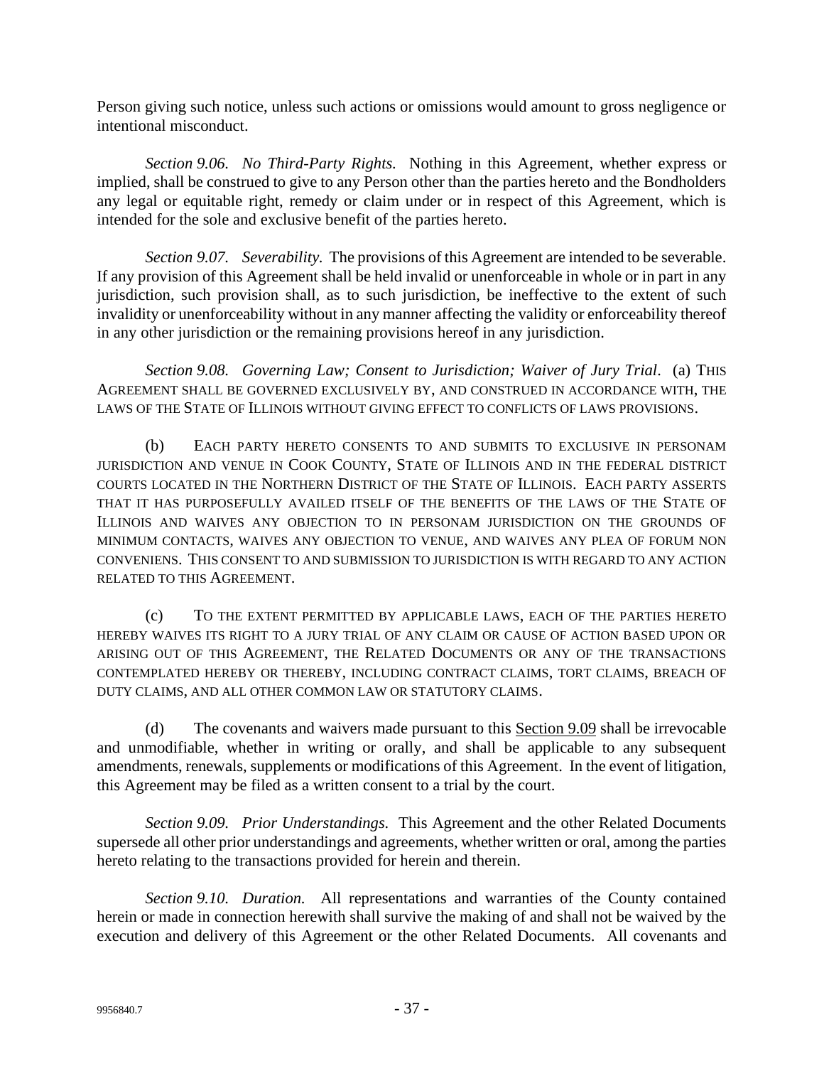Person giving such notice, unless such actions or omissions would amount to gross negligence or intentional misconduct.

*Section 9.06. No Third-Party Rights.* Nothing in this Agreement, whether express or implied, shall be construed to give to any Person other than the parties hereto and the Bondholders any legal or equitable right, remedy or claim under or in respect of this Agreement, which is intended for the sole and exclusive benefit of the parties hereto.

*Section 9.07. Severability.* The provisions of this Agreement are intended to be severable. If any provision of this Agreement shall be held invalid or unenforceable in whole or in part in any jurisdiction, such provision shall, as to such jurisdiction, be ineffective to the extent of such invalidity or unenforceability without in any manner affecting the validity or enforceability thereof in any other jurisdiction or the remaining provisions hereof in any jurisdiction.

*Section 9.08. Governing Law; Consent to Jurisdiction; Waiver of Jury Trial.* (a) THIS AGREEMENT SHALL BE GOVERNED EXCLUSIVELY BY, AND CONSTRUED IN ACCORDANCE WITH, THE LAWS OF THE STATE OF ILLINOIS WITHOUT GIVING EFFECT TO CONFLICTS OF LAWS PROVISIONS.

(b) EACH PARTY HERETO CONSENTS TO AND SUBMITS TO EXCLUSIVE IN PERSONAM JURISDICTION AND VENUE IN COOK COUNTY, STATE OF ILLINOIS AND IN THE FEDERAL DISTRICT COURTS LOCATED IN THE NORTHERN DISTRICT OF THE STATE OF ILLINOIS. EACH PARTY ASSERTS THAT IT HAS PURPOSEFULLY AVAILED ITSELF OF THE BENEFITS OF THE LAWS OF THE STATE OF ILLINOIS AND WAIVES ANY OBJECTION TO IN PERSONAM JURISDICTION ON THE GROUNDS OF MINIMUM CONTACTS, WAIVES ANY OBJECTION TO VENUE, AND WAIVES ANY PLEA OF FORUM NON CONVENIENS. THIS CONSENT TO AND SUBMISSION TO JURISDICTION IS WITH REGARD TO ANY ACTION RELATED TO THIS AGREEMENT.

(c) TO THE EXTENT PERMITTED BY APPLICABLE LAWS, EACH OF THE PARTIES HERETO HEREBY WAIVES ITS RIGHT TO A JURY TRIAL OF ANY CLAIM OR CAUSE OF ACTION BASED UPON OR ARISING OUT OF THIS AGREEMENT, THE RELATED DOCUMENTS OR ANY OF THE TRANSACTIONS CONTEMPLATED HEREBY OR THEREBY, INCLUDING CONTRACT CLAIMS, TORT CLAIMS, BREACH OF DUTY CLAIMS, AND ALL OTHER COMMON LAW OR STATUTORY CLAIMS.

(d) The covenants and waivers made pursuant to this Section 9.09 shall be irrevocable and unmodifiable, whether in writing or orally, and shall be applicable to any subsequent amendments, renewals, supplements or modifications of this Agreement. In the event of litigation, this Agreement may be filed as a written consent to a trial by the court.

*Section 9.09. Prior Understandings.* This Agreement and the other Related Documents supersede all other prior understandings and agreements, whether written or oral, among the parties hereto relating to the transactions provided for herein and therein.

*Section 9.10. Duration.* All representations and warranties of the County contained herein or made in connection herewith shall survive the making of and shall not be waived by the execution and delivery of this Agreement or the other Related Documents. All covenants and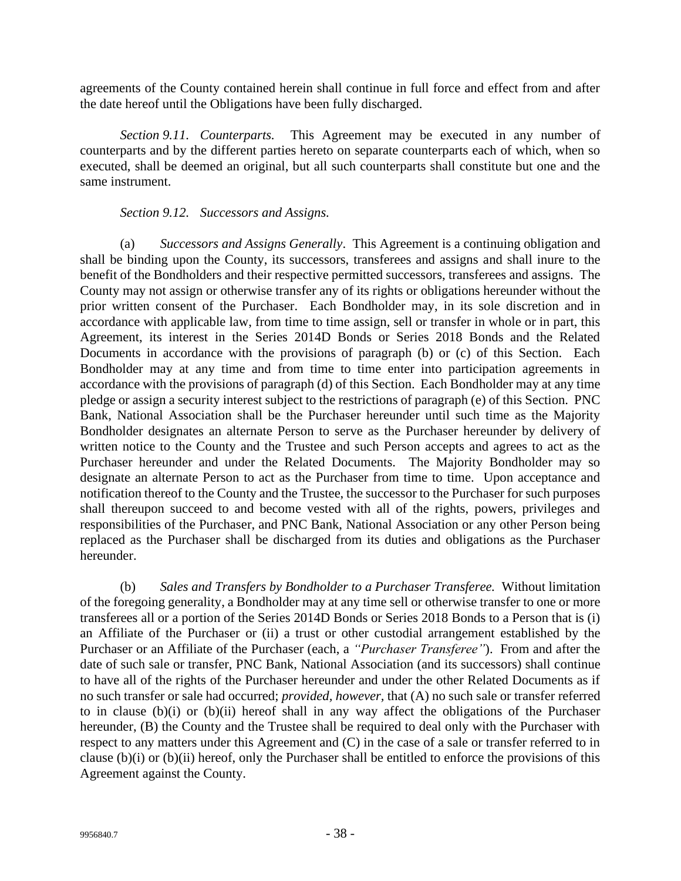agreements of the County contained herein shall continue in full force and effect from and after the date hereof until the Obligations have been fully discharged.

*Section 9.11. Counterparts.* This Agreement may be executed in any number of counterparts and by the different parties hereto on separate counterparts each of which, when so executed, shall be deemed an original, but all such counterparts shall constitute but one and the same instrument.

*Section 9.12. Successors and Assigns.*

(a) *Successors and Assigns Generally*. This Agreement is a continuing obligation and shall be binding upon the County, its successors, transferees and assigns and shall inure to the benefit of the Bondholders and their respective permitted successors, transferees and assigns. The County may not assign or otherwise transfer any of its rights or obligations hereunder without the prior written consent of the Purchaser. Each Bondholder may, in its sole discretion and in accordance with applicable law, from time to time assign, sell or transfer in whole or in part, this Agreement, its interest in the Series 2014D Bonds or Series 2018 Bonds and the Related Documents in accordance with the provisions of paragraph (b) or (c) of this Section. Each Bondholder may at any time and from time to time enter into participation agreements in accordance with the provisions of paragraph (d) of this Section. Each Bondholder may at any time pledge or assign a security interest subject to the restrictions of paragraph (e) of this Section. PNC Bank, National Association shall be the Purchaser hereunder until such time as the Majority Bondholder designates an alternate Person to serve as the Purchaser hereunder by delivery of written notice to the County and the Trustee and such Person accepts and agrees to act as the Purchaser hereunder and under the Related Documents. The Majority Bondholder may so designate an alternate Person to act as the Purchaser from time to time. Upon acceptance and notification thereof to the County and the Trustee, the successor to the Purchaser for such purposes shall thereupon succeed to and become vested with all of the rights, powers, privileges and responsibilities of the Purchaser, and PNC Bank, National Association or any other Person being replaced as the Purchaser shall be discharged from its duties and obligations as the Purchaser hereunder.

(b) *Sales and Transfers by Bondholder to a Purchaser Transferee.* Without limitation of the foregoing generality, a Bondholder may at any time sell or otherwise transfer to one or more transferees all or a portion of the Series 2014D Bonds or Series 2018 Bonds to a Person that is (i) an Affiliate of the Purchaser or (ii) a trust or other custodial arrangement established by the Purchaser or an Affiliate of the Purchaser (each, a *"Purchaser Transferee"*). From and after the date of such sale or transfer, PNC Bank, National Association (and its successors) shall continue to have all of the rights of the Purchaser hereunder and under the other Related Documents as if no such transfer or sale had occurred; *provided, however,* that (A) no such sale or transfer referred to in clause (b)(i) or (b)(ii) hereof shall in any way affect the obligations of the Purchaser hereunder, (B) the County and the Trustee shall be required to deal only with the Purchaser with respect to any matters under this Agreement and (C) in the case of a sale or transfer referred to in clause (b)(i) or (b)(ii) hereof, only the Purchaser shall be entitled to enforce the provisions of this Agreement against the County.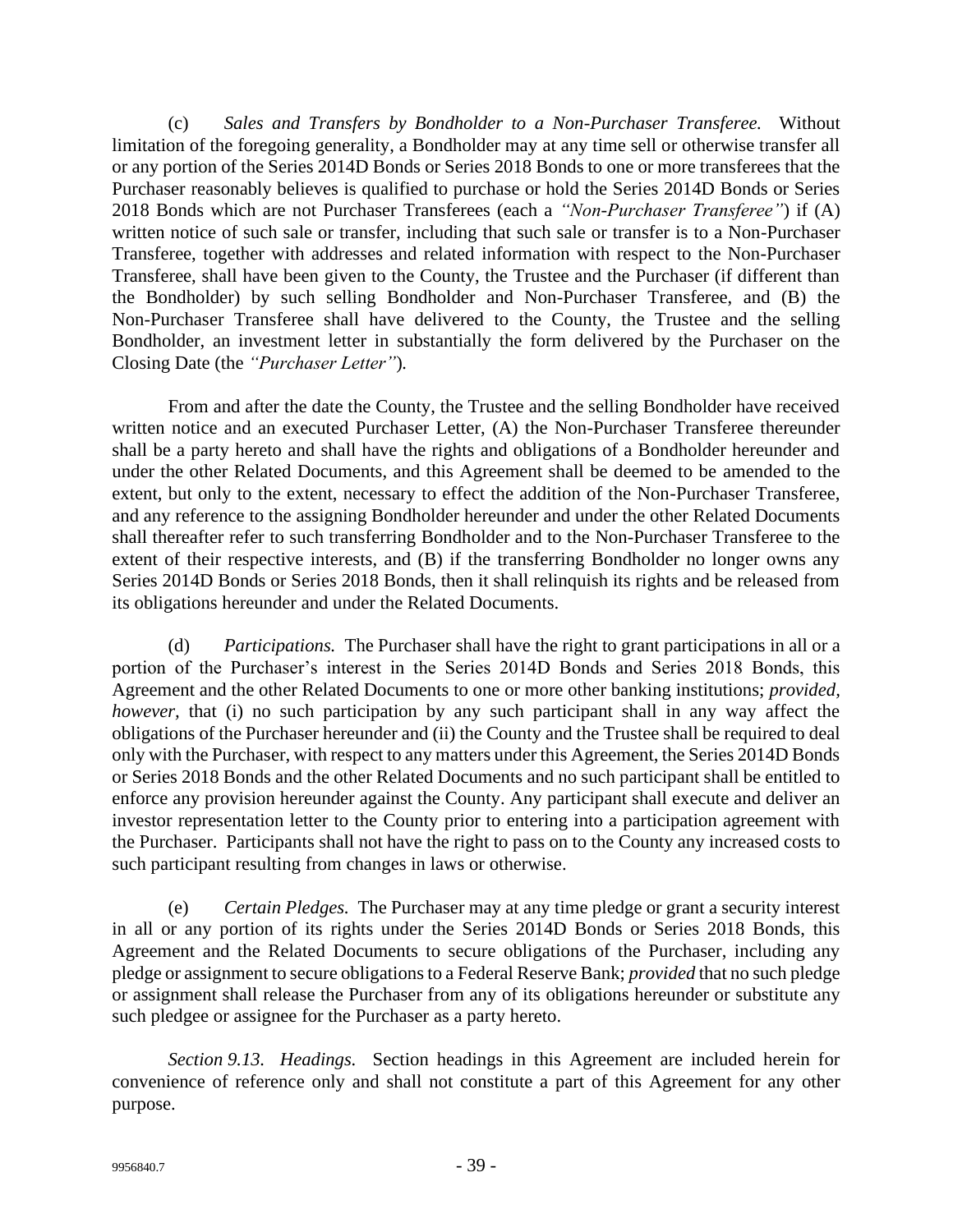(c) *Sales and Transfers by Bondholder to a Non-Purchaser Transferee.* Without limitation of the foregoing generality, a Bondholder may at any time sell or otherwise transfer all or any portion of the Series 2014D Bonds or Series 2018 Bonds to one or more transferees that the Purchaser reasonably believes is qualified to purchase or hold the Series 2014D Bonds or Series 2018 Bonds which are not Purchaser Transferees (each a *"Non-Purchaser Transferee"*) if (A) written notice of such sale or transfer, including that such sale or transfer is to a Non-Purchaser Transferee, together with addresses and related information with respect to the Non-Purchaser Transferee, shall have been given to the County, the Trustee and the Purchaser (if different than the Bondholder) by such selling Bondholder and Non-Purchaser Transferee, and (B) the Non-Purchaser Transferee shall have delivered to the County, the Trustee and the selling Bondholder, an investment letter in substantially the form delivered by the Purchaser on the Closing Date (the *"Purchaser Letter"*).

From and after the date the County, the Trustee and the selling Bondholder have received written notice and an executed Purchaser Letter, (A) the Non-Purchaser Transferee thereunder shall be a party hereto and shall have the rights and obligations of a Bondholder hereunder and under the other Related Documents, and this Agreement shall be deemed to be amended to the extent, but only to the extent, necessary to effect the addition of the Non-Purchaser Transferee, and any reference to the assigning Bondholder hereunder and under the other Related Documents shall thereafter refer to such transferring Bondholder and to the Non-Purchaser Transferee to the extent of their respective interests, and (B) if the transferring Bondholder no longer owns any Series 2014D Bonds or Series 2018 Bonds, then it shall relinquish its rights and be released from its obligations hereunder and under the Related Documents.

(d) *Participations.* The Purchaser shall have the right to grant participations in all or a portion of the Purchaser's interest in the Series 2014D Bonds and Series 2018 Bonds, this Agreement and the other Related Documents to one or more other banking institutions; *provided, however,* that (i) no such participation by any such participant shall in any way affect the obligations of the Purchaser hereunder and (ii) the County and the Trustee shall be required to deal only with the Purchaser, with respect to any matters under this Agreement, the Series 2014D Bonds or Series 2018 Bonds and the other Related Documents and no such participant shall be entitled to enforce any provision hereunder against the County. Any participant shall execute and deliver an investor representation letter to the County prior to entering into a participation agreement with the Purchaser. Participants shall not have the right to pass on to the County any increased costs to such participant resulting from changes in laws or otherwise.

(e) *Certain Pledges.* The Purchaser may at any time pledge or grant a security interest in all or any portion of its rights under the Series 2014D Bonds or Series 2018 Bonds, this Agreement and the Related Documents to secure obligations of the Purchaser, including any pledge or assignment to secure obligations to a Federal Reserve Bank; *provided* that no such pledge or assignment shall release the Purchaser from any of its obligations hereunder or substitute any such pledgee or assignee for the Purchaser as a party hereto.

*Section 9.13. Headings.* Section headings in this Agreement are included herein for convenience of reference only and shall not constitute a part of this Agreement for any other purpose.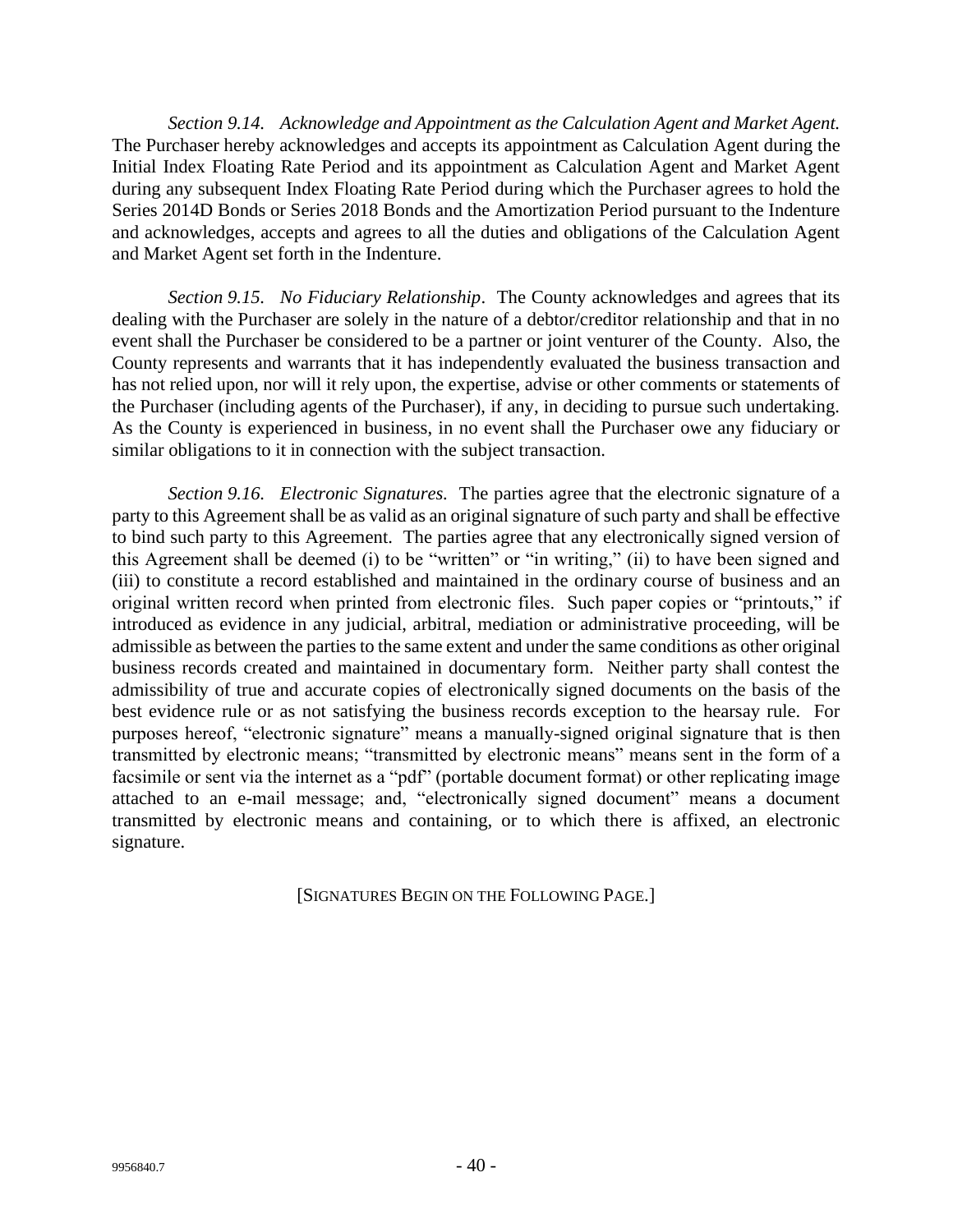*Section 9.14. Acknowledge and Appointment as the Calculation Agent and Market Agent.* The Purchaser hereby acknowledges and accepts its appointment as Calculation Agent during the Initial Index Floating Rate Period and its appointment as Calculation Agent and Market Agent during any subsequent Index Floating Rate Period during which the Purchaser agrees to hold the Series 2014D Bonds or Series 2018 Bonds and the Amortization Period pursuant to the Indenture and acknowledges, accepts and agrees to all the duties and obligations of the Calculation Agent and Market Agent set forth in the Indenture.

*Section 9.15. No Fiduciary Relationship*. The County acknowledges and agrees that its dealing with the Purchaser are solely in the nature of a debtor/creditor relationship and that in no event shall the Purchaser be considered to be a partner or joint venturer of the County. Also, the County represents and warrants that it has independently evaluated the business transaction and has not relied upon, nor will it rely upon, the expertise, advise or other comments or statements of the Purchaser (including agents of the Purchaser), if any, in deciding to pursue such undertaking. As the County is experienced in business, in no event shall the Purchaser owe any fiduciary or similar obligations to it in connection with the subject transaction.

*Section 9.16. Electronic Signatures.* The parties agree that the electronic signature of a party to this Agreement shall be as valid as an original signature of such party and shall be effective to bind such party to this Agreement. The parties agree that any electronically signed version of this Agreement shall be deemed (i) to be "written" or "in writing," (ii) to have been signed and (iii) to constitute a record established and maintained in the ordinary course of business and an original written record when printed from electronic files. Such paper copies or "printouts," if introduced as evidence in any judicial, arbitral, mediation or administrative proceeding, will be admissible as between the parties to the same extent and under the same conditions as other original business records created and maintained in documentary form. Neither party shall contest the admissibility of true and accurate copies of electronically signed documents on the basis of the best evidence rule or as not satisfying the business records exception to the hearsay rule. For purposes hereof, "electronic signature" means a manually-signed original signature that is then transmitted by electronic means; "transmitted by electronic means" means sent in the form of a facsimile or sent via the internet as a "pdf" (portable document format) or other replicating image attached to an e-mail message; and, "electronically signed document" means a document transmitted by electronic means and containing, or to which there is affixed, an electronic signature.

[SIGNATURES BEGIN ON THE FOLLOWING PAGE.]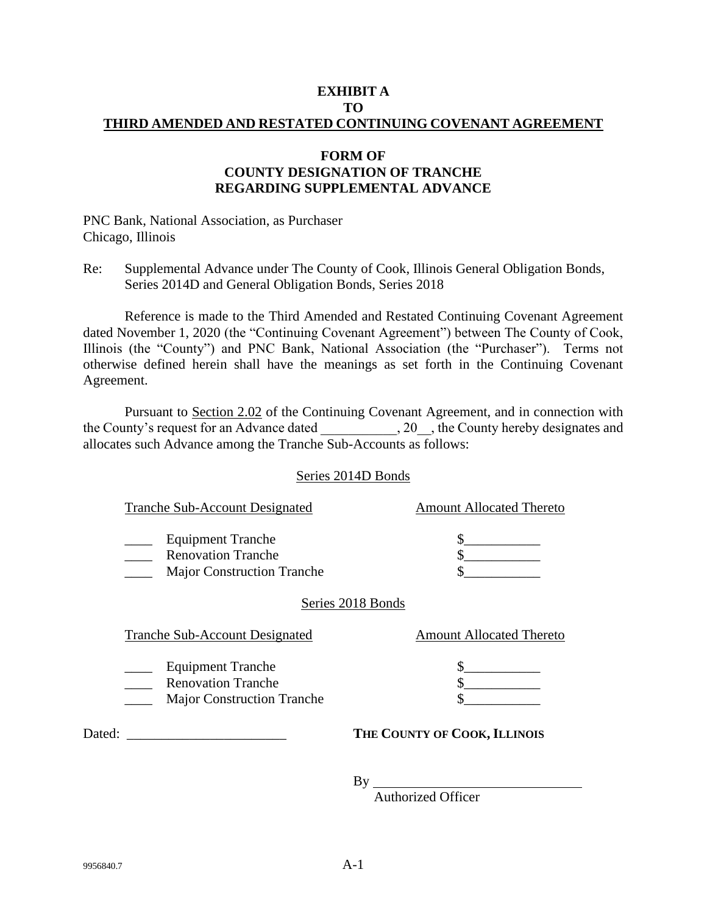**EXHIBIT A**
**TO**
**THIRD AMENDED AND RESTATED CONTINUING COVENANT AGREEMENT**

**FORM OF**
**COUNTY DESIGNATION OF TRANCHE**
**REGARDING SUPPLEMENTAL ADVANCE**

PNC Bank, National Association, as Purchaser
Chicago, Illinois

Re: Supplemental Advance under The County of Cook, Illinois General Obligation Bonds, Series 2014D and General Obligation Bonds, Series 2018

Reference is made to the Third Amended and Restated Continuing Covenant Agreement dated November 1, 2020 (the "Continuing Covenant Agreement") between The County of Cook, Illinois (the "County") and PNC Bank, National Association (the "Purchaser"). Terms not otherwise defined herein shall have the meanings as set forth in the Continuing Covenant Agreement.

Pursuant to Section 2.02 of the Continuing Covenant Agreement, and in connection with the County's request for an Advance dated ___________, 20__, the County hereby designates and allocates such Advance among the Tranche Sub-Accounts as follows:

Series 2014D Bonds

| Tranche Sub-Account Designated | Amount Allocated Thereto |
|---|---|
| ____ Equipment Tranche | $___________ |
| ____ Renovation Tranche | $___________ |
| ____ Major Construction Tranche | $___________ |

Series 2018 Bonds

| Tranche Sub-Account Designated | Amount Allocated Thereto |
|---|---|
| ____ Equipment Tranche | $___________ |
| ____ Renovation Tranche | $___________ |
| ____ Major Construction Tranche | $___________ |

Dated: _______________________

**THE COUNTY OF COOK, ILLINOIS**

By ______________________________
Authorized Officer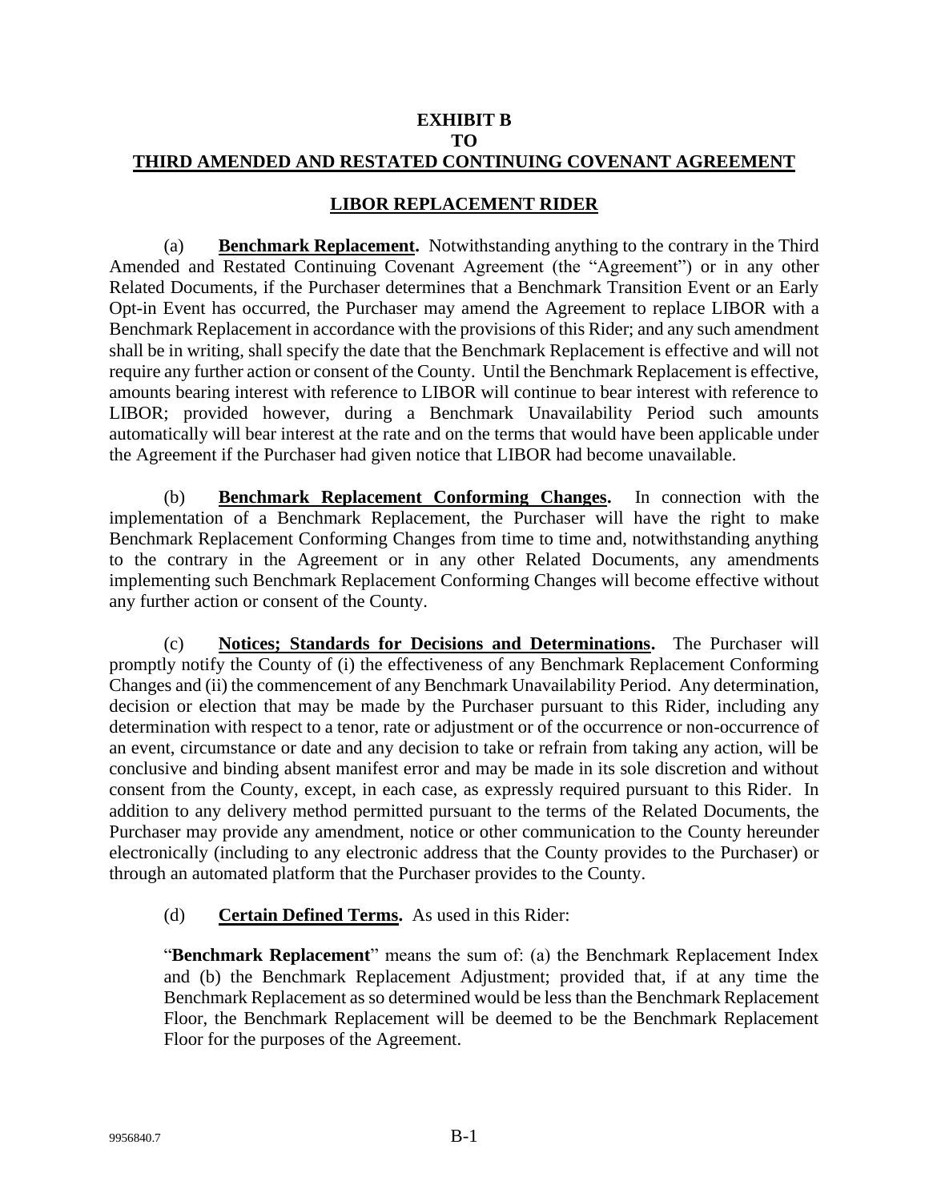# EXHIBIT B
# TO
# THIRD AMENDED AND RESTATED CONTINUING COVENANT AGREEMENT

## LIBOR REPLACEMENT RIDER

(a) **Benchmark Replacement.** Notwithstanding anything to the contrary in the Third Amended and Restated Continuing Covenant Agreement (the "Agreement") or in any other Related Documents, if the Purchaser determines that a Benchmark Transition Event or an Early Opt-in Event has occurred, the Purchaser may amend the Agreement to replace LIBOR with a Benchmark Replacement in accordance with the provisions of this Rider; and any such amendment shall be in writing, shall specify the date that the Benchmark Replacement is effective and will not require any further action or consent of the County. Until the Benchmark Replacement is effective, amounts bearing interest with reference to LIBOR will continue to bear interest with reference to LIBOR; provided however, during a Benchmark Unavailability Period such amounts automatically will bear interest at the rate and on the terms that would have been applicable under the Agreement if the Purchaser had given notice that LIBOR had become unavailable.

(b) **Benchmark Replacement Conforming Changes.** In connection with the implementation of a Benchmark Replacement, the Purchaser will have the right to make Benchmark Replacement Conforming Changes from time to time and, notwithstanding anything to the contrary in the Agreement or in any other Related Documents, any amendments implementing such Benchmark Replacement Conforming Changes will become effective without any further action or consent of the County.

(c) **Notices; Standards for Decisions and Determinations.** The Purchaser will promptly notify the County of (i) the effectiveness of any Benchmark Replacement Conforming Changes and (ii) the commencement of any Benchmark Unavailability Period. Any determination, decision or election that may be made by the Purchaser pursuant to this Rider, including any determination with respect to a tenor, rate or adjustment or of the occurrence or non-occurrence of an event, circumstance or date and any decision to take or refrain from taking any action, will be conclusive and binding absent manifest error and may be made in its sole discretion and without consent from the County, except, in each case, as expressly required pursuant to this Rider. In addition to any delivery method permitted pursuant to the terms of the Related Documents, the Purchaser may provide any amendment, notice or other communication to the County hereunder electronically (including to any electronic address that the County provides to the Purchaser) or through an automated platform that the Purchaser provides to the County.

(d) **Certain Defined Terms.** As used in this Rider:

"**Benchmark Replacement**" means the sum of: (a) the Benchmark Replacement Index and (b) the Benchmark Replacement Adjustment; provided that, if at any time the Benchmark Replacement as so determined would be less than the Benchmark Replacement Floor, the Benchmark Replacement will be deemed to be the Benchmark Replacement Floor for the purposes of the Agreement.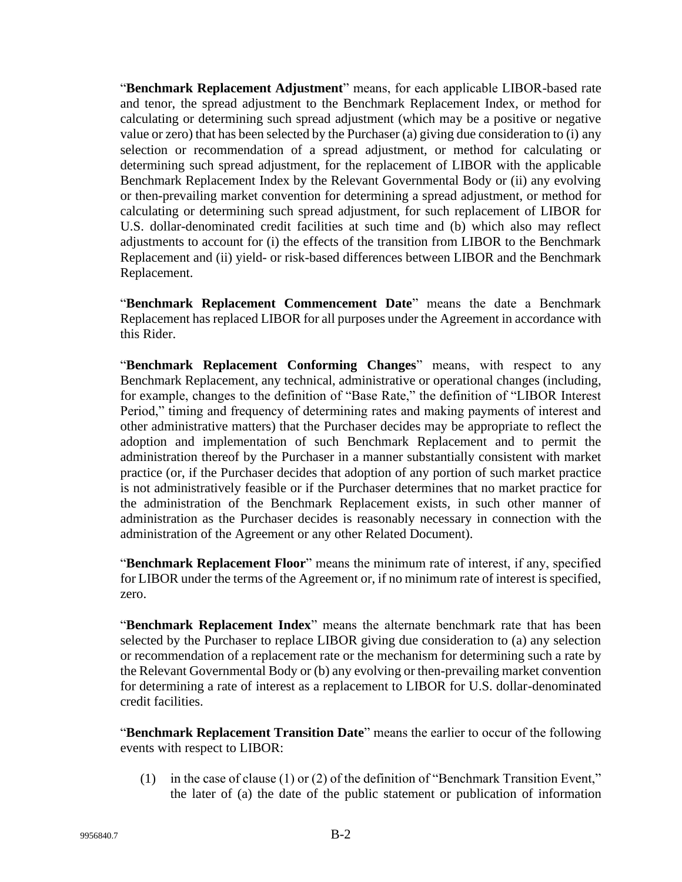"**Benchmark Replacement Adjustment**" means, for each applicable LIBOR-based rate and tenor, the spread adjustment to the Benchmark Replacement Index, or method for calculating or determining such spread adjustment (which may be a positive or negative value or zero) that has been selected by the Purchaser (a) giving due consideration to (i) any selection or recommendation of a spread adjustment, or method for calculating or determining such spread adjustment, for the replacement of LIBOR with the applicable Benchmark Replacement Index by the Relevant Governmental Body or (ii) any evolving or then-prevailing market convention for determining a spread adjustment, or method for calculating or determining such spread adjustment, for such replacement of LIBOR for U.S. dollar-denominated credit facilities at such time and (b) which also may reflect adjustments to account for (i) the effects of the transition from LIBOR to the Benchmark Replacement and (ii) yield- or risk-based differences between LIBOR and the Benchmark Replacement.

"**Benchmark Replacement Commencement Date**" means the date a Benchmark Replacement has replaced LIBOR for all purposes under the Agreement in accordance with this Rider.

"**Benchmark Replacement Conforming Changes**" means, with respect to any Benchmark Replacement, any technical, administrative or operational changes (including, for example, changes to the definition of "Base Rate," the definition of "LIBOR Interest Period," timing and frequency of determining rates and making payments of interest and other administrative matters) that the Purchaser decides may be appropriate to reflect the adoption and implementation of such Benchmark Replacement and to permit the administration thereof by the Purchaser in a manner substantially consistent with market practice (or, if the Purchaser decides that adoption of any portion of such market practice is not administratively feasible or if the Purchaser determines that no market practice for the administration of the Benchmark Replacement exists, in such other manner of administration as the Purchaser decides is reasonably necessary in connection with the administration of the Agreement or any other Related Document).

"**Benchmark Replacement Floor**" means the minimum rate of interest, if any, specified for LIBOR under the terms of the Agreement or, if no minimum rate of interest is specified, zero.

"**Benchmark Replacement Index**" means the alternate benchmark rate that has been selected by the Purchaser to replace LIBOR giving due consideration to (a) any selection or recommendation of a replacement rate or the mechanism for determining such a rate by the Relevant Governmental Body or (b) any evolving or then-prevailing market convention for determining a rate of interest as a replacement to LIBOR for U.S. dollar-denominated credit facilities.

"**Benchmark Replacement Transition Date**" means the earlier to occur of the following events with respect to LIBOR:

(1) in the case of clause (1) or (2) of the definition of "Benchmark Transition Event," the later of (a) the date of the public statement or publication of information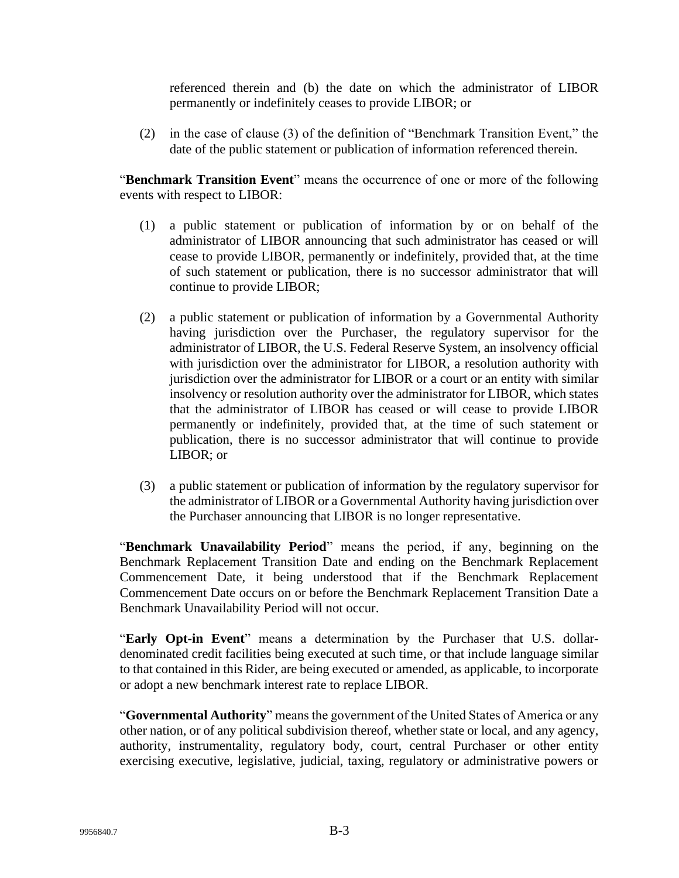referenced therein and (b) the date on which the administrator of LIBOR permanently or indefinitely ceases to provide LIBOR; or

(2) in the case of clause (3) of the definition of "Benchmark Transition Event," the date of the public statement or publication of information referenced therein.

"**Benchmark Transition Event**" means the occurrence of one or more of the following events with respect to LIBOR:

(1) a public statement or publication of information by or on behalf of the administrator of LIBOR announcing that such administrator has ceased or will cease to provide LIBOR, permanently or indefinitely, provided that, at the time of such statement or publication, there is no successor administrator that will continue to provide LIBOR;

(2) a public statement or publication of information by a Governmental Authority having jurisdiction over the Purchaser, the regulatory supervisor for the administrator of LIBOR, the U.S. Federal Reserve System, an insolvency official with jurisdiction over the administrator for LIBOR, a resolution authority with jurisdiction over the administrator for LIBOR or a court or an entity with similar insolvency or resolution authority over the administrator for LIBOR, which states that the administrator of LIBOR has ceased or will cease to provide LIBOR permanently or indefinitely, provided that, at the time of such statement or publication, there is no successor administrator that will continue to provide LIBOR; or

(3) a public statement or publication of information by the regulatory supervisor for the administrator of LIBOR or a Governmental Authority having jurisdiction over the Purchaser announcing that LIBOR is no longer representative.

"**Benchmark Unavailability Period**" means the period, if any, beginning on the Benchmark Replacement Transition Date and ending on the Benchmark Replacement Commencement Date, it being understood that if the Benchmark Replacement Commencement Date occurs on or before the Benchmark Replacement Transition Date a Benchmark Unavailability Period will not occur.

"**Early Opt-in Event**" means a determination by the Purchaser that U.S. dollar-denominated credit facilities being executed at such time, or that include language similar to that contained in this Rider, are being executed or amended, as applicable, to incorporate or adopt a new benchmark interest rate to replace LIBOR.

"**Governmental Authority**" means the government of the United States of America or any other nation, or of any political subdivision thereof, whether state or local, and any agency, authority, instrumentality, regulatory body, court, central Purchaser or other entity exercising executive, legislative, judicial, taxing, regulatory or administrative powers or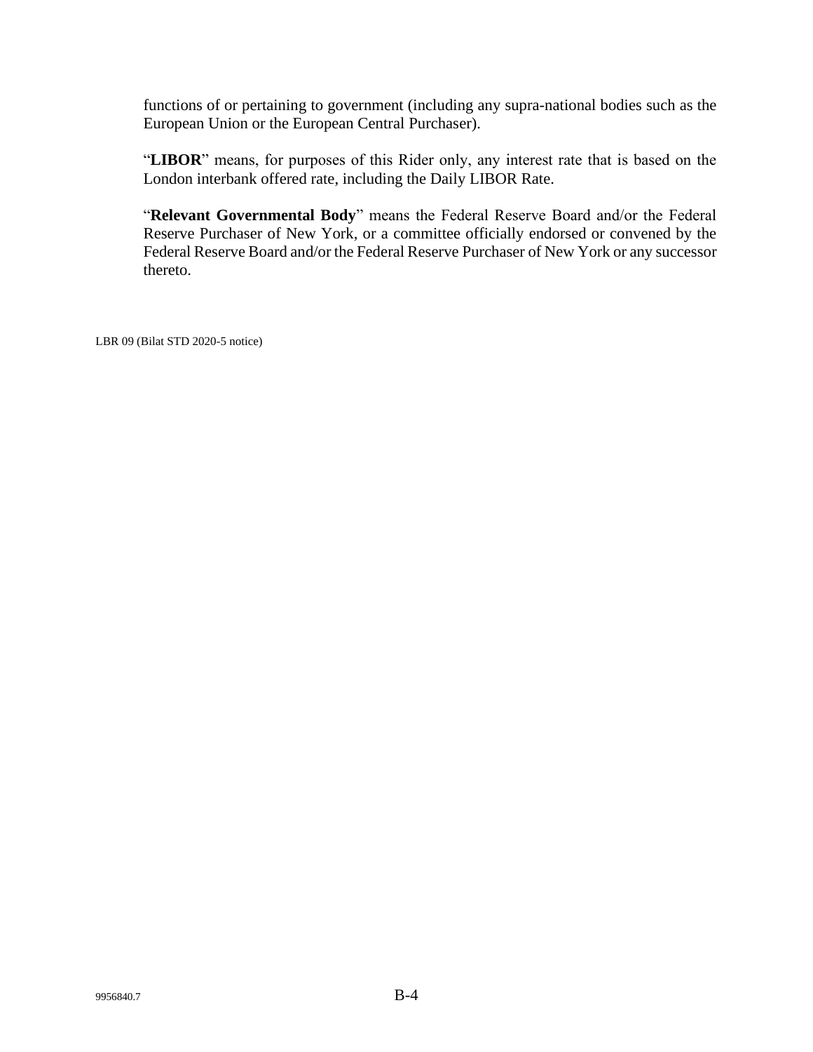functions of or pertaining to government (including any supra-national bodies such as the European Union or the European Central Purchaser).

"**LIBOR**" means, for purposes of this Rider only, any interest rate that is based on the London interbank offered rate, including the Daily LIBOR Rate.

"**Relevant Governmental Body**" means the Federal Reserve Board and/or the Federal Reserve Purchaser of New York, or a committee officially endorsed or convened by the Federal Reserve Board and/or the Federal Reserve Purchaser of New York or any successor thereto.

LBR 09 (Bilat STD 2020-5 notice)